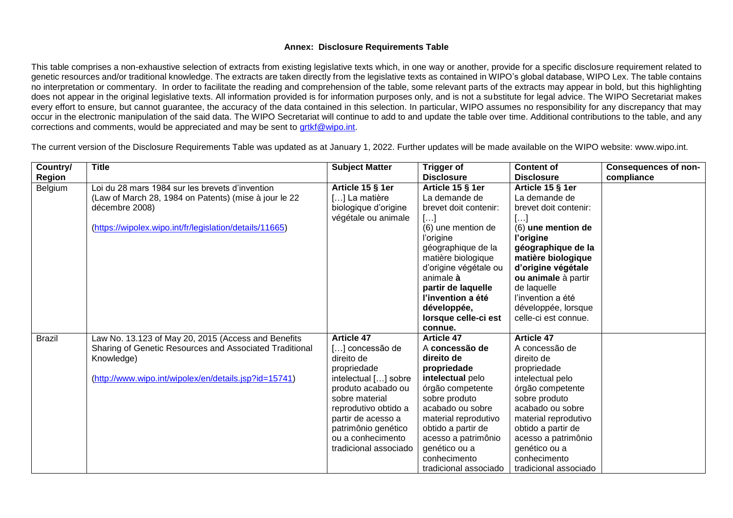## Annex: Disclosure Requirements Table

This table comprises a non-exhaustive selection of extracts from existing legislative texts which, in one way or another, provide for a specific disclosure requirement related to genetic resources and/or traditional knowledge. The extracts are taken directly from the legislative texts as contained in WIPO's global database, WIPO Lex. The table contains no interpretation or commentary. In order to facilitate the reading and comprehension of the table, some relevant parts of the extracts may appear in bold, but this highlighting does not appear in the original legislative texts. All information provided is for information purposes only, and is not a substitute for legal advice. The WIPO Secretariat makes every effort to ensure, but cannot guarantee, the accuracy of the data contained in this selection. In particular, WIPO assumes no responsibility for any discrepancy that may occur in the electronic manipulation of the said data. The WIPO Secretariat will continue to add to and update the table over time. Additional contributions to the table, and any corrections and comments, would be appreciated and may be sent to grtkf@wipo.int.

The current version of the Disclosure Requirements Table was updated as at January 1, 2022. Further updates will be made available on the WIPO website: www.wipo.int.

| Country/ Region | Title | Subject Matter | Trigger of Disclosure | Content of Disclosure | Consequences of non-compliance |
|---|---|---|---|---|---|
| Belgium | Loi du 28 mars 1984 sur les brevets d'invention (Law of March 28, 1984 on Patents) (mise à jour le 22 décembre 2008) (https://wipolex.wipo.int/fr/legislation/details/11665) | **Article 15 § 1er** […] La matière biologique d'origine végétale ou animale | **Article 15 § 1er** La demande de brevet doit contenir: […] (6) une mention de l'origine géographique de la matière biologique d'origine végétale ou animale **à partir de laquelle l'invention a été développée, lorsque celle-ci est connue.** | **Article 15 § 1er** La demande de brevet doit contenir: […] (6) **une mention de l'origine géographique de la matière biologique d'origine végétale ou animale** à partir de laquelle l'invention a été développée, lorsque celle-ci est connue. | |
| Brazil | Law No. 13.123 of May 20, 2015 (Access and Benefits Sharing of Genetic Resources and Associated Traditional Knowledge) (http://www.wipo.int/wipolex/en/details.jsp?id=15741) | **Article 47** […] concessão de direito de propriedade intelectual […] sobre produto acabado ou sobre material reprodutivo obtido a partir de acesso a patrimônio genético ou a conhecimento tradicional associado | **Article 47** A **concessão de direito de propriedade intelectual** pelo órgão competente sobre produto acabado ou sobre material reprodutivo obtido a partir de acesso a patrimônio genético ou a conhecimento tradicional associado | **Article 47** A concessão de direito de propriedade intelectual pelo órgão competente sobre produto acabado ou sobre material reprodutivo obtido a partir de acesso a patrimônio genético ou a conhecimento tradicional associado | |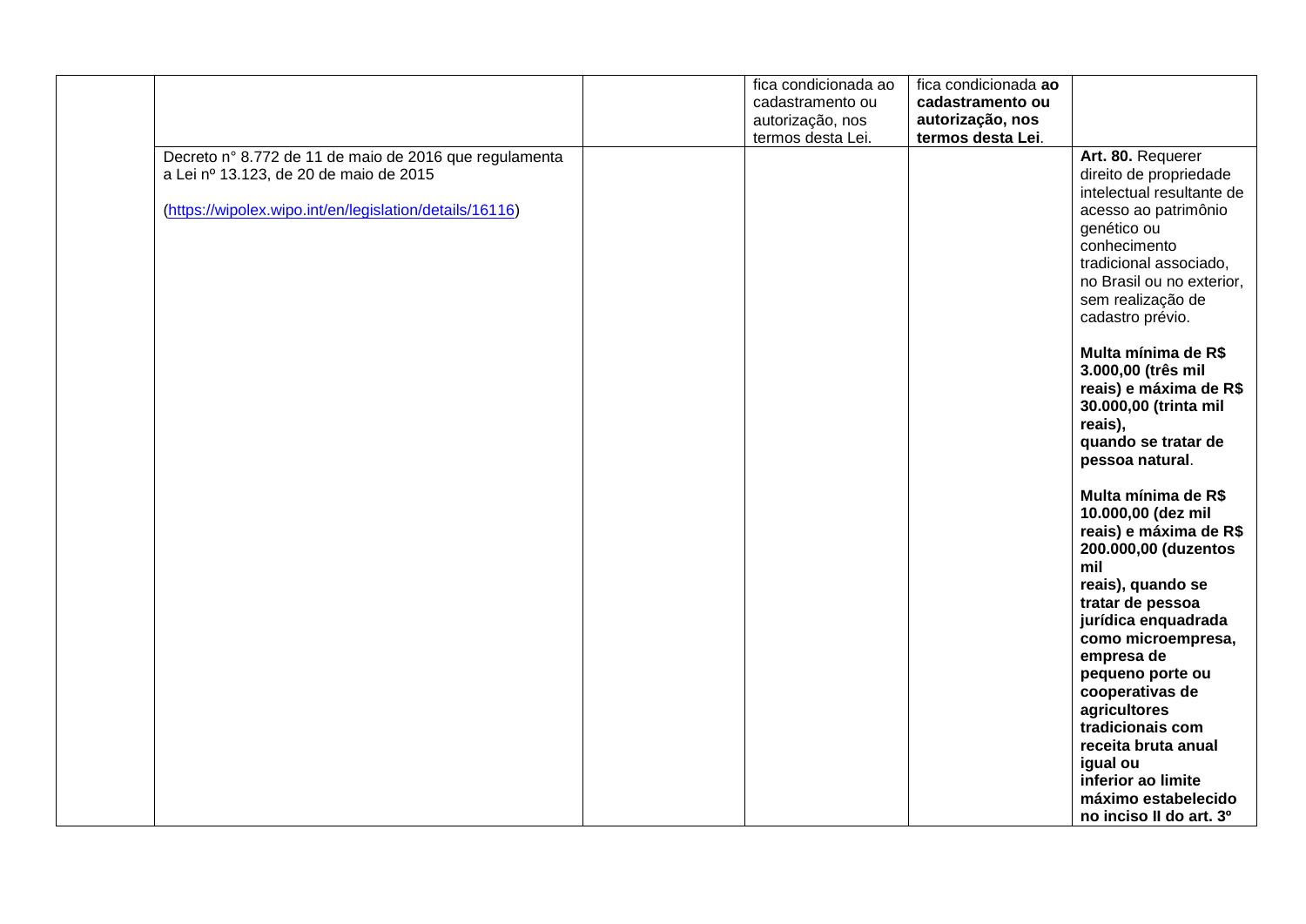| | | | | | |
|---|---|---|---|---|---|
| | | | fica condicionada ao cadastramento ou autorização, nos termos desta Lei. | fica condicionada **ao cadastramento ou autorização, nos termos desta Lei**. | |
| | Decreto n° 8.772 de 11 de maio de 2016 que regulamenta a Lei nº 13.123, de 20 de maio de 2015<br><br>(https://wipolex.wipo.int/en/legislation/details/16116) | | | | **Art. 80.** Requerer direito de propriedade intelectual resultante de acesso ao patrimônio genético ou conhecimento tradicional associado, no Brasil ou no exterior, sem realização de cadastro prévio.<br><br>**Multa mínima de R$ 3.000,00 (três mil reais) e máxima de R$ 30.000,00 (trinta mil reais), quando se tratar de pessoa natural**.<br><br>**Multa mínima de R$ 10.000,00 (dez mil reais) e máxima de R$ 200.000,00 (duzentos mil reais), quando se tratar de pessoa jurídica enquadrada como microempresa, empresa de pequeno porte ou cooperativas de agricultores tradicionais com receita bruta anual igual ou inferior ao limite máximo estabelecido no inciso II do art. 3º** |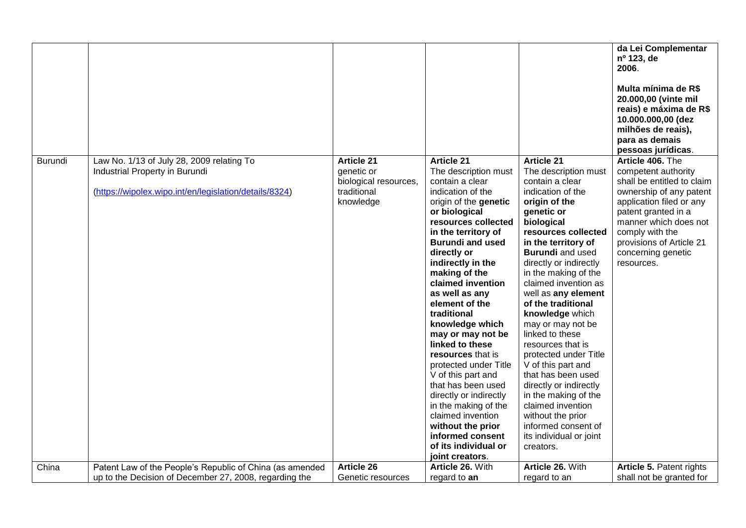| | | | | | **da Lei Complementar nº 123, de 2006**.<br><br>**Multa mínima de R$ 20.000,00 (vinte mil reais) e máxima de R$ 10.000.000,00 (dez milhões de reais), para as demais pessoas jurídicas**. |
|---|---|---|---|---|---|
| Burundi | Law No. 1/13 of July 28, 2009 relating To Industrial Property in Burundi<br><br>(https://wipolex.wipo.int/en/legislation/details/8324) | **Article 21**<br>genetic or biological resources, traditional knowledge | **Article 21**<br>The description must contain a clear indication of the origin of the **genetic or biological resources collected in the territory of Burundi and used directly or indirectly in the making of the claimed invention as well as any element of the traditional knowledge which may or may not be linked to these resources** that is protected under Title V of this part and that has been used directly or indirectly in the making of the claimed invention **without the prior informed consent of its individual or joint creators**. | **Article 21**<br>The description must contain a clear indication of the **origin of the genetic or biological resources collected in the territory of Burundi** and used directly or indirectly in the making of the claimed invention as well as **any element of the traditional knowledge** which may or may not be linked to these resources that is protected under Title V of this part and that has been used directly or indirectly in the making of the claimed invention without the prior informed consent of its individual or joint creators. | **Article 406.** The competent authority shall be entitled to claim ownership of any patent application filed or any patent granted in a manner which does not comply with the provisions of Article 21 concerning genetic resources. |
| China | Patent Law of the People's Republic of China (as amended up to the Decision of December 27, 2008, regarding the | **Article 26**<br>Genetic resources | **Article 26.** With regard to **an** | **Article 26.** With regard to an | **Article 5.** Patent rights shall not be granted for |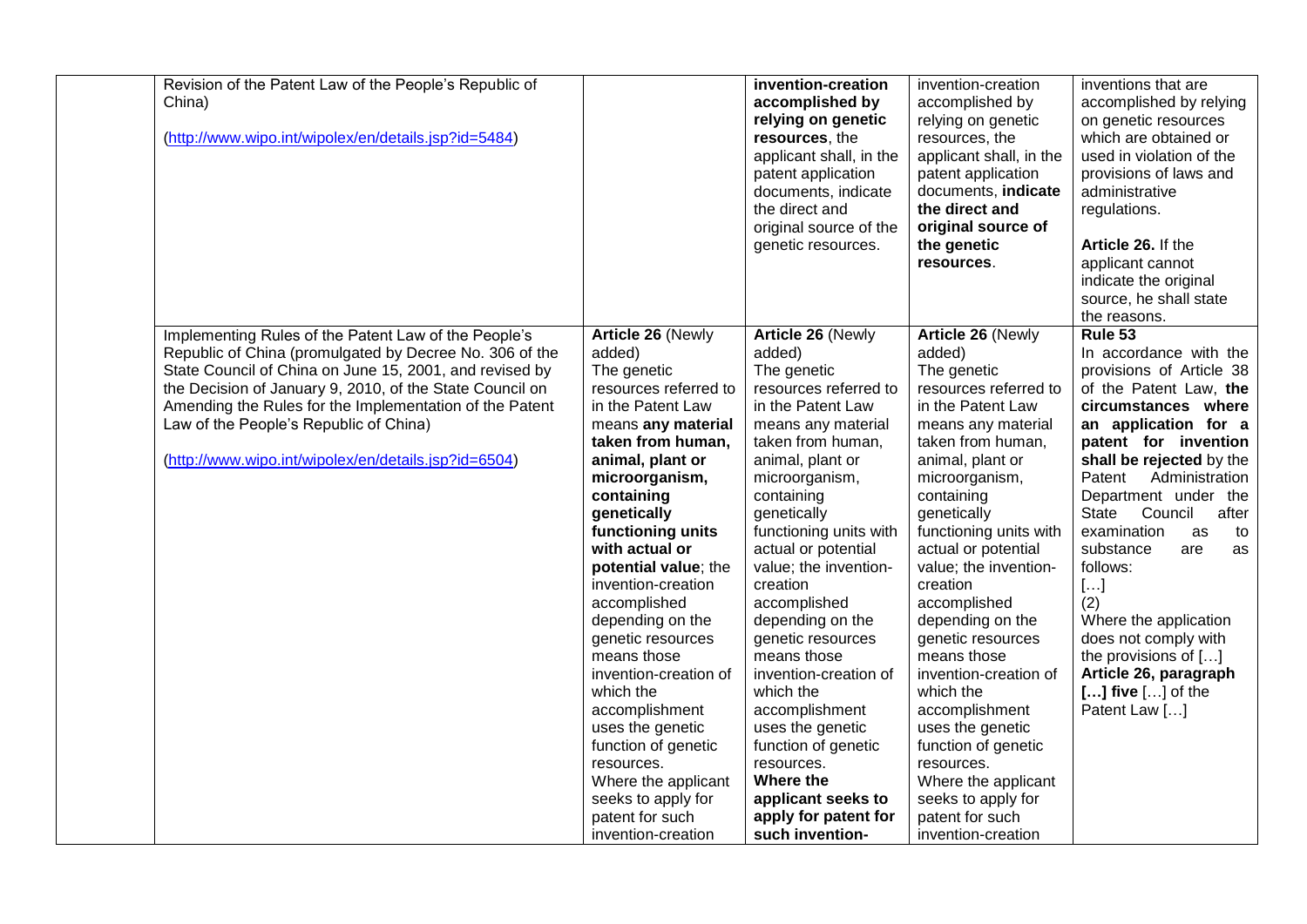| | | | | | |
|---|---|---|---|---|---|
| | Revision of the Patent Law of the People's Republic of China)<br><br>(http://www.wipo.int/wipolex/en/details.jsp?id=5484) | | **invention-creation accomplished by relying on genetic resources**, the applicant shall, in the patent application documents, indicate the direct and original source of the genetic resources. | invention-creation accomplished by relying on genetic resources, the applicant shall, in the patent application documents, **indicate the direct and original source of the genetic resources**. | inventions that are accomplished by relying on genetic resources which are obtained or used in violation of the provisions of laws and administrative regulations.<br><br>**Article 26.** If the applicant cannot indicate the original source, he shall state the reasons. |
| | Implementing Rules of the Patent Law of the People's Republic of China (promulgated by Decree No. 306 of the State Council of China on June 15, 2001, and revised by the Decision of January 9, 2010, of the State Council on Amending the Rules for the Implementation of the Patent Law of the People's Republic of China)<br><br>(http://www.wipo.int/wipolex/en/details.jsp?id=6504) | **Article 26** (Newly added)<br>The genetic resources referred to in the Patent Law means **any material taken from human, animal, plant or microorganism, containing genetically functioning units with actual or potential value**; the invention-creation accomplished depending on the genetic resources means those invention-creation of which the accomplishment uses the genetic function of genetic resources.<br>Where the applicant seeks to apply for patent for such invention-creation | **Article 26** (Newly added)<br>The genetic resources referred to in the Patent Law means any material taken from human, animal, plant or microorganism, containing genetically functioning units with actual or potential value; the invention-creation accomplished depending on the genetic resources means those invention-creation of which the accomplishment uses the genetic function of genetic resources.<br>**Where the applicant seeks to apply for patent for such invention-** | **Article 26** (Newly added)<br>The genetic resources referred to in the Patent Law means any material taken from human, animal, plant or microorganism, containing genetically functioning units with actual or potential value; the invention-creation accomplished depending on the genetic resources means those invention-creation of which the accomplishment uses the genetic function of genetic resources.<br>Where the applicant seeks to apply for patent for such invention-creation | **Rule 53**<br>In accordance with the provisions of Article 38 of the Patent Law, **the circumstances where an application for a patent for invention shall be rejected** by the Patent Administration Department under the State Council after examination as to substance are as follows:<br>[…]<br>(2)<br>Where the application does not comply with the provisions of […] **Article 26, paragraph […] five** […] of the Patent Law […] |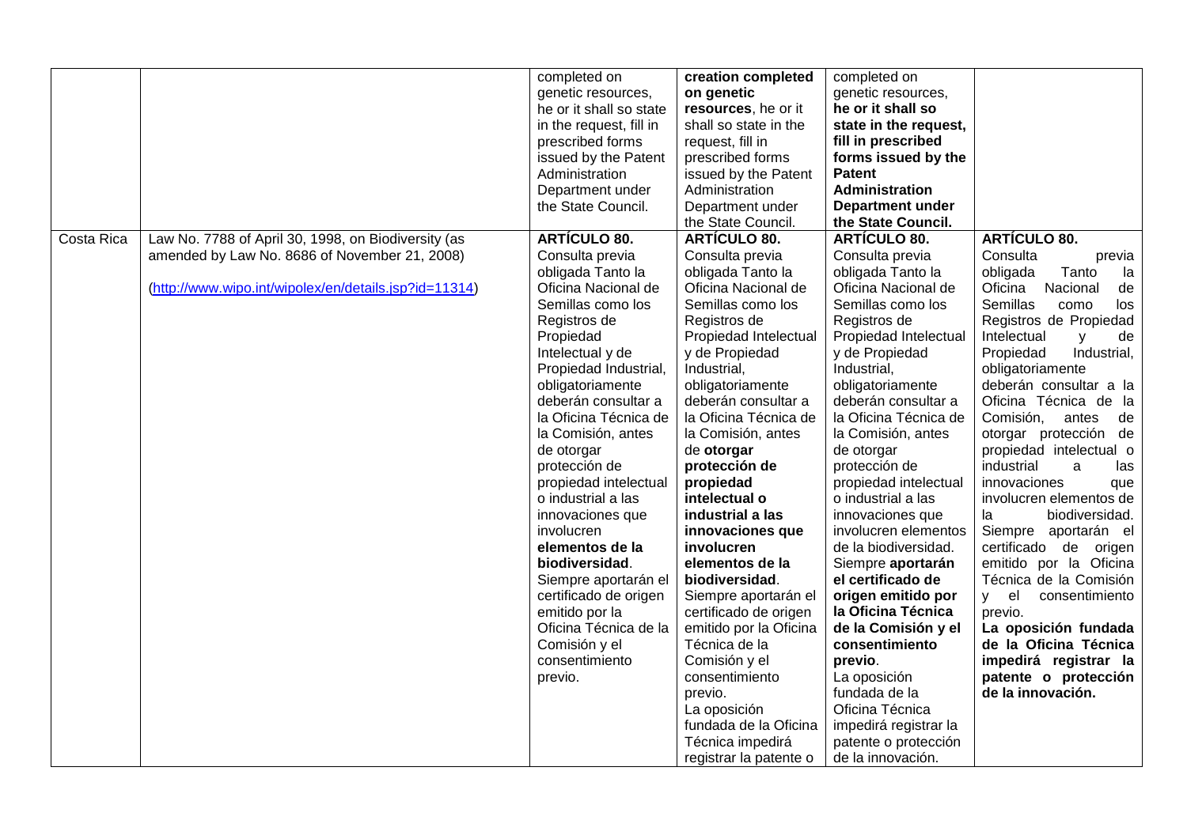|  |  | completed on genetic resources, he or it shall so state in the request, fill in prescribed forms issued by the Patent Administration Department under the State Council. | **creation completed on genetic resources**, he or it shall so state in the request, fill in prescribed forms issued by the Patent Administration Department under the State Council. | completed on genetic resources, **he or it shall so state in the request, fill in prescribed forms issued by the Patent Administration Department under the State Council.** |  |
|---|---|---|---|---|---|
| Costa Rica | Law No. 7788 of April 30, 1998, on Biodiversity (as amended by Law No. 8686 of November 21, 2008) (http://www.wipo.int/wipolex/en/details.jsp?id=11314) | **ARTÍCULO 80.** Consulta previa obligada Tanto la Oficina Nacional de Semillas como los Registros de Propiedad Intelectual y de Propiedad Industrial, obligatoriamente deberán consultar a la Oficina Técnica de la Comisión, antes de otorgar protección de propiedad intelectual o industrial a las innovaciones que involucren **elementos de la biodiversidad**. Siempre aportarán el certificado de origen emitido por la Oficina Técnica de la Comisión y el consentimiento previo. | **ARTÍCULO 80.** Consulta previa obligada Tanto la Oficina Nacional de Semillas como los Registros de Propiedad Intelectual y de Propiedad Industrial, obligatoriamente deberán consultar a la Oficina Técnica de la Comisión, antes de **otorgar protección de propiedad intelectual o industrial a las innovaciones que involucren elementos de la biodiversidad**. Siempre aportarán el certificado de origen emitido por la Oficina Técnica de la Comisión y el consentimiento previo. La oposición fundada de la Oficina Técnica impedirá registrar la patente o | **ARTÍCULO 80.** Consulta previa obligada Tanto la Oficina Nacional de Semillas como los Registros de Propiedad Intelectual y de Propiedad Industrial, obligatoriamente deberán consultar a la Oficina Técnica de la Comisión, antes de otorgar protección de propiedad intelectual o industrial a las innovaciones que involucren elementos de la biodiversidad. Siempre **aportarán el certificado de origen emitido por la Oficina Técnica de la Comisión y el consentimiento previo**. La oposición fundada de la Oficina Técnica impedirá registrar la patente o protección de la innovación. | **ARTÍCULO 80.** Consulta previa obligada Tanto la Oficina Nacional de Semillas como los Registros de Propiedad Intelectual y de Propiedad Industrial, obligatoriamente deberán consultar a la Oficina Técnica de la Comisión, antes de otorgar protección de propiedad intelectual o industrial a las innovaciones que involucren elementos de la biodiversidad. Siempre aportarán el certificado de origen emitido por la Oficina Técnica de la Comisión y el consentimiento previo. **La oposición fundada de la Oficina Técnica impedirá registrar la patente o protección de la innovación.** |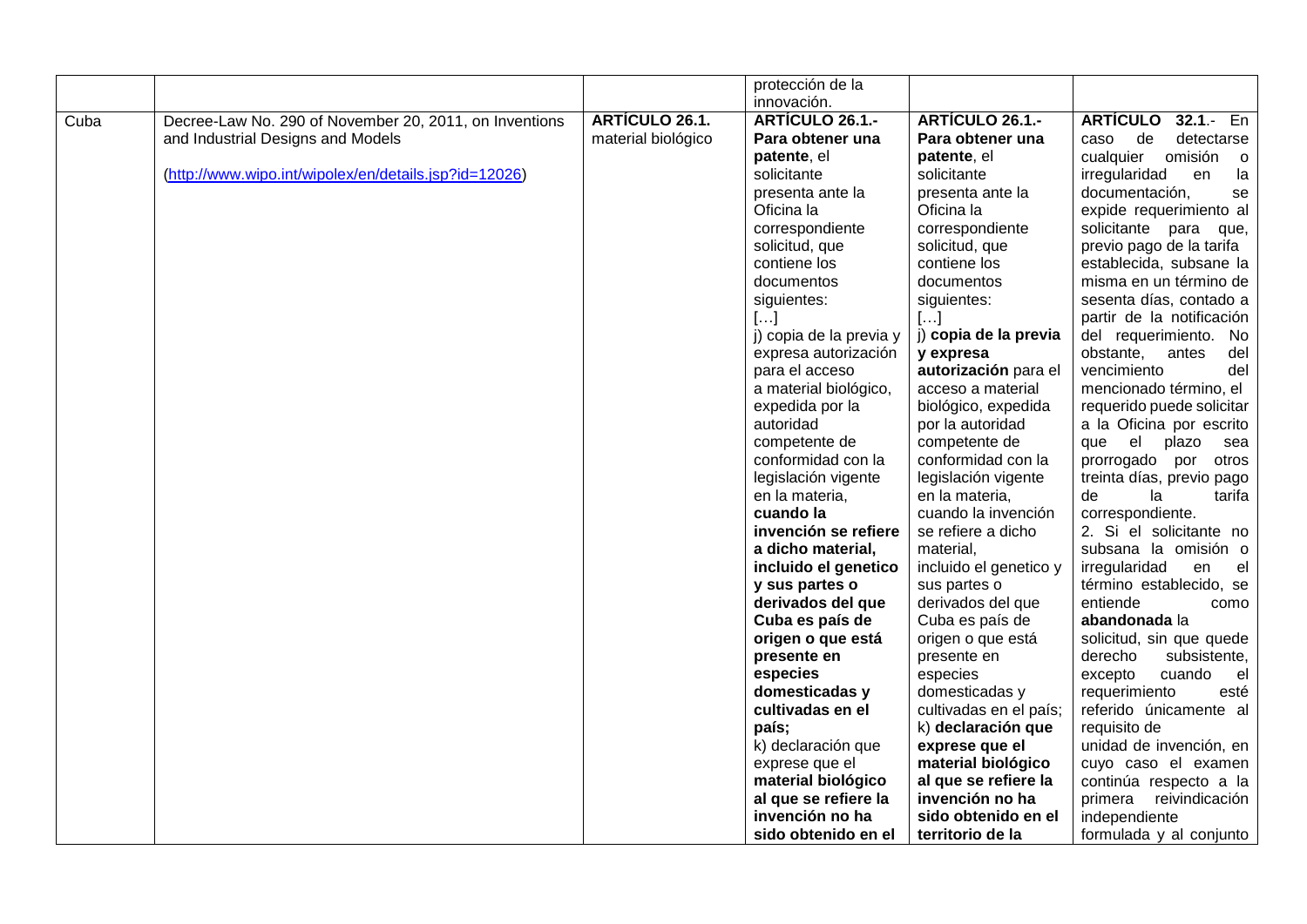| | | | protección de la innovación. | | |
|---|---|---|---|---|---|
| Cuba | Decree-Law No. 290 of November 20, 2011, on Inventions and Industrial Designs and Models<br><br>(http://www.wipo.int/wipolex/en/details.jsp?id=12026) | **ARTÍCULO 26.1.** material biológico | **ARTÍCULO 26.1.- Para obtener una patente**, el solicitante presenta ante la Oficina la correspondiente solicitud, que contiene los documentos siguientes:<br>[…]<br>j) copia de la previa y expresa autorización para el acceso a material biológico, expedida por la autoridad competente de conformidad con la legislación vigente en la materia, **cuando la invención se refiere a dicho material, incluido el genetico y sus partes o derivados del que Cuba es país de origen o que está presente en especies domesticadas y cultivadas en el país;**<br>k) declaración que exprese que el **material biológico al que se refiere la invención no ha sido obtenido en el** | **ARTÍCULO 26.1.- Para obtener una patente**, el solicitante presenta ante la Oficina la correspondiente solicitud, que contiene los documentos siguientes:<br>[…]<br>j) **copia de la previa y expresa autorización** para el acceso a material biológico, expedida por la autoridad competente de conformidad con la legislación vigente en la materia, cuando la invención se refiere a dicho material, incluido el genetico y sus partes o derivados del que Cuba es país de origen o que está presente en especies domesticadas y cultivadas en el país;<br>k) **declaración que exprese que el material biológico al que se refiere la invención no ha sido obtenido en el territorio de la** | **ARTÍCULO 32.1**.- En caso de detectarse cualquier omisión o irregularidad en la documentación, se expide requerimiento al solicitante para que, previo pago de la tarifa establecida, subsane la misma en un término de sesenta días, contado a partir de la notificación del requerimiento. No obstante, antes del vencimiento del mencionado término, el requerido puede solicitar a la Oficina por escrito que el plazo sea prorrogado por otros treinta días, previo pago de la tarifa correspondiente.<br>2. Si el solicitante no subsana la omisión o irregularidad en el término establecido, se entiende como **abandonada** la solicitud, sin que quede derecho subsistente, excepto cuando el requerimiento esté referido únicamente al requisito de unidad de invención, en cuyo caso el examen continúa respecto a la primera reivindicación independiente formulada y al conjunto |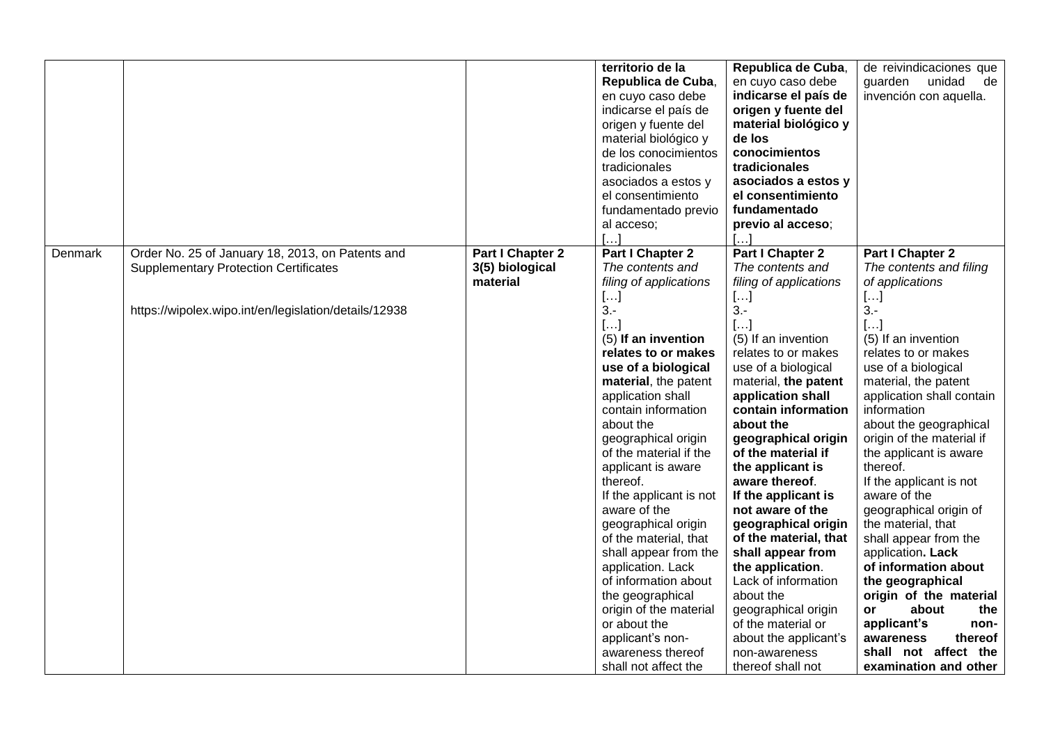|  |  |  | **territorio de la Republica de Cuba**, en cuyo caso debe indicarse el país de origen y fuente del material biológico y de los conocimientos tradicionales asociados a estos y el consentimiento fundamentado previo al acceso; […] | **Republica de Cuba**, en cuyo caso debe **indicarse el país de origen y fuente del material biológico y de los conocimientos tradicionales asociados a estos y el consentimiento fundamentado previo al acceso**; […] | de reivindicaciones que guarden unidad de invención con aquella. |
|---|---|---|---|---|---|
| Denmark | Order No. 25 of January 18, 2013, on Patents and Supplementary Protection Certificates<br><br>https://wipolex.wipo.int/en/legislation/details/12938 | **Part I Chapter 2 3(5) biological material** | **Part I Chapter 2**<br>*The contents and filing of applications*<br>[…]<br>3.-<br>[…]<br>(5) **If an invention relates to or makes use of a biological material**, the patent application shall contain information about the geographical origin of the material if the applicant is aware thereof.<br>If the applicant is not aware of the geographical origin of the material, that shall appear from the application. Lack of information about the geographical origin of the material or about the applicant's non-awareness thereof shall not affect the | **Part I Chapter 2**<br>*The contents and filing of applications*<br>[…]<br>3.-<br>[…]<br>(5) If an invention relates to or makes use of a biological material, **the patent application shall contain information about the geographical origin of the material if the applicant is aware thereof**.<br>**If the applicant is not aware of the geographical origin of the material, that shall appear from the application**.<br>Lack of information about the geographical origin of the material or about the applicant's non-awareness thereof shall not | **Part I Chapter 2**<br>*The contents and filing of applications*<br>[…]<br>3.-<br>[…]<br>(5) If an invention relates to or makes use of a biological material, the patent application shall contain information about the geographical origin of the material if the applicant is aware thereof.<br>If the applicant is not aware of the geographical origin of the material, that shall appear from the application**. Lack of information about the geographical origin of the material or about the applicant's non-awareness thereof shall not affect the examination and other** |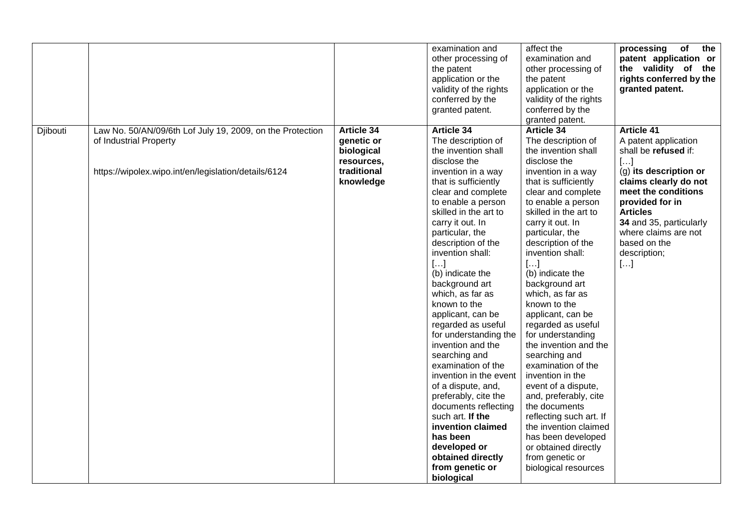| | | | | | |
|---|---|---|---|---|---|
| | | | examination and other processing of the patent application or the validity of the rights conferred by the granted patent. | affect the examination and other processing of the patent application or the validity of the rights conferred by the granted patent. | **processing of the patent application or the validity of the rights conferred by the granted patent.** |
| Djibouti | Law No. 50/AN/09/6th Lof July 19, 2009, on the Protection of Industrial Property<br><br>https://wipolex.wipo.int/en/legislation/details/6124 | **Article 34 genetic or biological resources, traditional knowledge** | **Article 34**<br>The description of the invention shall disclose the invention in a way that is sufficiently clear and complete to enable a person skilled in the art to carry it out. In particular, the description of the invention shall:<br>[…]<br>(b) indicate the background art which, as far as known to the applicant, can be regarded as useful for understanding the invention and the searching and examination of the invention in the event of a dispute, and, preferably, cite the documents reflecting such art. **If the invention claimed has been developed or obtained directly from genetic or biological** | **Article 34**<br>The description of the invention shall disclose the invention in a way that is sufficiently clear and complete to enable a person skilled in the art to carry it out. In particular, the description of the invention shall:<br>[…]<br>(b) indicate the background art which, as far as known to the applicant, can be regarded as useful for understanding the invention and the searching and examination of the invention in the event of a dispute, and, preferably, cite the documents reflecting such art. If the invention claimed has been developed or obtained directly from genetic or biological resources | **Article 41**<br>A patent application shall be **refused** if:<br>[…]<br>(g) **its description or claims clearly do not meet the conditions provided for in Articles 34** and 35, particularly where claims are not based on the description;<br>[…] |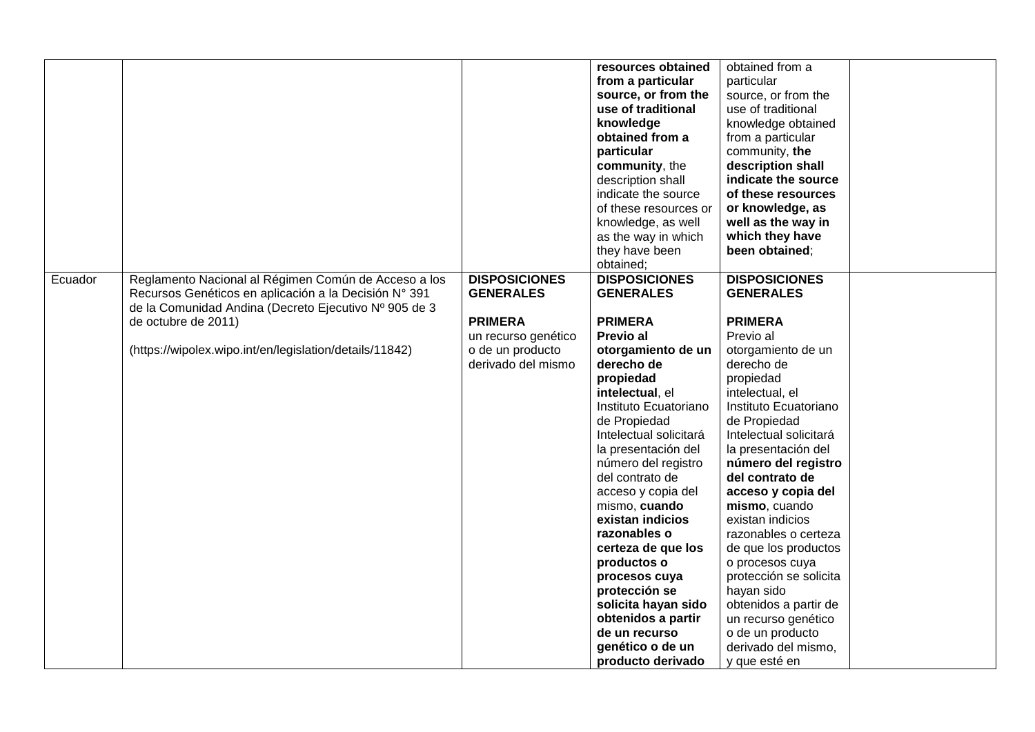| | | | | | |
|---|---|---|---|---|---|
| | | | **resources obtained from a particular source, or from the use of traditional knowledge obtained from a particular community**, the description shall indicate the source of these resources or knowledge, as well as the way in which they have been obtained; | obtained from a particular source, or from the use of traditional knowledge obtained from a particular community, **the description shall indicate the source of these resources or knowledge, as well as the way in which they have been obtained**; | |
| Ecuador | Reglamento Nacional al Régimen Común de Acceso a los Recursos Genéticos en aplicación a la Decisión N° 391 de la Comunidad Andina (Decreto Ejecutivo Nº 905 de 3 de octubre de 2011)<br><br>(https://wipolex.wipo.int/en/legislation/details/11842) | **DISPOSICIONES GENERALES**<br><br>**PRIMERA**<br>un recurso genético o de un producto derivado del mismo | **DISPOSICIONES GENERALES**<br><br>**PRIMERA**<br>**Previo al otorgamiento de un derecho de propiedad intelectual**, el Instituto Ecuatoriano de Propiedad Intelectual solicitará la presentación del número del registro del contrato de acceso y copia del mismo, **cuando existan indicios razonables o certeza de que los productos o procesos cuya protección se solicita hayan sido obtenidos a partir de un recurso genético o de un producto derivado** | **DISPOSICIONES GENERALES**<br><br>**PRIMERA**<br>Previo al otorgamiento de un derecho de propiedad intelectual, el Instituto Ecuatoriano de Propiedad Intelectual solicitará la presentación del **número del registro del contrato de acceso y copia del mismo**, cuando existan indicios razonables o certeza de que los productos o procesos cuya protección se solicita hayan sido obtenidos a partir de un recurso genético o de un producto derivado del mismo, y que esté en | |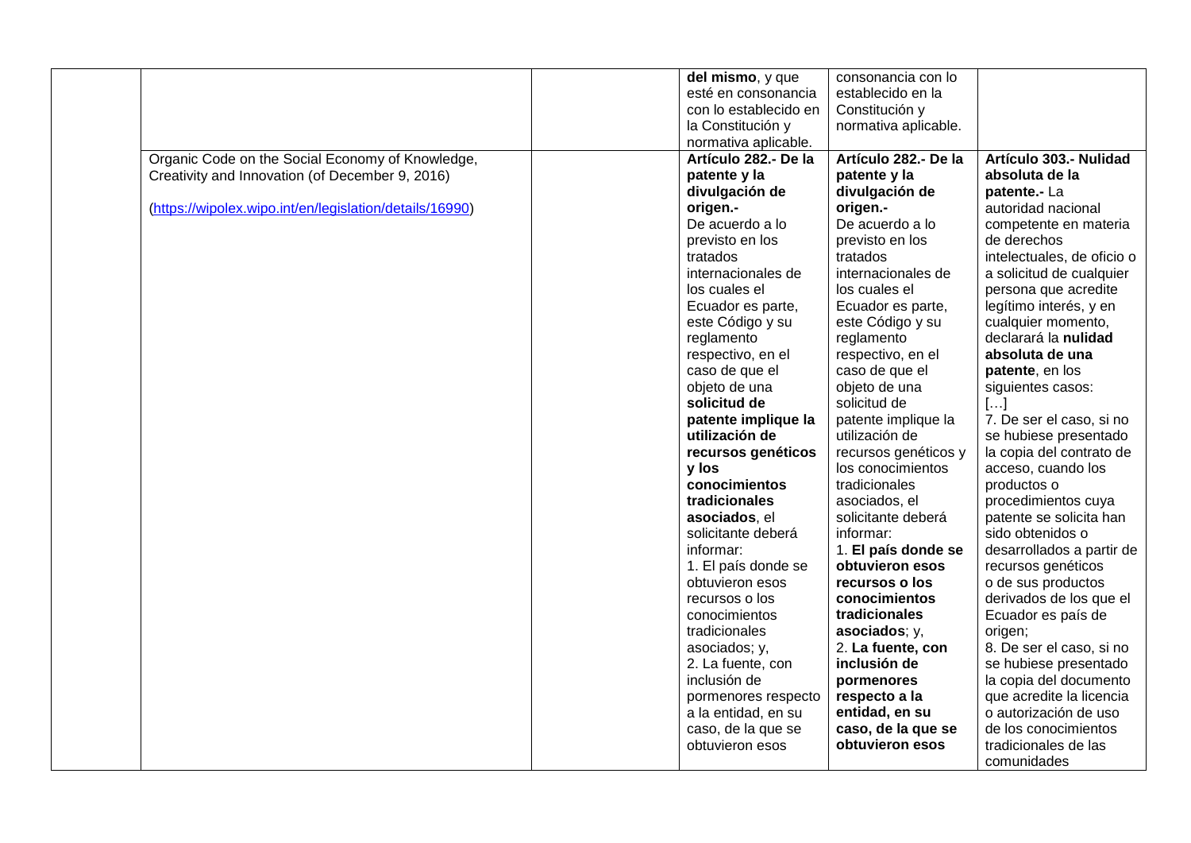|  |  |  | **del mismo**, y que esté en consonancia con lo establecido en la Constitución y normativa aplicable. | consonancia con lo establecido en la Constitución y normativa aplicable. |  |
|---|---|---|---|---|---|
|  | Organic Code on the Social Economy of Knowledge, Creativity and Innovation (of December 9, 2016)<br><br>(https://wipolex.wipo.int/en/legislation/details/16990) |  | **Artículo 282.- De la patente y la divulgación de origen.-**<br>De acuerdo a lo previsto en los tratados internacionales de los cuales el Ecuador es parte, este Código y su reglamento respectivo, en el caso de que el objeto de una **solicitud de patente implique la utilización de recursos genéticos y los conocimientos tradicionales asociados**, el solicitante deberá informar:<br>1. El país donde se obtuvieron esos recursos o los conocimientos tradicionales asociados; y,<br>2. La fuente, con inclusión de pormenores respecto a la entidad, en su caso, de la que se obtuvieron esos | **Artículo 282.- De la patente y la divulgación de origen.-**<br>De acuerdo a lo previsto en los tratados internacionales de los cuales el Ecuador es parte, este Código y su reglamento respectivo, en el caso de que el objeto de una solicitud de patente implique la utilización de recursos genéticos y los conocimientos tradicionales asociados, el solicitante deberá informar:<br>1. **El país donde se obtuvieron esos recursos o los conocimientos tradicionales asociados**; y,<br>2. **La fuente, con inclusión de pormenores respecto a la entidad, en su caso, de la que se obtuvieron esos** | **Artículo 303.- Nulidad absoluta de la patente.-** La autoridad nacional competente en materia de derechos intelectuales, de oficio o a solicitud de cualquier persona que acredite legítimo interés, y en cualquier momento, declarará la **nulidad absoluta de una patente**, en los siguientes casos:<br>[…]<br>7. De ser el caso, si no se hubiese presentado la copia del contrato de acceso, cuando los productos o procedimientos cuya patente se solicita han sido obtenidos o desarrollados a partir de recursos genéticos o de sus productos derivados de los que el Ecuador es país de origen;<br>8. De ser el caso, si no se hubiese presentado la copia del documento que acredite la licencia o autorización de uso de los conocimientos tradicionales de las comunidades |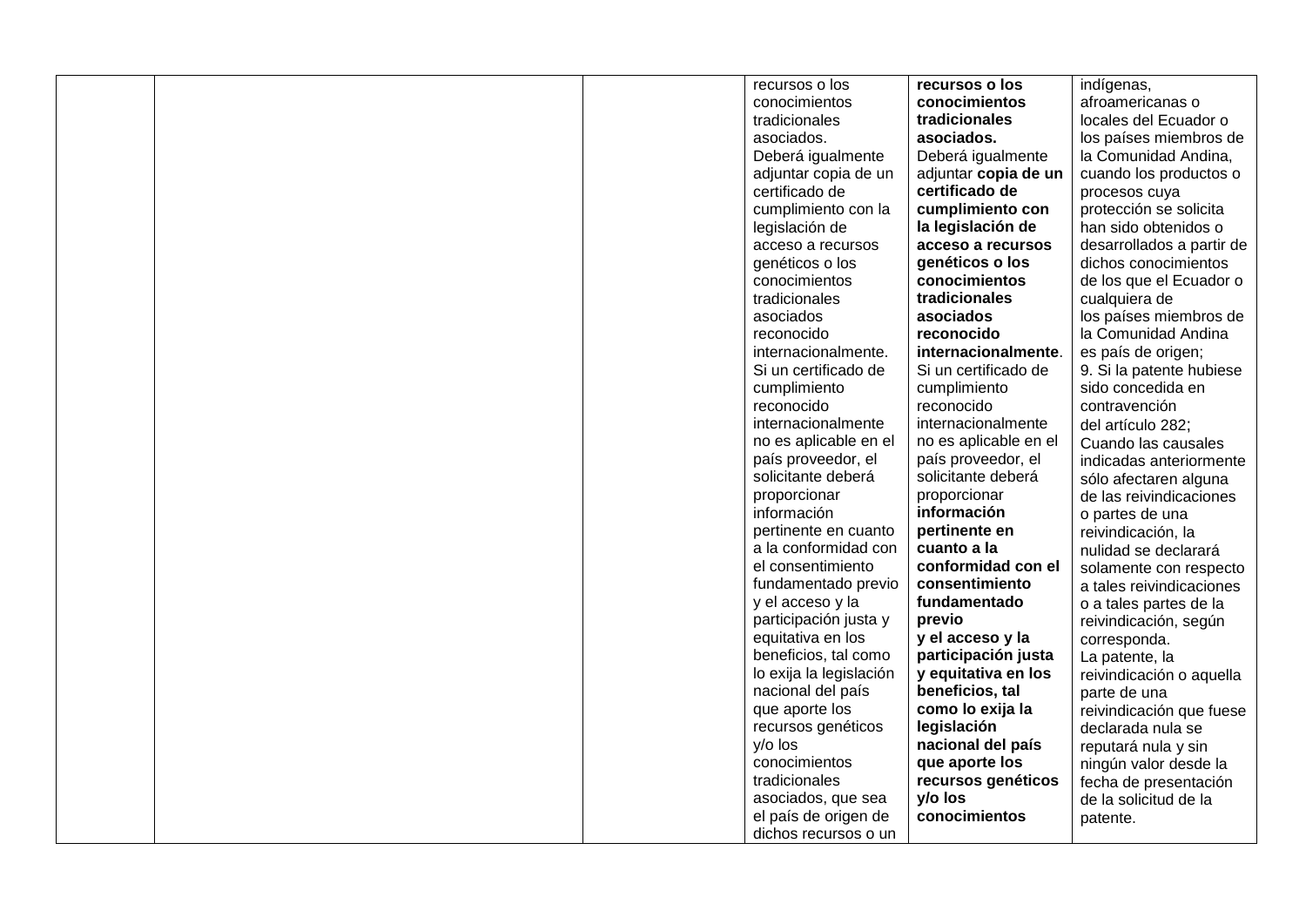| | | | recursos o los conocimientos tradicionales asociados.<br>Deberá igualmente adjuntar copia de un certificado de cumplimiento con la legislación de acceso a recursos genéticos o los conocimientos tradicionales asociados reconocido internacionalmente. Si un certificado de cumplimiento reconocido internacionalmente no es aplicable en el país proveedor, el solicitante deberá proporcionar información pertinente en cuanto a la conformidad con el consentimiento fundamentado previo y el acceso y la participación justa y equitativa en los beneficios, tal como lo exija la legislación nacional del país que aporte los recursos genéticos y/o los conocimientos tradicionales asociados, que sea el país de origen de dichos recursos o un | **recursos o los conocimientos tradicionales asociados.**<br>Deberá igualmente adjuntar **copia de un certificado de cumplimiento con la legislación de acceso a recursos genéticos o los conocimientos tradicionales asociados reconocido internacionalmente**. Si un certificado de cumplimiento reconocido internacionalmente no es aplicable en el país proveedor, el solicitante deberá proporcionar **información pertinente en cuanto a la conformidad con el consentimiento fundamentado previo y el acceso y la participación justa y equitativa en los beneficios, tal como lo exija la legislación nacional del país que aporte los recursos genéticos y/o los conocimientos** | indígenas, afroamericanas o locales del Ecuador o los países miembros de la Comunidad Andina, cuando los productos o procesos cuya protección se solicita han sido obtenidos o desarrollados a partir de dichos conocimientos de los que el Ecuador o cualquiera de los países miembros de la Comunidad Andina es país de origen;<br>9. Si la patente hubiese sido concedida en contravención del artículo 282;<br>Cuando las causales indicadas anteriormente sólo afectaren alguna de las reivindicaciones o partes de una reivindicación, la nulidad se declarará solamente con respecto a tales reivindicaciones o a tales partes de la reivindicación, según corresponda.<br>La patente, la reivindicación o aquella parte de una reivindicación que fuese declarada nula se reputará nula y sin ningún valor desde la fecha de presentación de la solicitud de la patente. |
|---|---|---|---|---|---|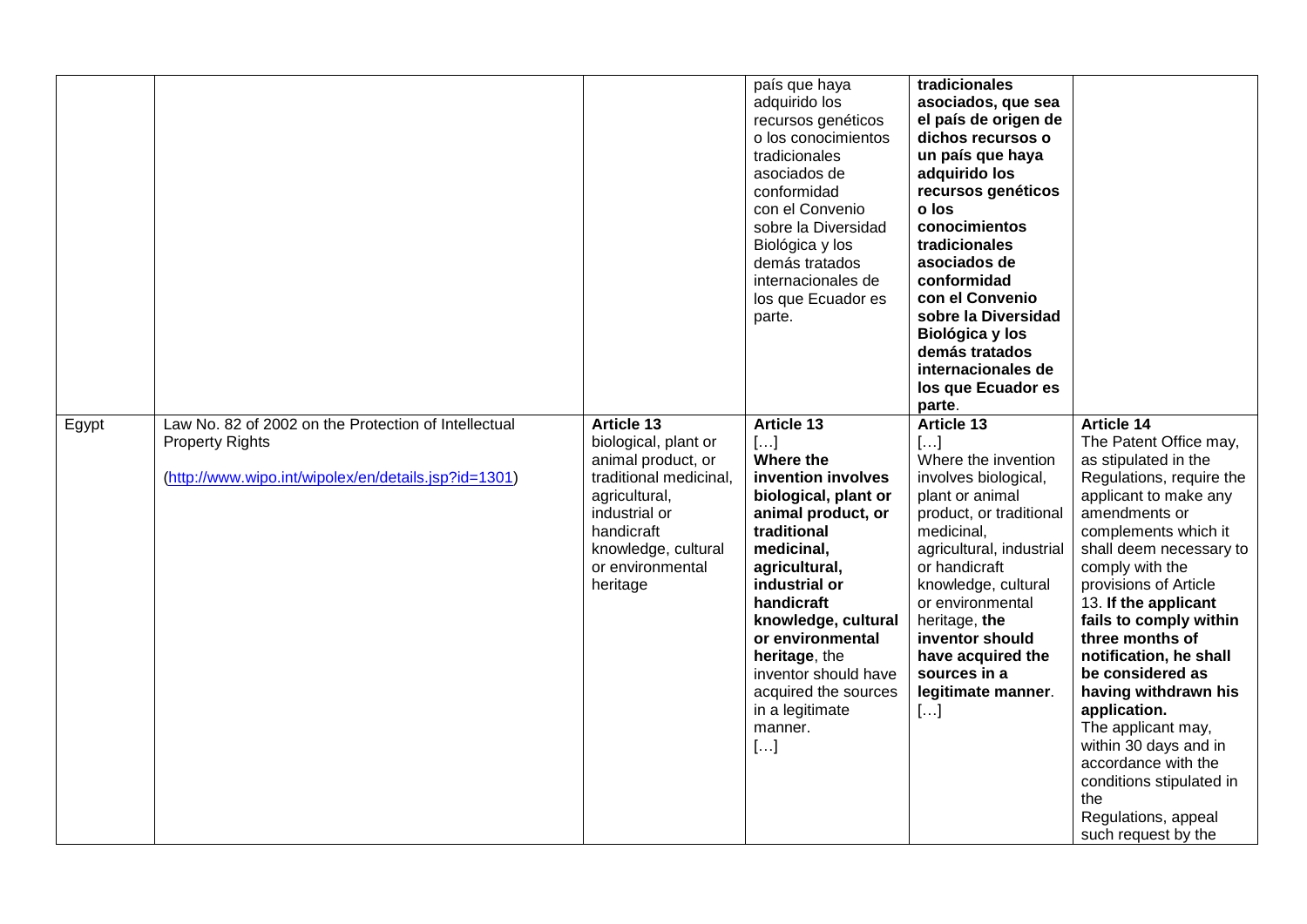| | | | país que haya adquirido los recursos genéticos o los conocimientos tradicionales asociados de conformidad con el Convenio sobre la Diversidad Biológica y los demás tratados internacionales de los que Ecuador es parte. | **tradicionales asociados, que sea el país de origen de dichos recursos o un país que haya adquirido los recursos genéticos o los conocimientos tradicionales asociados de conformidad con el Convenio sobre la Diversidad Biológica y los demás tratados internacionales de los que Ecuador es parte**. | |
|---|---|---|---|---|---|
| Egypt | Law No. 82 of 2002 on the Protection of Intellectual Property Rights<br><br>(http://www.wipo.int/wipolex/en/details.jsp?id=1301) | **Article 13**<br>biological, plant or animal product, or traditional medicinal, agricultural, industrial or handicraft knowledge, cultural or environmental heritage | **Article 13**<br>[…]<br>**Where the invention involves biological, plant or animal product, or traditional medicinal, agricultural, industrial or handicraft knowledge, cultural or environmental heritage**, the inventor should have acquired the sources in a legitimate manner.<br>[…] | **Article 13**<br>[…]<br>Where the invention involves biological, plant or animal product, or traditional medicinal, agricultural, industrial or handicraft knowledge, cultural or environmental heritage, **the inventor should have acquired the sources in a legitimate manner**.<br>[…] | **Article 14**<br>The Patent Office may, as stipulated in the Regulations, require the applicant to make any amendments or complements which it shall deem necessary to comply with the provisions of Article 13. **If the applicant fails to comply within three months of notification, he shall be considered as having withdrawn his application.**<br>The applicant may, within 30 days and in accordance with the conditions stipulated in the Regulations, appeal such request by the |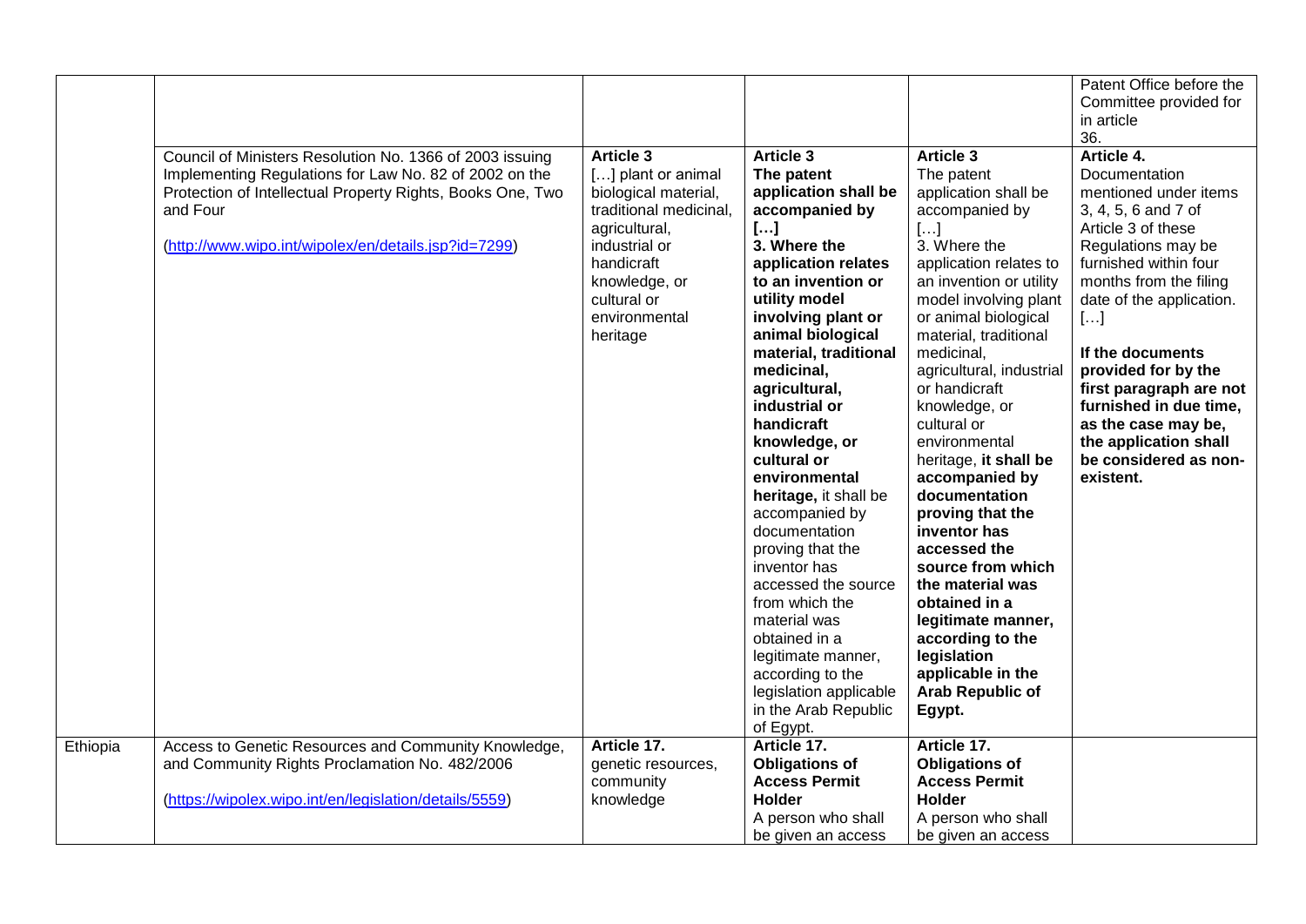| | | | | | |
|---|---|---|---|---|---|
| | | | | | Patent Office before the Committee provided for in article 36. |
| | Council of Ministers Resolution No. 1366 of 2003 issuing Implementing Regulations for Law No. 82 of 2002 on the Protection of Intellectual Property Rights, Books One, Two and Four (http://www.wipo.int/wipolex/en/details.jsp?id=7299) | **Article 3** […] plant or animal biological material, traditional medicinal, agricultural, industrial or handicraft knowledge, or cultural or environmental heritage | **Article 3** **The patent application shall be accompanied by […]** **3. Where the application relates to an invention or utility model involving plant or animal biological material, traditional medicinal, agricultural, industrial or handicraft knowledge, or cultural or environmental heritage,** it shall be accompanied by documentation proving that the inventor has accessed the source from which the material was obtained in a legitimate manner, according to the legislation applicable in the Arab Republic of Egypt. | **Article 3** The patent application shall be accompanied by […] 3. Where the application relates to an invention or utility model involving plant or animal biological material, traditional medicinal, agricultural, industrial or handicraft knowledge, or cultural or environmental heritage, **it shall be accompanied by documentation proving that the inventor has accessed the source from which the material was obtained in a legitimate manner, according to the legislation applicable in the Arab Republic of Egypt.** | **Article 4.** Documentation mentioned under items 3, 4, 5, 6 and 7 of Article 3 of these Regulations may be furnished within four months from the filing date of the application. […] **If the documents provided for by the first paragraph are not furnished in due time, as the case may be, the application shall be considered as non-existent.** |
| Ethiopia | Access to Genetic Resources and Community Knowledge, and Community Rights Proclamation No. 482/2006 (https://wipolex.wipo.int/en/legislation/details/5559) | **Article 17.** genetic resources, community knowledge | **Article 17.** **Obligations of Access Permit Holder** A person who shall be given an access | **Article 17.** **Obligations of Access Permit Holder** A person who shall be given an access | |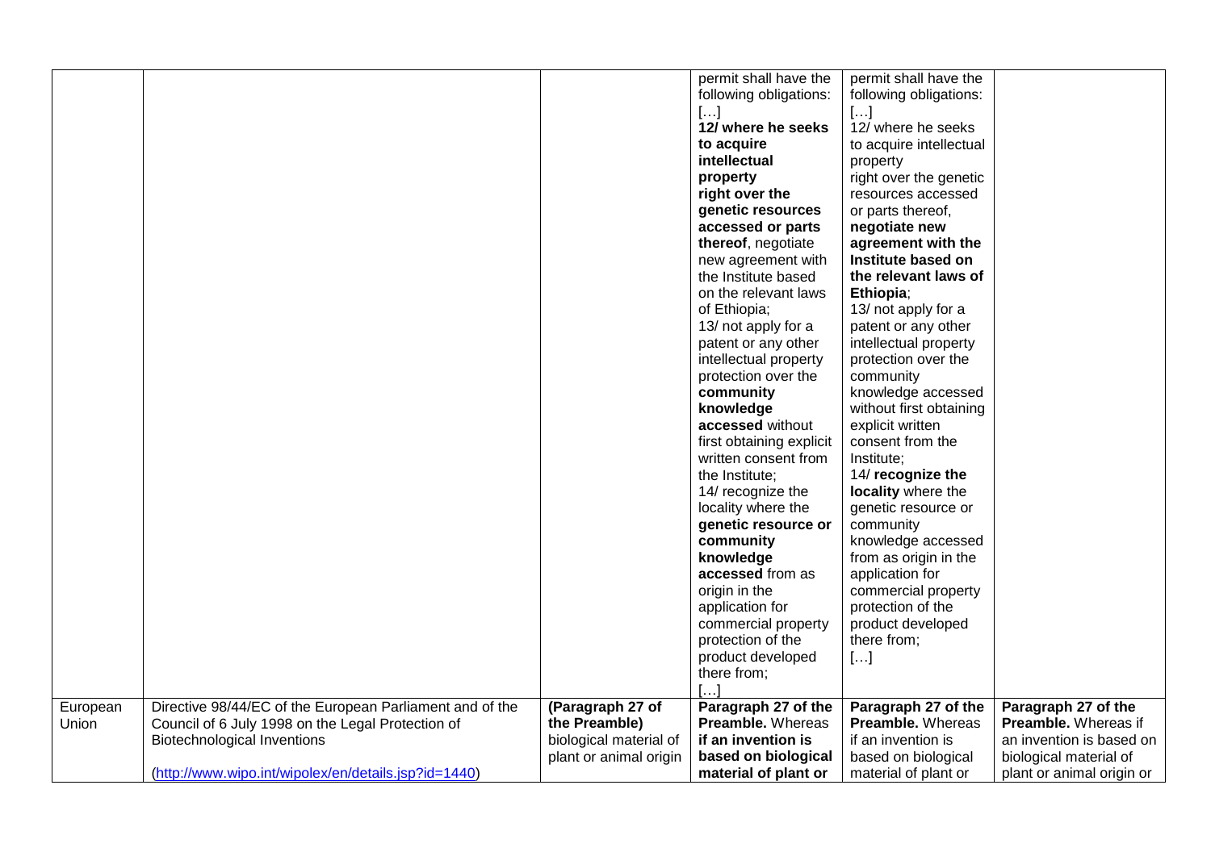| | | | | | |
|---|---|---|---|---|---|
| | | | permit shall have the following obligations: […] **12/ where he seeks to acquire intellectual property right over the genetic resources accessed or parts thereof**, negotiate new agreement with the Institute based on the relevant laws of Ethiopia; 13/ not apply for a patent or any other intellectual property protection over the **community knowledge accessed** without first obtaining explicit written consent from the Institute; 14/ recognize the locality where the **genetic resource or community knowledge accessed** from as origin in the application for commercial property protection of the product developed there from; […] | permit shall have the following obligations: […] 12/ where he seeks to acquire intellectual property right over the genetic resources accessed or parts thereof, **negotiate new agreement with the Institute based on the relevant laws of Ethiopia**; 13/ not apply for a patent or any other intellectual property protection over the community knowledge accessed without first obtaining explicit written consent from the Institute; 14/ **recognize the locality** where the genetic resource or community knowledge accessed from as origin in the application for commercial property protection of the product developed there from; […] | |
| European Union | Directive 98/44/EC of the European Parliament and of the Council of 6 July 1998 on the Legal Protection of Biotechnological Inventions (http://www.wipo.int/wipolex/en/details.jsp?id=1440) | **(Paragraph 27 of the Preamble)** biological material of plant or animal origin | **Paragraph 27 of the Preamble.** Whereas **if an invention is based on biological material of plant or** | **Paragraph 27 of the Preamble.** Whereas if an invention is based on biological material of plant or | **Paragraph 27 of the Preamble.** Whereas if an invention is based on biological material of plant or animal origin or |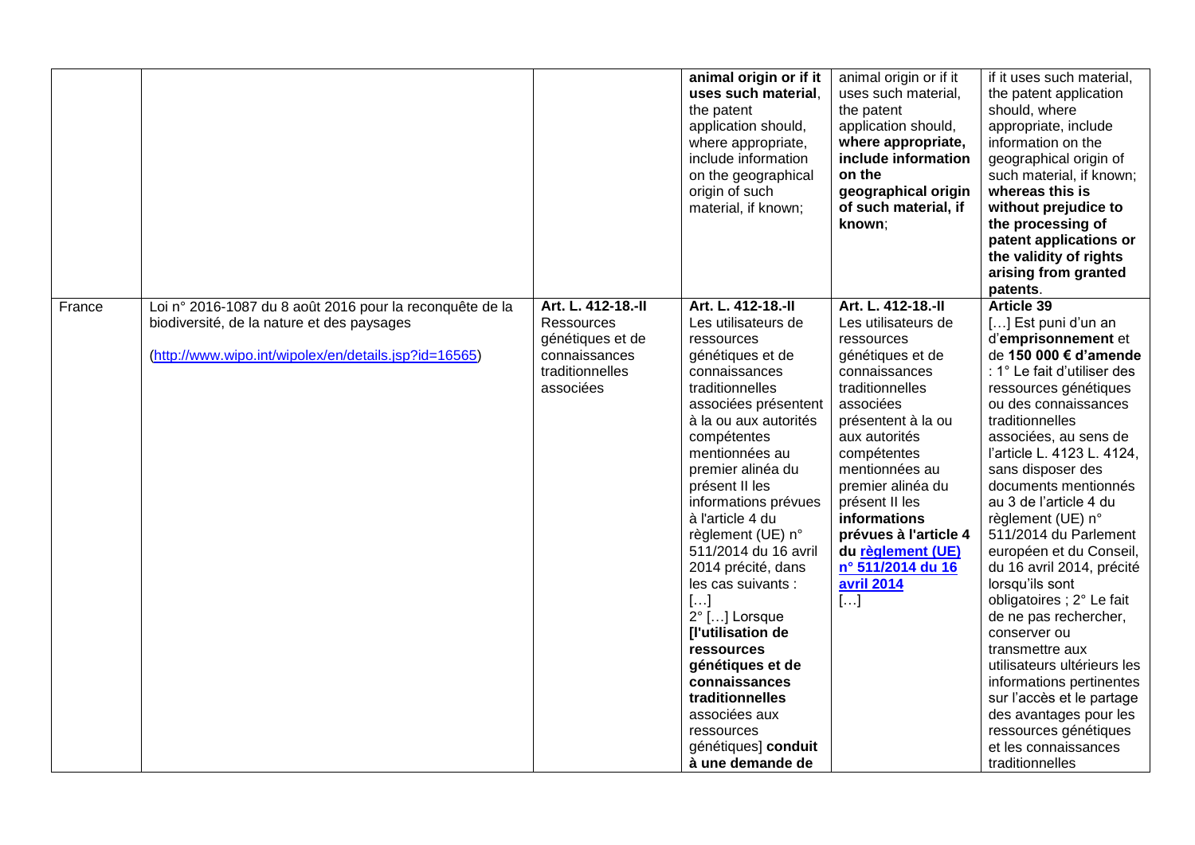| | | | **animal origin or if it uses such material**, the patent application should, where appropriate, include information on the geographical origin of such material, if known; | animal origin or if it uses such material, the patent application should, **where appropriate, include information on the geographical origin of such material, if known**; | if it uses such material, the patent application should, where appropriate, include information on the geographical origin of such material, if known; **whereas this is without prejudice to the processing of patent applications or the validity of rights arising from granted patents**. |
|---|---|---|---|---|---|
| France | Loi n° 2016-1087 du 8 août 2016 pour la reconquête de la biodiversité, de la nature et des paysages (http://www.wipo.int/wipolex/en/details.jsp?id=16565) | **Art. L. 412-18.-II** Ressources génétiques et de connaissances traditionnelles associées | **Art. L. 412-18.-II** Les utilisateurs de ressources génétiques et de connaissances traditionnelles associées présentent à la ou aux autorités compétentes mentionnées au premier alinéa du présent II les informations prévues à l'article 4 du règlement (UE) n° 511/2014 du 16 avril 2014 précité, dans les cas suivants : […] 2° […] Lorsque **[l'utilisation de ressources génétiques et de connaissances traditionnelles** associées aux ressources génétiques] **conduit à une demande de** | **Art. L. 412-18.-II** Les utilisateurs de ressources génétiques et de connaissances traditionnelles associées présentent à la ou aux autorités compétentes mentionnées au premier alinéa du présent II les **informations prévues à l'article 4 du règlement (UE) n° 511/2014 du 16 avril 2014** […] | **Article 39** […] Est puni d'un an d'**emprisonnement** et de **150 000 € d'amende** : 1° Le fait d'utiliser des ressources génétiques ou des connaissances traditionnelles associées, au sens de l'article L. 4123 L. 4124, sans disposer des documents mentionnés au 3 de l'article 4 du règlement (UE) n° 511/2014 du Parlement européen et du Conseil, du 16 avril 2014, précité lorsqu'ils sont obligatoires ; 2° Le fait de ne pas rechercher, conserver ou transmettre aux utilisateurs ultérieurs les informations pertinentes sur l'accès et le partage des avantages pour les ressources génétiques et les connaissances traditionnelles |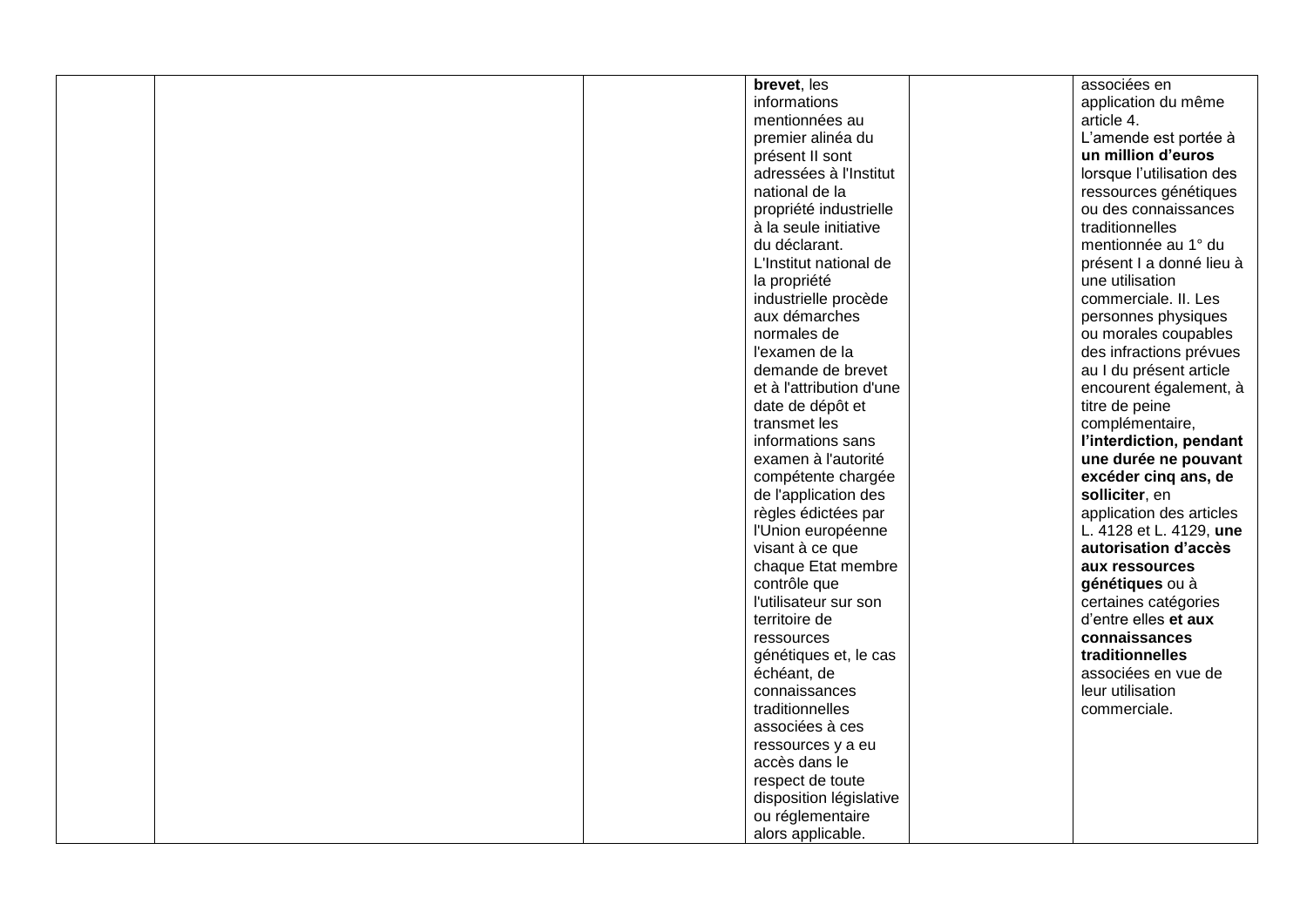|  |  |  | **brevet**, les informations mentionnées au premier alinéa du présent II sont adressées à l'Institut national de la propriété industrielle à la seule initiative du déclarant. L'Institut national de la propriété industrielle procède aux démarches normales de l'examen de la demande de brevet et à l'attribution d'une date de dépôt et transmet les informations sans examen à l'autorité compétente chargée de l'application des règles édictées par l'Union européenne visant à ce que chaque Etat membre contrôle que l'utilisateur sur son territoire de ressources génétiques et, le cas échéant, de connaissances traditionnelles associées à ces ressources y a eu accès dans le respect de toute disposition législative ou réglementaire alors applicable. |  | associées en application du même article 4. L'amende est portée à **un million d'euros** lorsque l'utilisation des ressources génétiques ou des connaissances traditionnelles mentionnée au 1° du présent I a donné lieu à une utilisation commerciale. II. Les personnes physiques ou morales coupables des infractions prévues au I du présent article encourent également, à titre de peine complémentaire, **l'interdiction, pendant une durée ne pouvant excéder cinq ans, de solliciter**, en application des articles L. 4128 et L. 4129, **une autorisation d'accès aux ressources génétiques** ou à certaines catégories d'entre elles **et aux connaissances traditionnelles** associées en vue de leur utilisation commerciale. |
|---|---|---|---|---|---|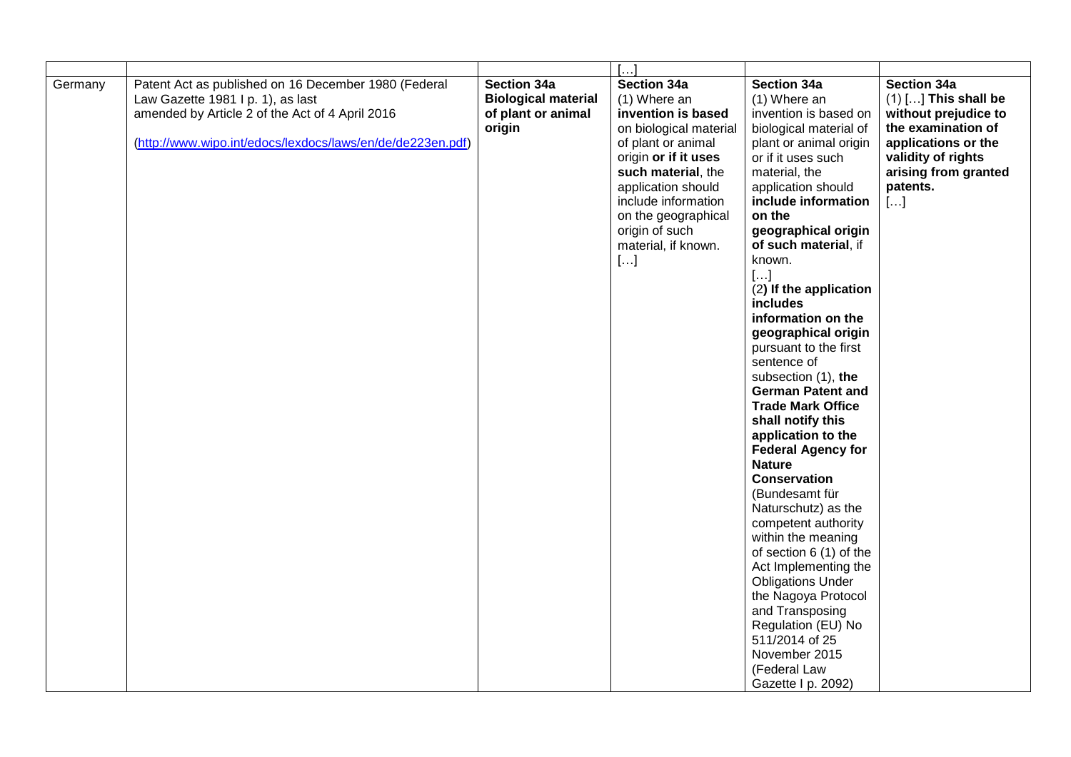| | | | […] | | |
|---|---|---|---|---|---|
| Germany | Patent Act as published on 16 December 1980 (Federal Law Gazette 1981 I p. 1), as last amended by Article 2 of the Act of 4 April 2016 (http://www.wipo.int/edocs/lexdocs/laws/en/de/de223en.pdf) | **Section 34a** **Biological material of plant or animal origin** | **Section 34a** (1) Where an **invention is based** on biological material of plant or animal origin **or if it uses such material**, the application should include information on the geographical origin of such material, if known. […] | **Section 34a** (1) Where an invention is based on biological material of plant or animal origin or if it uses such material, the application should **include information on the geographical origin of such material**, if known. […] (2**) If the application includes information on the geographical origin** pursuant to the first sentence of subsection (1), **the German Patent and Trade Mark Office shall notify this application to the Federal Agency for Nature Conservation** (Bundesamt für Naturschutz) as the competent authority within the meaning of section 6 (1) of the Act Implementing the Obligations Under the Nagoya Protocol and Transposing Regulation (EU) No 511/2014 of 25 November 2015 (Federal Law Gazette I p. 2092) | **Section 34a** (1) […] **This shall be without prejudice to the examination of applications or the validity of rights arising from granted patents.** […] |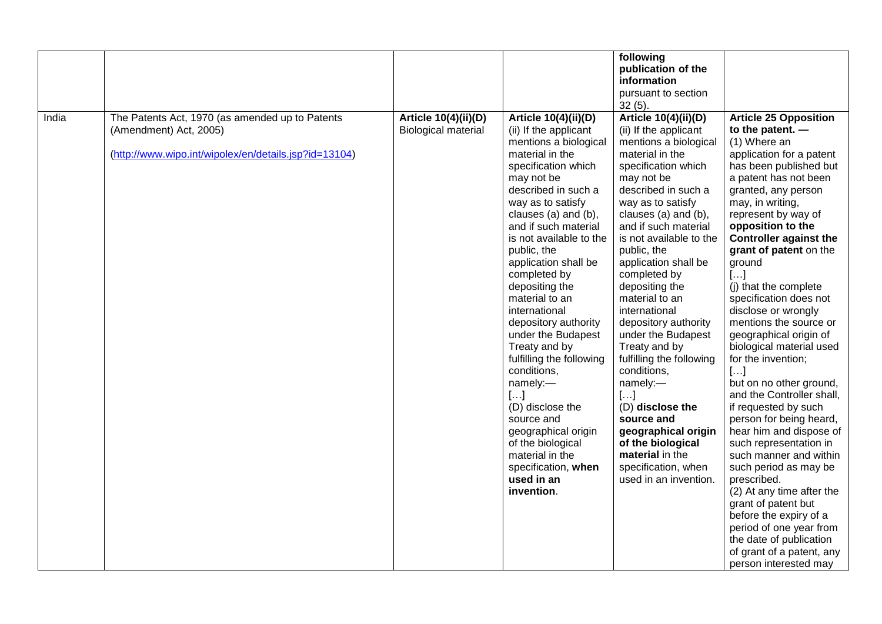| | | | | | |
|---|---|---|---|---|---|
| | | | | **following publication of the information** pursuant to section 32 (5). | |
| India | The Patents Act, 1970 (as amended up to Patents (Amendment) Act, 2005) (http://www.wipo.int/wipolex/en/details.jsp?id=13104) | **Article 10(4)(ii)(D)** Biological material | **Article 10(4)(ii)(D)** (ii) If the applicant mentions a biological material in the specification which may not be described in such a way as to satisfy clauses (a) and (b), and if such material is not available to the public, the application shall be completed by depositing the material to an international depository authority under the Budapest Treaty and by fulfilling the following conditions, namely:— […] (D) disclose the source and geographical origin of the biological material in the specification, **when used in an invention**. | **Article 10(4)(ii)(D)** (ii) If the applicant mentions a biological material in the specification which may not be described in such a way as to satisfy clauses (a) and (b), and if such material is not available to the public, the application shall be completed by depositing the material to an international depository authority under the Budapest Treaty and by fulfilling the following conditions, namely:— […] (D) **disclose the source and geographical origin of the biological material** in the specification, when used in an invention. | **Article 25 Opposition to the patent. —** (1) Where an application for a patent has been published but a patent has not been granted, any person may, in writing, represent by way of **opposition to the Controller against the grant of patent** on the ground […] (j) that the complete specification does not disclose or wrongly mentions the source or geographical origin of biological material used for the invention; […] but on no other ground, and the Controller shall, if requested by such person for being heard, hear him and dispose of such representation in such manner and within such period as may be prescribed. (2) At any time after the grant of patent but before the expiry of a period of one year from the date of publication of grant of a patent, any person interested may |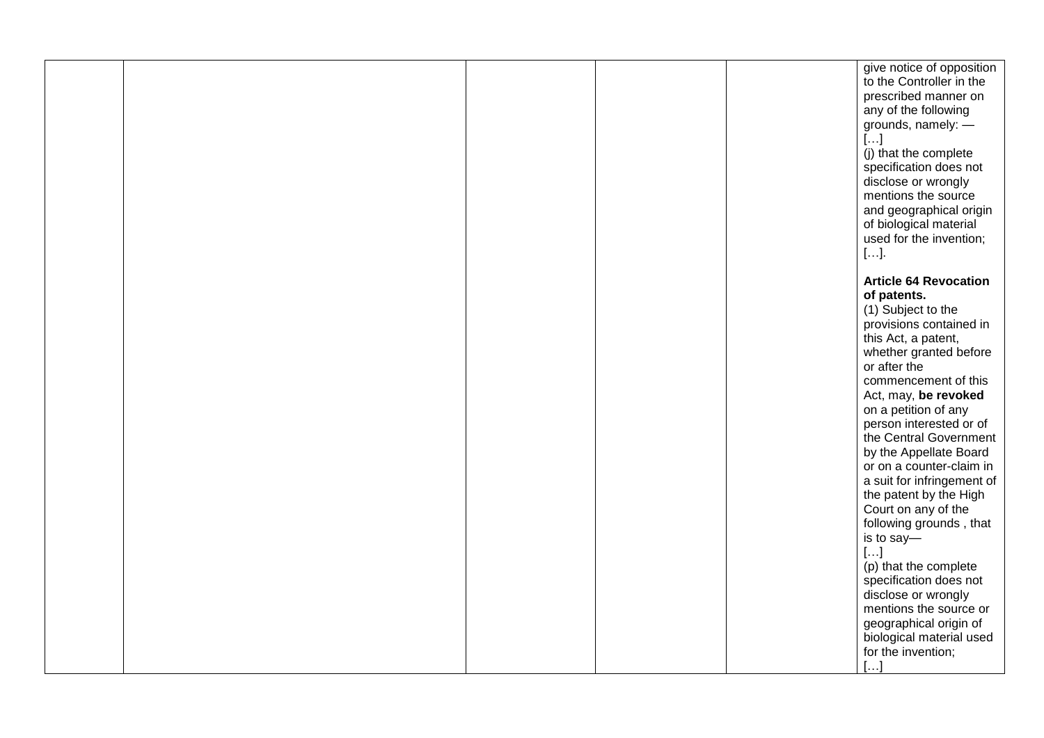|  |  |  |  |  |  |
|---|---|---|---|---|---|
|  |  |  |  |  | give notice of opposition to the Controller in the prescribed manner on any of the following grounds, namely: —<br>[…]<br>(j) that the complete specification does not disclose or wrongly mentions the source and geographical origin of biological material used for the invention;<br>[…].<br><br>**Article 64 Revocation of patents.**<br>(1) Subject to the provisions contained in this Act, a patent, whether granted before or after the commencement of this Act, may, **be revoked** on a petition of any person interested or of the Central Government by the Appellate Board or on a counter-claim in a suit for infringement of the patent by the High Court on any of the following grounds , that is to say—<br>[…]<br>(p) that the complete specification does not disclose or wrongly mentions the source or geographical origin of biological material used for the invention;<br>[…] |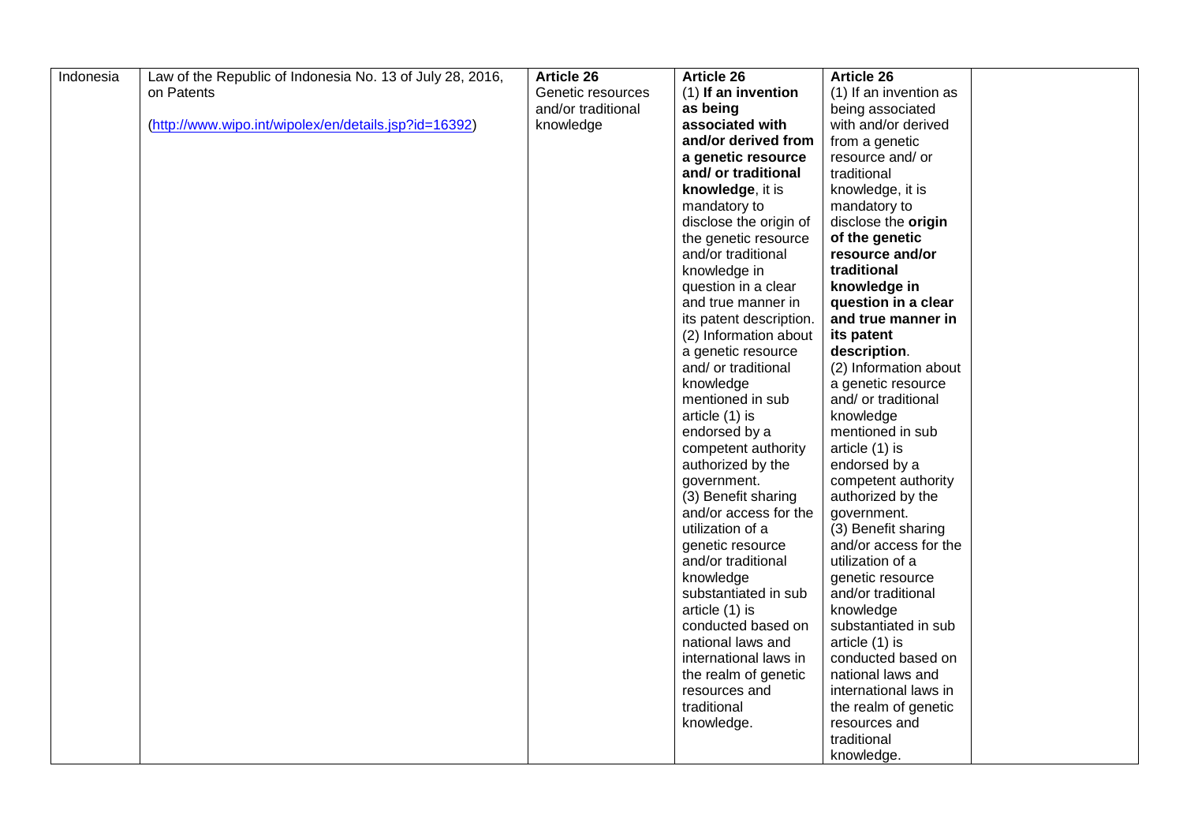| Indonesia | Law of the Republic of Indonesia No. 13 of July 28, 2016, on Patents<br><br>(http://www.wipo.int/wipolex/en/details.jsp?id=16392) | **Article 26**<br>Genetic resources and/or traditional knowledge | **Article 26**<br>(1) **If an invention as being associated with and/or derived from a genetic resource and/ or traditional knowledge**, it is mandatory to disclose the origin of the genetic resource and/or traditional knowledge in question in a clear and true manner in its patent description.<br>(2) Information about a genetic resource and/ or traditional knowledge mentioned in sub article (1) is endorsed by a competent authority authorized by the government.<br>(3) Benefit sharing and/or access for the utilization of a genetic resource and/or traditional knowledge substantiated in sub article (1) is conducted based on national laws and international laws in the realm of genetic resources and traditional knowledge. | **Article 26**<br>(1) If an invention as being associated with and/or derived from a genetic resource and/ or traditional knowledge, it is mandatory to disclose the **origin of the genetic resource and/or traditional knowledge in question in a clear and true manner in its patent description**.<br>(2) Information about a genetic resource and/ or traditional knowledge mentioned in sub article (1) is endorsed by a competent authority authorized by the government.<br>(3) Benefit sharing and/or access for the utilization of a genetic resource and/or traditional knowledge substantiated in sub article (1) is conducted based on national laws and international laws in the realm of genetic resources and traditional knowledge. | |
|---|---|---|---|---|---|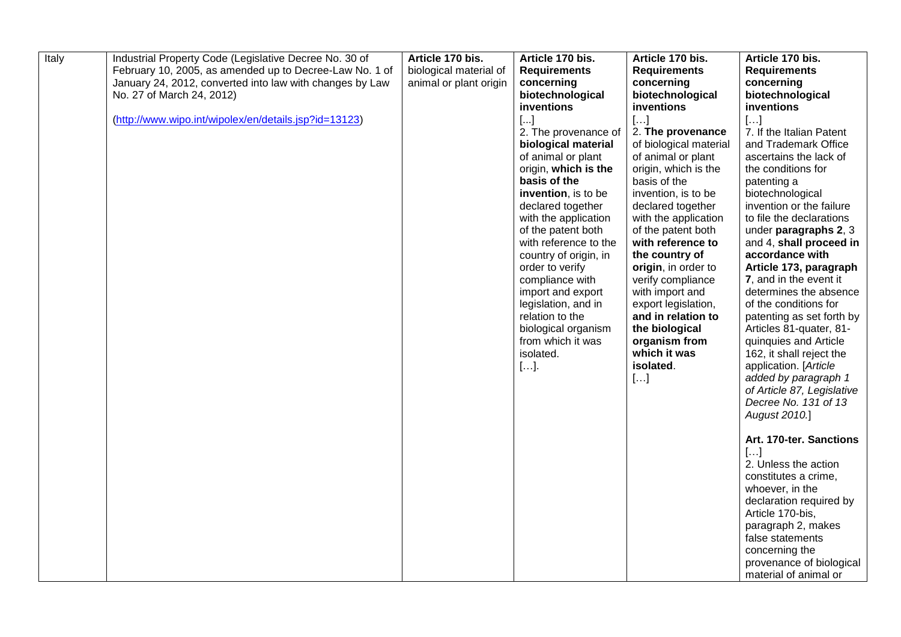| Italy | Industrial Property Code (Legislative Decree No. 30 of February 10, 2005, as amended up to Decree-Law No. 1 of January 24, 2012, converted into law with changes by Law No. 27 of March 24, 2012)<br><br>(http://www.wipo.int/wipolex/en/details.jsp?id=13123) | **Article 170 bis.** biological material of animal or plant origin | **Article 170 bis. Requirements concerning biotechnological inventions**<br>[...]<br>2. The provenance of **biological material** of animal or plant origin, **which is the basis of the invention**, is to be declared together with the application of the patent both with reference to the country of origin, in order to verify compliance with import and export legislation, and in relation to the biological organism from which it was isolated.<br>[…]. | **Article 170 bis. Requirements concerning biotechnological inventions**<br>[…]<br>2. **The provenance** of biological material of animal or plant origin, which is the basis of the invention, is to be declared together with the application of the patent both **with reference to the country of origin**, in order to verify compliance with import and export legislation, **and in relation to the biological organism from which it was isolated**.<br>[…] | **Article 170 bis. Requirements concerning biotechnological inventions**<br>[…]<br>7. If the Italian Patent and Trademark Office ascertains the lack of the conditions for patenting a biotechnological invention or the failure to file the declarations under **paragraphs 2**, 3 and 4, **shall proceed in accordance with Article 173, paragraph 7**, and in the event it determines the absence of the conditions for patenting as set forth by Articles 81-quater, 81-quinquies and Article 162, it shall reject the application. [*Article added by paragraph 1 of Article 87, Legislative Decree No. 131 of 13 August 2010.*]<br><br>**Art. 170-ter. Sanctions**<br>[…]<br>2. Unless the action constitutes a crime, whoever, in the declaration required by Article 170-bis, paragraph 2, makes false statements concerning the provenance of biological material of animal or |
|---|---|---|---|---|---|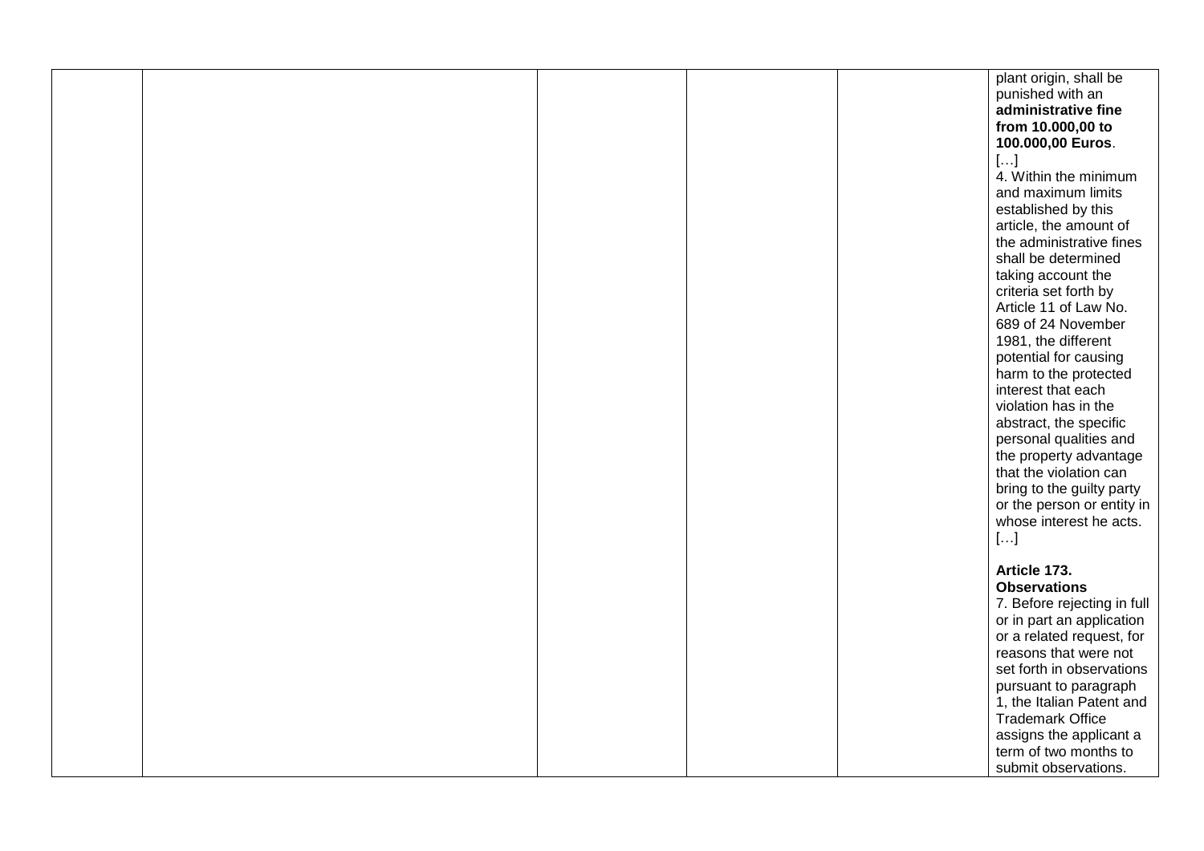|  |  |  |  |  | plant origin, shall be punished with an **administrative fine from 10.000,00 to 100.000,00 Euros**.<br>[…]<br>4. Within the minimum and maximum limits established by this article, the amount of the administrative fines shall be determined taking account the criteria set forth by Article 11 of Law No. 689 of 24 November 1981, the different potential for causing harm to the protected interest that each violation has in the abstract, the specific personal qualities and the property advantage that the violation can bring to the guilty party or the person or entity in whose interest he acts.<br>[…]<br><br>**Article 173. Observations**<br>7. Before rejecting in full or in part an application or a related request, for reasons that were not set forth in observations pursuant to paragraph 1, the Italian Patent and Trademark Office assigns the applicant a term of two months to submit observations. |
|---|---|---|---|---|---|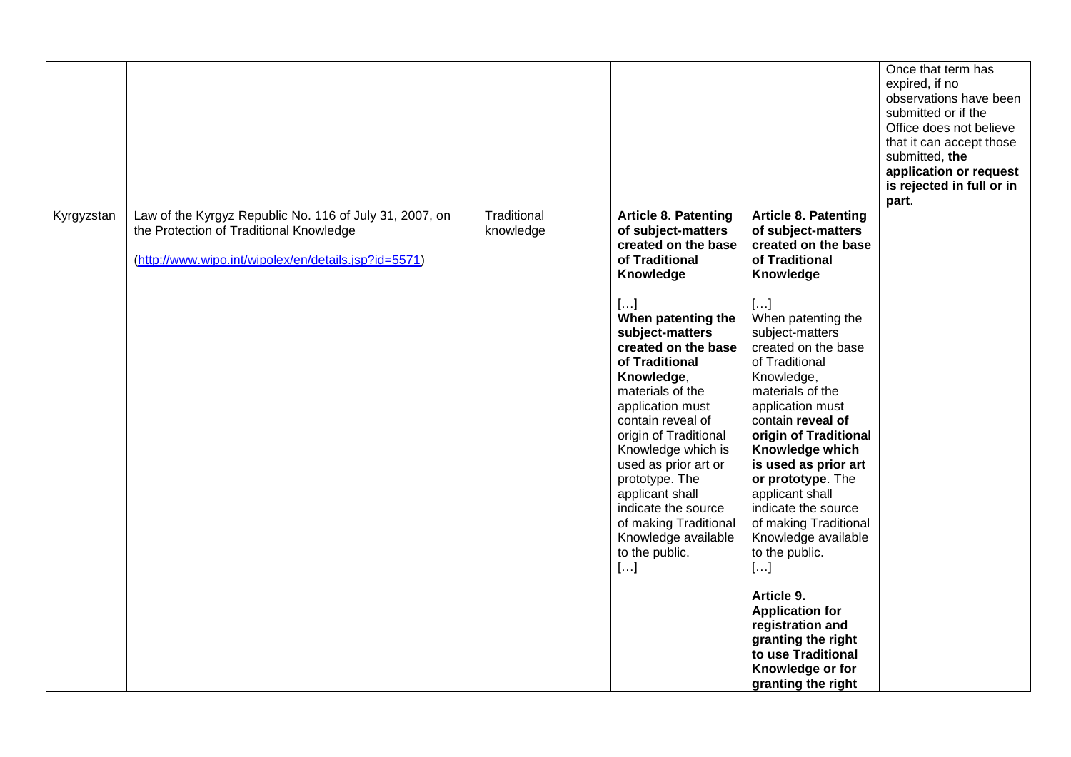| | | | | | |
|---|---|---|---|---|---|
| | | | | | Once that term has expired, if no observations have been submitted or if the Office does not believe that it can accept those submitted, **the application or request is rejected in full or in part**. |
| Kyrgyzstan | Law of the Kyrgyz Republic No. 116 of July 31, 2007, on the Protection of Traditional Knowledge<br><br>(http://www.wipo.int/wipolex/en/details.jsp?id=5571) | Traditional knowledge | **Article 8. Patenting of subject-matters created on the base of Traditional Knowledge**<br><br>[…]<br>**When patenting the subject-matters created on the base of Traditional Knowledge**, materials of the application must contain reveal of origin of Traditional Knowledge which is used as prior art or prototype. The applicant shall indicate the source of making Traditional Knowledge available to the public.<br>[…] | **Article 8. Patenting of subject-matters created on the base of Traditional Knowledge**<br><br>[…]<br>When patenting the subject-matters created on the base of Traditional Knowledge, materials of the application must contain **reveal of origin of Traditional Knowledge which is used as prior art or prototype**. The applicant shall indicate the source of making Traditional Knowledge available to the public.<br>[…]<br><br>**Article 9. Application for registration and granting the right to use Traditional Knowledge or for granting the right** | |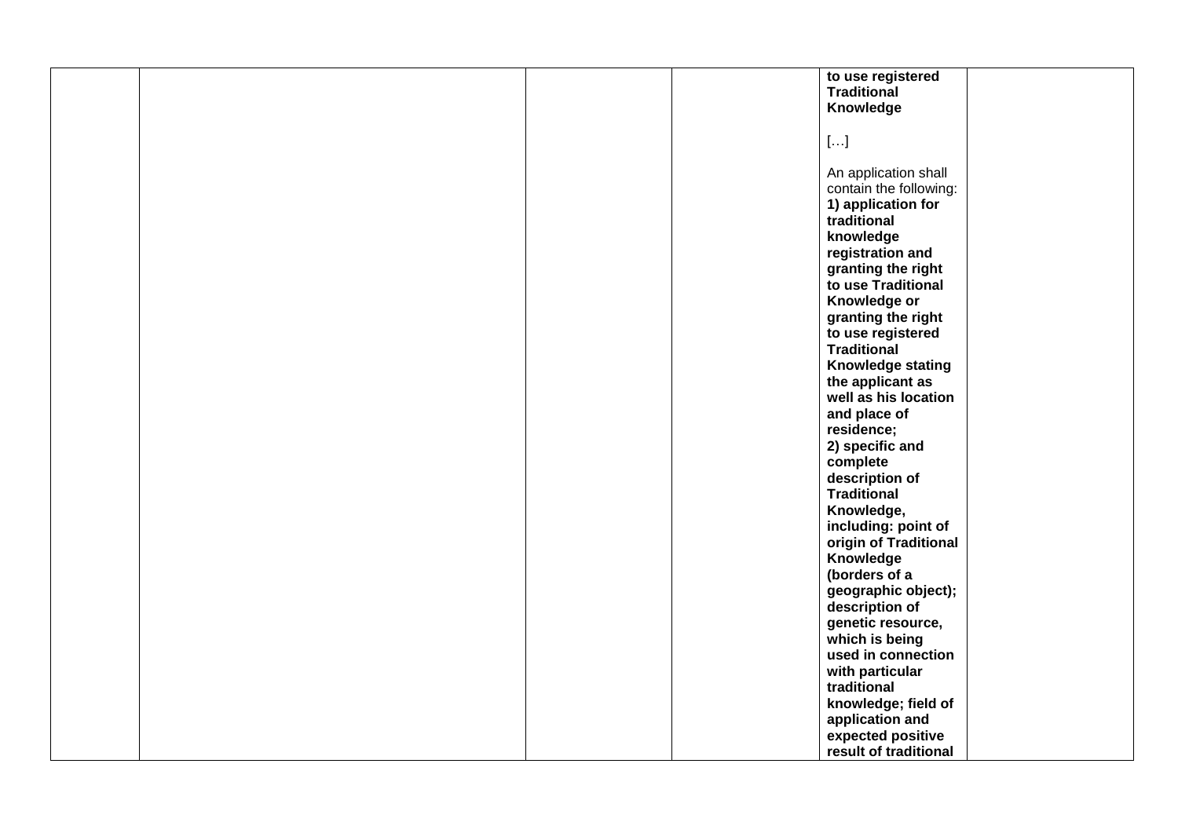|  |  |  |  | **to use registered Traditional Knowledge**<br><br>[…]<br><br>An application shall contain the following:<br>**1) application for traditional knowledge registration and granting the right to use Traditional Knowledge or granting the right to use registered Traditional Knowledge stating the applicant as well as his location and place of residence;**<br>**2) specific and complete description of Traditional Knowledge, including: point of origin of Traditional Knowledge (borders of a geographic object); description of genetic resource, which is being used in connection with particular traditional knowledge; field of application and expected positive result of traditional** |  |
|---|---|---|---|---|---|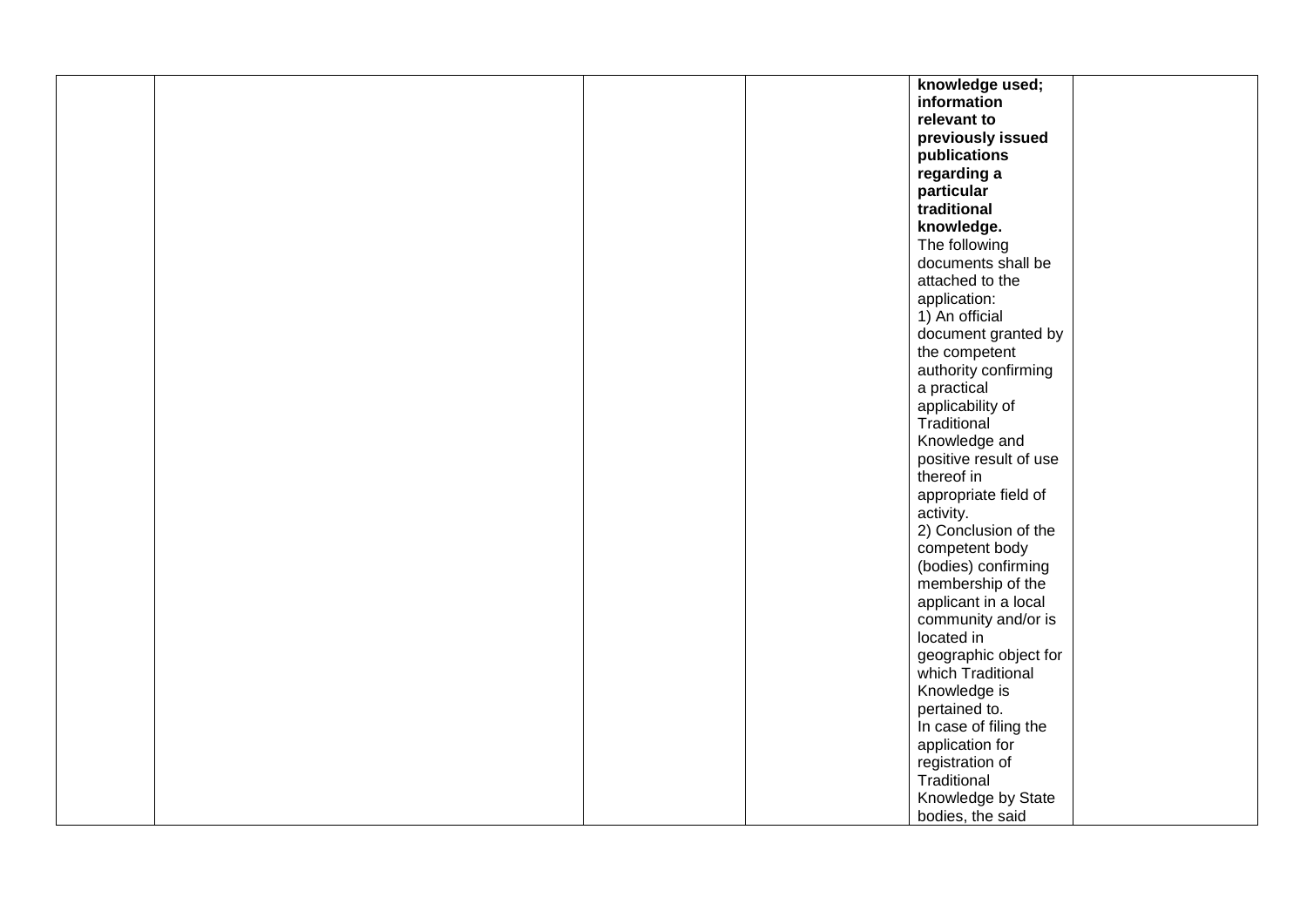|  |  |  |  |  |  |
|---|---|---|---|---|---|
|  |  |  |  | **knowledge used; information relevant to previously issued publications regarding a particular traditional knowledge.**<br>The following documents shall be attached to the application:<br>1) An official document granted by the competent authority confirming a practical applicability of Traditional Knowledge and positive result of use thereof in appropriate field of activity.<br>2) Conclusion of the competent body (bodies) confirming membership of the applicant in a local community and/or is located in geographic object for which Traditional Knowledge is pertained to.<br>In case of filing the application for registration of Traditional Knowledge by State bodies, the said |  |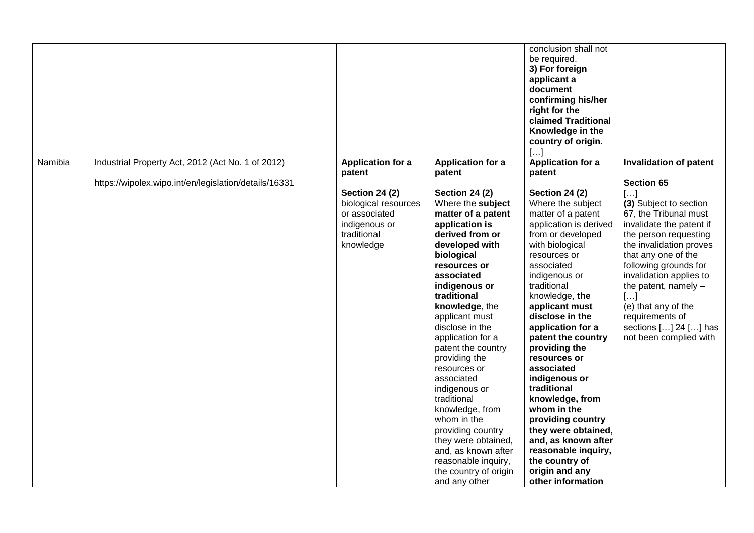|  |  |  |  |  |  |
|---|---|---|---|---|---|
|  |  |  |  | conclusion shall not be required.<br>**3) For foreign applicant a document confirming his/her right for the claimed Traditional Knowledge in the country of origin.**<br>[…] |  |
| Namibia | Industrial Property Act, 2012 (Act No. 1 of 2012)<br><br>https://wipolex.wipo.int/en/legislation/details/16331 | **Application for a patent**<br><br>**Section 24 (2)**<br>biological resources or associated indigenous or traditional knowledge | **Application for a patent**<br><br>**Section 24 (2)**<br>Where the **subject matter of a patent application is derived from or developed with biological resources or associated indigenous or traditional knowledge**, the applicant must disclose in the application for a patent the country providing the resources or associated indigenous or traditional knowledge, from whom in the providing country they were obtained, and, as known after reasonable inquiry, the country of origin and any other | **Application for a patent**<br><br>**Section 24 (2)**<br>Where the subject matter of a patent application is derived from or developed with biological resources or associated indigenous or traditional knowledge, **the applicant must disclose in the application for a patent the country providing the resources or associated indigenous or traditional knowledge, from whom in the providing country they were obtained, and, as known after reasonable inquiry, the country of origin and any other information** | **Invalidation of patent**<br><br>**Section 65**<br>[…]<br>**(3)** Subject to section 67, the Tribunal must invalidate the patent if the person requesting the invalidation proves that any one of the following grounds for invalidation applies to the patent, namely –<br>[…]<br>(e) that any of the requirements of sections […] 24 […] has not been complied with |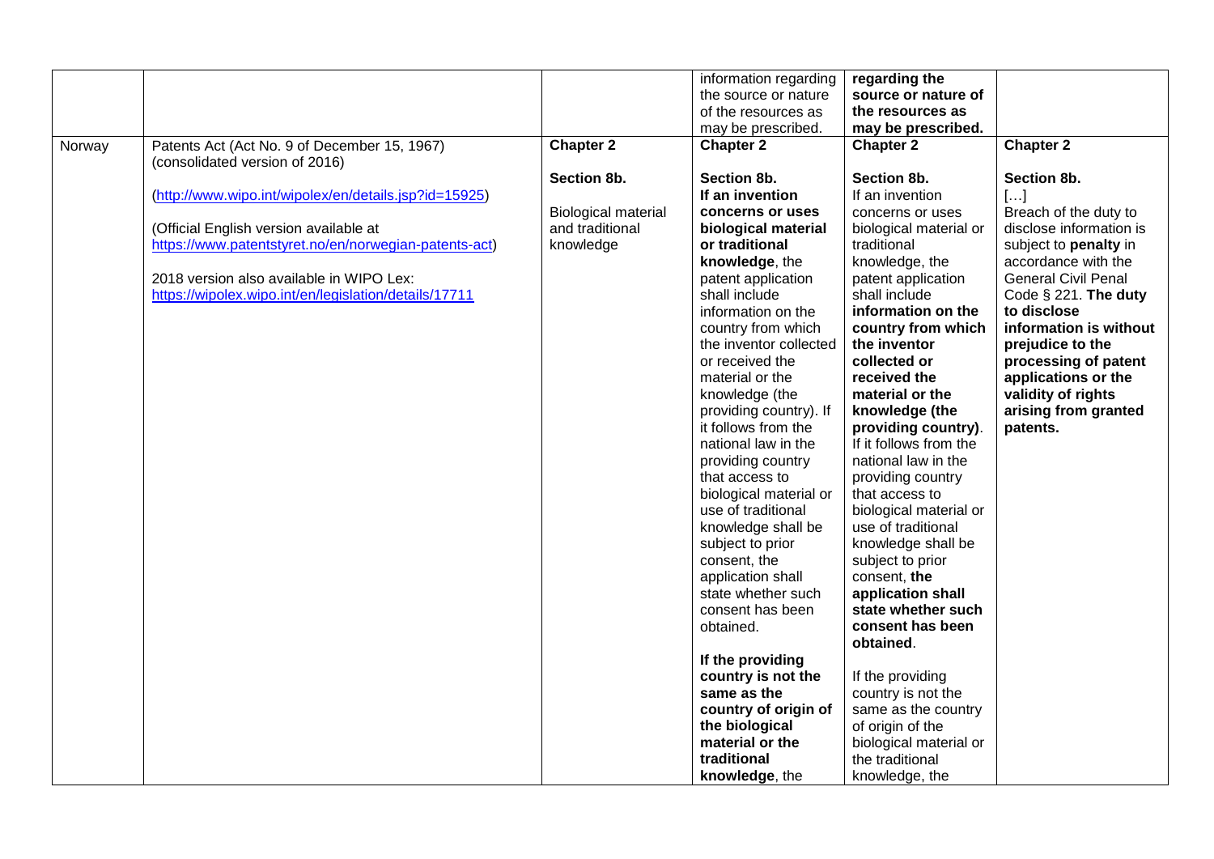| | | | information regarding the source or nature of the resources as may be prescribed. | **regarding the source or nature of the resources as may be prescribed.** | |
|---|---|---|---|---|---|
| Norway | Patents Act (Act No. 9 of December 15, 1967) (consolidated version of 2016)<br><br>(http://www.wipo.int/wipolex/en/details.jsp?id=15925)<br><br>(Official English version available at https://www.patentstyret.no/en/norwegian-patents-act)<br><br>2018 version also available in WIPO Lex: https://wipolex.wipo.int/en/legislation/details/17711 | **Chapter 2**<br><br>**Section 8b.**<br><br>Biological material and traditional knowledge | **Chapter 2**<br><br>**Section 8b.**<br>**If an invention concerns or uses biological material or traditional knowledge**, the patent application shall include information on the country from which the inventor collected or received the material or the knowledge (the providing country). If it follows from the national law in the providing country that access to biological material or use of traditional knowledge shall be subject to prior consent, the application shall state whether such consent has been obtained.<br><br>**If the providing country is not the same as the country of origin of the biological material or the traditional knowledge**, the | **Chapter 2**<br><br>**Section 8b.**<br>If an invention concerns or uses biological material or traditional knowledge, the patent application shall include **information on the country from which the inventor collected or received the material or the knowledge (the providing country)**. If it follows from the national law in the providing country that access to biological material or use of traditional knowledge shall be subject to prior consent, **the application shall state whether such consent has been obtained**.<br><br>If the providing country is not the same as the country of origin of the biological material or the traditional knowledge, the | **Chapter 2**<br><br>**Section 8b.**<br>[…]<br>Breach of the duty to disclose information is subject to **penalty** in accordance with the General Civil Penal Code § 221. **The duty to disclose information is without prejudice to the processing of patent applications or the validity of rights arising from granted patents.** |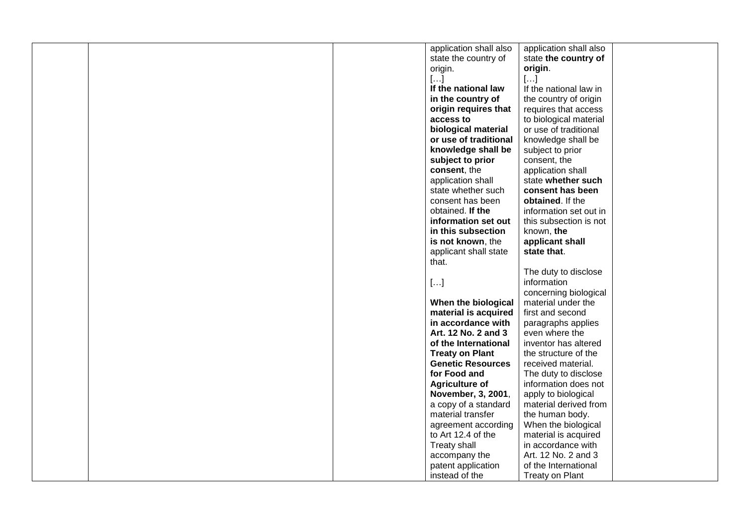| | | | application shall also state the country of origin.<br>[…]<br>**If the national law in the country of origin requires that access to biological material or use of traditional knowledge shall be subject to prior consent**, the application shall state whether such consent has been obtained. **If the information set out in this subsection is not known**, the applicant shall state that.<br><br>[…]<br><br>**When the biological material is acquired in accordance with Art. 12 No. 2 and 3 of the International Treaty on Plant Genetic Resources for Food and Agriculture of November, 3, 2001**, a copy of a standard material transfer agreement according to Art 12.4 of the Treaty shall accompany the patent application instead of the | application shall also state **the country of origin**.<br>[…]<br>If the national law in the country of origin requires that access to biological material or use of traditional knowledge shall be subject to prior consent, the application shall state **whether such consent has been obtained**. If the information set out in this subsection is not known, **the applicant shall state that**.<br><br>The duty to disclose information concerning biological material under the first and second paragraphs applies even where the inventor has altered the structure of the received material. The duty to disclose information does not apply to biological material derived from the human body. When the biological material is acquired in accordance with Art. 12 No. 2 and 3 of the International Treaty on Plant | |
|---|---|---|---|---|---|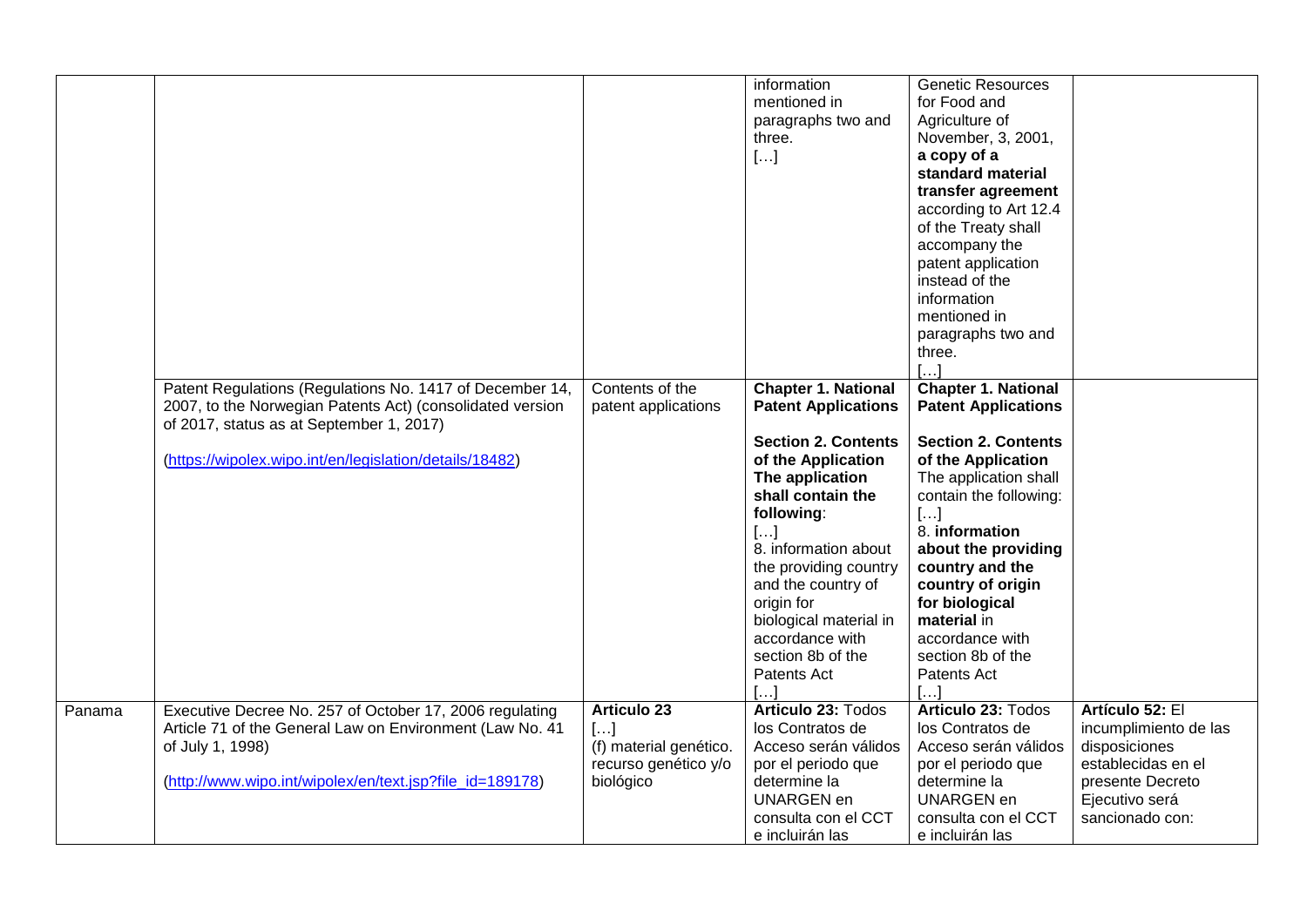| | | | | | |
|---|---|---|---|---|---|
| | | | information mentioned in paragraphs two and three. […] | Genetic Resources for Food and Agriculture of November, 3, 2001, **a copy of a standard material transfer agreement** according to Art 12.4 of the Treaty shall accompany the patent application instead of the information mentioned in paragraphs two and three. […] | |
| | Patent Regulations (Regulations No. 1417 of December 14, 2007, to the Norwegian Patents Act) (consolidated version of 2017, status as at September 1, 2017)<br><br>(https://wipolex.wipo.int/en/legislation/details/18482) | Contents of the patent applications | **Chapter 1. National Patent Applications**<br><br>**Section 2. Contents of the Application The application shall contain the following**:<br>[…]<br>8. information about the providing country and the country of origin for biological material in accordance with section 8b of the Patents Act<br>[…] | **Chapter 1. National Patent Applications**<br><br>**Section 2. Contents of the Application**<br>The application shall contain the following:<br>[…]<br>8. **information about the providing country and the country of origin for biological material** in accordance with section 8b of the Patents Act<br>[…] | |
| Panama | Executive Decree No. 257 of October 17, 2006 regulating Article 71 of the General Law on Environment (Law No. 41 of July 1, 1998)<br><br>(http://www.wipo.int/wipolex/en/text.jsp?file_id=189178) | **Articulo 23**<br>[…]<br>(f) material genético. recurso genético y/o biológico | **Articulo 23:** Todos los Contratos de Acceso serán válidos por el periodo que determine la UNARGEN en consulta con el CCT e incluirán las | **Articulo 23:** Todos los Contratos de Acceso serán válidos por el periodo que determine la UNARGEN en consulta con el CCT e incluirán las | **Artículo 52:** El incumplimiento de las disposiciones establecidas en el presente Decreto Ejecutivo será sancionado con: |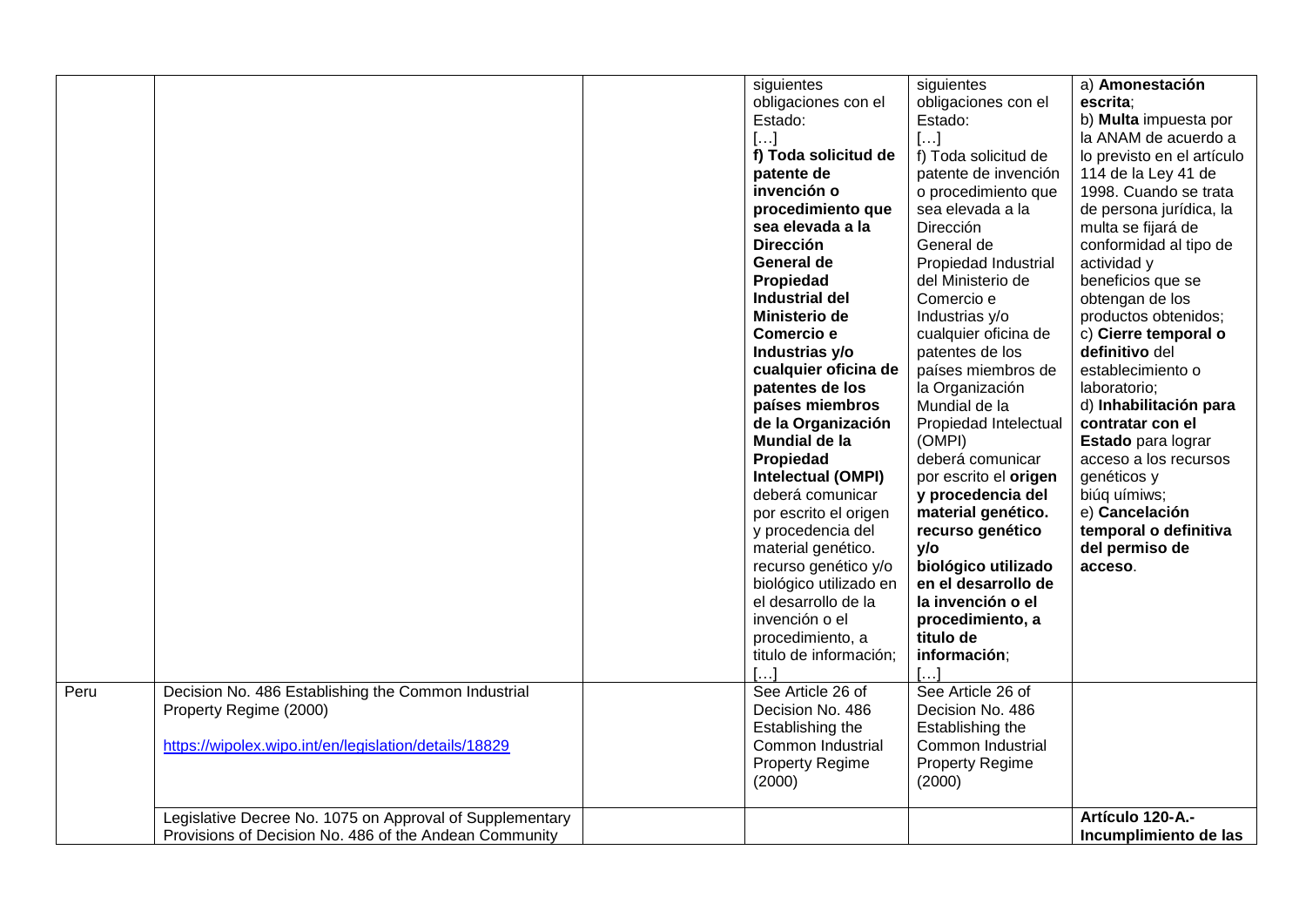| | | | | | |
|---|---|---|---|---|---|
| | | | siguientes obligaciones con el Estado: […] **f) Toda solicitud de patente de invención o procedimiento que sea elevada a la Dirección General de Propiedad Industrial del Ministerio de Comercio e Industrias y/o cualquier oficina de patentes de los países miembros de la Organización Mundial de la Propiedad Intelectual (OMPI)** deberá comunicar por escrito el origen y procedencia del material genético. recurso genético y/o biológico utilizado en el desarrollo de la invención o el procedimiento, a titulo de información; […] | siguientes obligaciones con el Estado: […] f) Toda solicitud de patente de invención o procedimiento que sea elevada a la Dirección General de Propiedad Industrial del Ministerio de Comercio e Industrias y/o cualquier oficina de patentes de los países miembros de la Organización Mundial de la Propiedad Intelectual (OMPI) deberá comunicar por escrito el **origen y procedencia del material genético. recurso genético y/o biológico utilizado en el desarrollo de la invención o el procedimiento, a titulo de información**; […] | a) **Amonestación escrita**; b) **Multa** impuesta por la ANAM de acuerdo a lo previsto en el artículo 114 de la Ley 41 de 1998. Cuando se trata de persona jurídica, la multa se fijará de conformidad al tipo de actividad y beneficios que se obtengan de los productos obtenidos; c) **Cierre temporal o definitivo** del establecimiento o laboratorio; d) **Inhabilitación para contratar con el Estado** para lograr acceso a los recursos genéticos y biúq uímiws; e) **Cancelación temporal o definitiva del permiso de acceso**. |
| Peru | Decision No. 486 Establishing the Common Industrial Property Regime (2000) https://wipolex.wipo.int/en/legislation/details/18829 | | See Article 26 of Decision No. 486 Establishing the Common Industrial Property Regime (2000) | See Article 26 of Decision No. 486 Establishing the Common Industrial Property Regime (2000) | |
| | Legislative Decree No. 1075 on Approval of Supplementary Provisions of Decision No. 486 of the Andean Community | | | | **Artículo 120-A.- Incumplimiento de las** |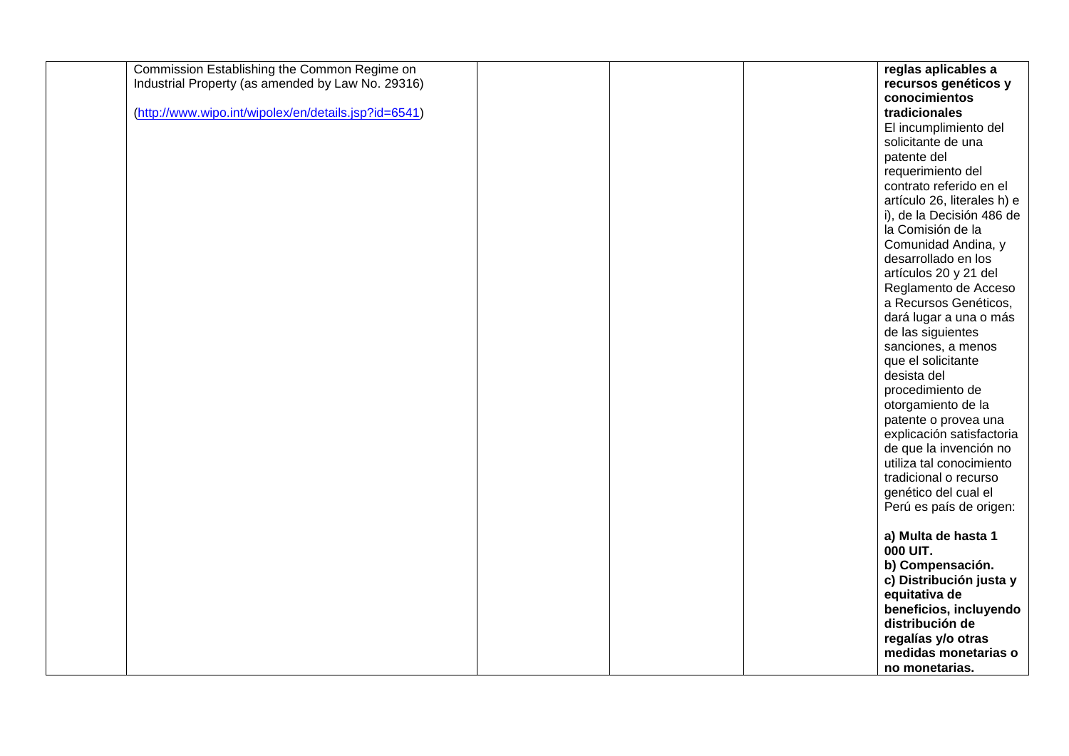|  | Commission Establishing the Common Regime on Industrial Property (as amended by Law No. 29316)<br><br>(http://www.wipo.int/wipolex/en/details.jsp?id=6541) |  |  |  | **reglas aplicables a recursos genéticos y conocimientos tradicionales**<br>El incumplimiento del solicitante de una patente del requerimiento del contrato referido en el artículo 26, literales h) e i), de la Decisión 486 de la Comisión de la Comunidad Andina, y desarrollado en los artículos 20 y 21 del Reglamento de Acceso a Recursos Genéticos, dará lugar a una o más de las siguientes sanciones, a menos que el solicitante desista del procedimiento de otorgamiento de la patente o provea una explicación satisfactoria de que la invención no utiliza tal conocimiento tradicional o recurso genético del cual el Perú es país de origen:<br><br>**a) Multa de hasta 1 000 UIT.**<br>**b) Compensación.**<br>**c) Distribución justa y equitativa de beneficios, incluyendo distribución de regalías y/o otras medidas monetarias o no monetarias.** |
|---|---|---|---|---|---|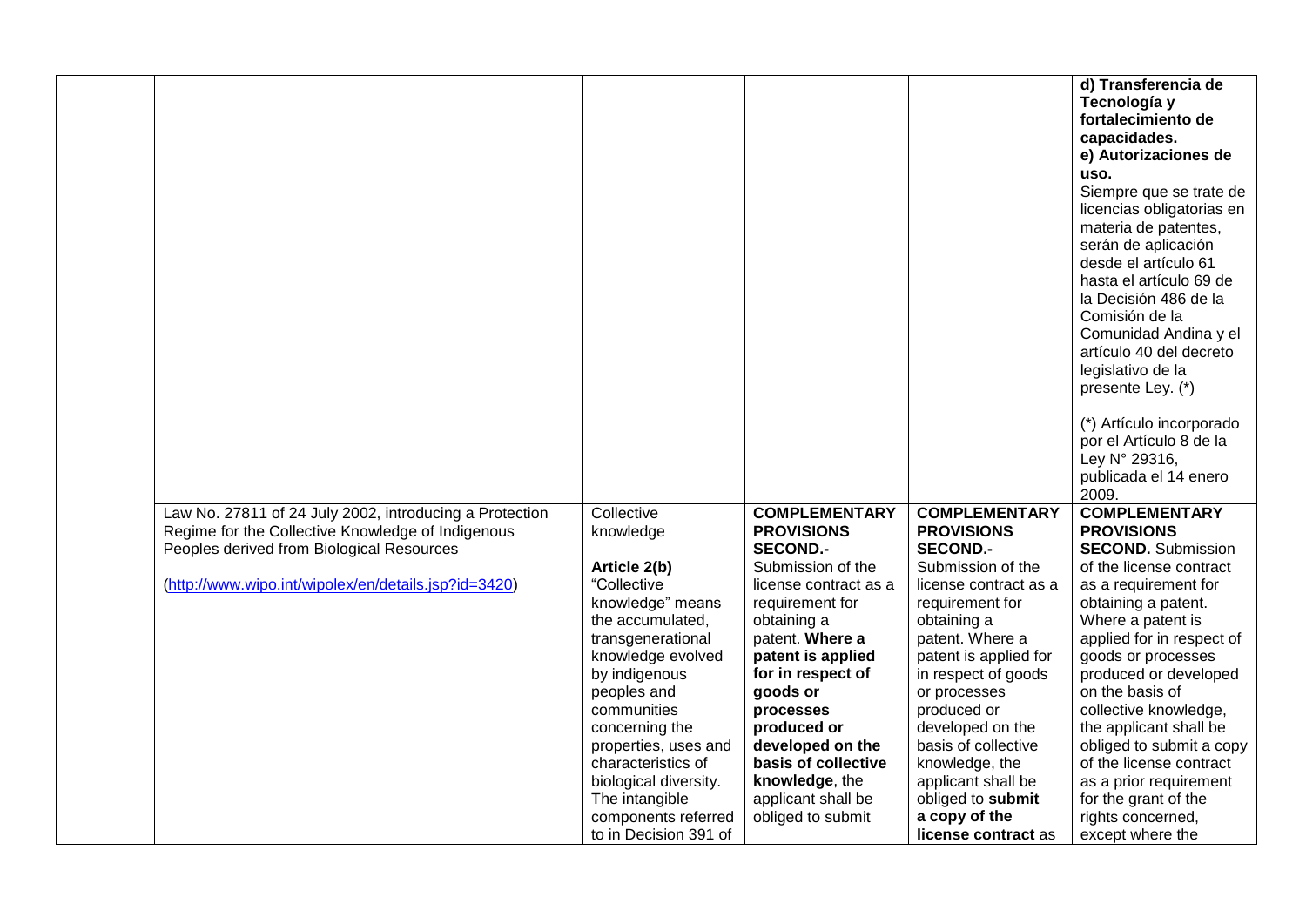| | | | | | |
|---|---|---|---|---|---|
| | | | | | **d) Transferencia de Tecnología y fortalecimiento de capacidades.** **e) Autorizaciones de uso.** Siempre que se trate de licencias obligatorias en materia de patentes, serán de aplicación desde el artículo 61 hasta el artículo 69 de la Decisión 486 de la Comisión de la Comunidad Andina y el artículo 40 del decreto legislativo de la presente Ley. (*) (*) Artículo incorporado por el Artículo 8 de la Ley N° 29316, publicada el 14 enero 2009. |
| | Law No. 27811 of 24 July 2002, introducing a Protection Regime for the Collective Knowledge of Indigenous Peoples derived from Biological Resources ([http://www.wipo.int/wipolex/en/details.jsp?id=3420](http://www.wipo.int/wipolex/en/details.jsp?id=3420)) | Collective knowledge **Article 2(b)** "Collective knowledge" means the accumulated, transgenerational knowledge evolved by indigenous peoples and communities concerning the properties, uses and characteristics of biological diversity. The intangible components referred to in Decision 391 of | **COMPLEMENTARY PROVISIONS SECOND.-** Submission of the license contract as a requirement for obtaining a patent. **Where a patent is applied for in respect of goods or processes produced or developed on the basis of collective knowledge**, the applicant shall be obliged to submit | **COMPLEMENTARY PROVISIONS SECOND.-** Submission of the license contract as a requirement for obtaining a patent. Where a patent is applied for in respect of goods or processes produced or developed on the basis of collective knowledge, the applicant shall be obliged to **submit a copy of the license contract** as | **COMPLEMENTARY PROVISIONS SECOND.** Submission of the license contract as a requirement for obtaining a patent. Where a patent is applied for in respect of goods or processes produced or developed on the basis of collective knowledge, the applicant shall be obliged to submit a copy of the license contract as a prior requirement for the grant of the rights concerned, except where the |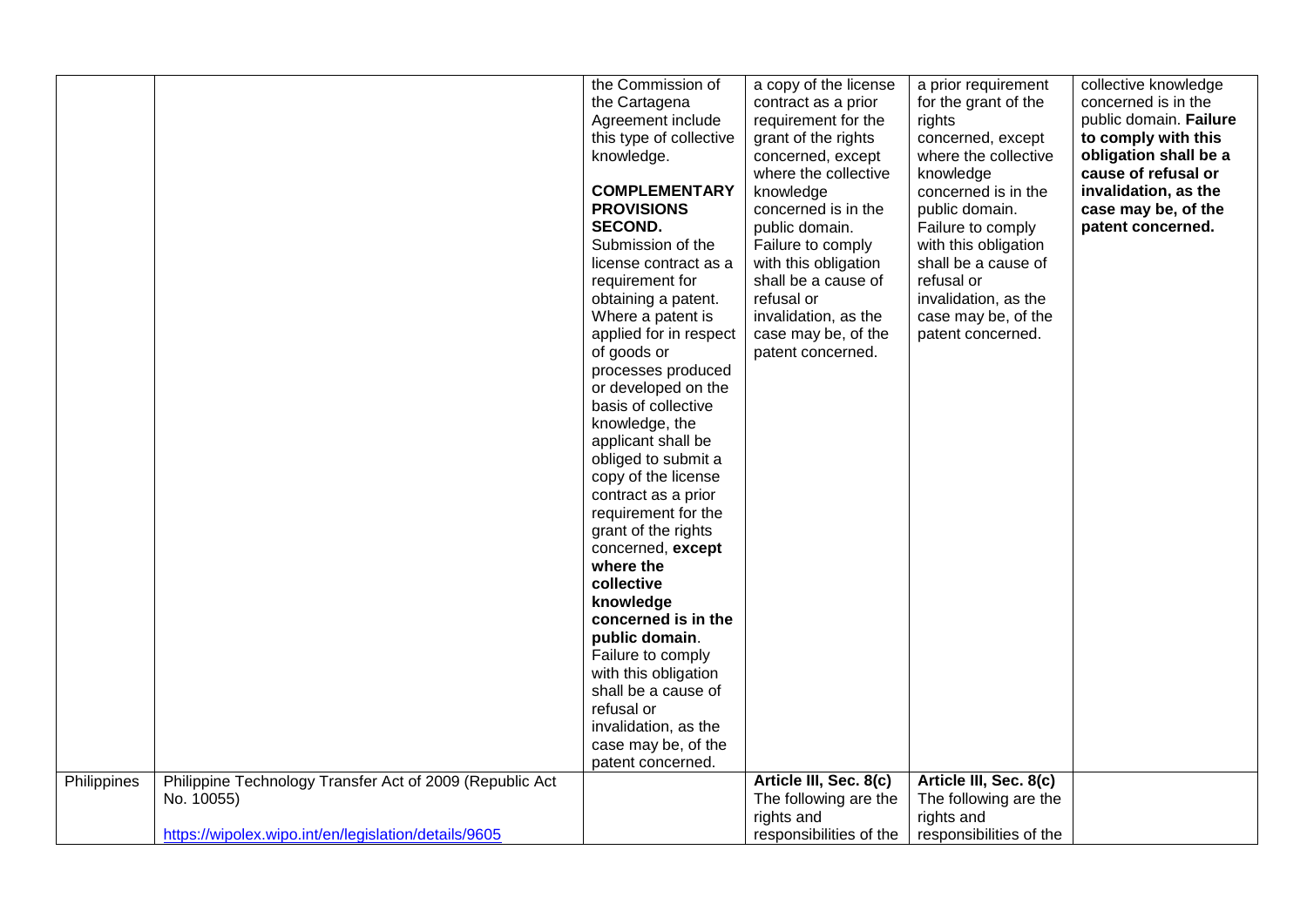| | | | | | |
|---|---|---|---|---|---|
| | | the Commission of the Cartagena Agreement include this type of collective knowledge.<br><br>**COMPLEMENTARY PROVISIONS SECOND.** Submission of the license contract as a requirement for obtaining a patent. Where a patent is applied for in respect of goods or processes produced or developed on the basis of collective knowledge, the applicant shall be obliged to submit a copy of the license contract as a prior requirement for the grant of the rights concerned, **except where the collective knowledge concerned is in the public domain**. Failure to comply with this obligation shall be a cause of refusal or invalidation, as the case may be, of the patent concerned. | a copy of the license contract as a prior requirement for the grant of the rights concerned, except where the collective knowledge concerned is in the public domain. Failure to comply with this obligation shall be a cause of refusal or invalidation, as the case may be, of the patent concerned. | a prior requirement for the grant of the rights concerned, except where the collective knowledge concerned is in the public domain. Failure to comply with this obligation shall be a cause of refusal or invalidation, as the case may be, of the patent concerned. | collective knowledge concerned is in the public domain. **Failure to comply with this obligation shall be a cause of refusal or invalidation, as the case may be, of the patent concerned.** |
| Philippines | Philippine Technology Transfer Act of 2009 (Republic Act No. 10055)<br><br>https://wipolex.wipo.int/en/legislation/details/9605 | | **Article III, Sec. 8(c)** The following are the rights and responsibilities of the | **Article III, Sec. 8(c)** The following are the rights and responsibilities of the | |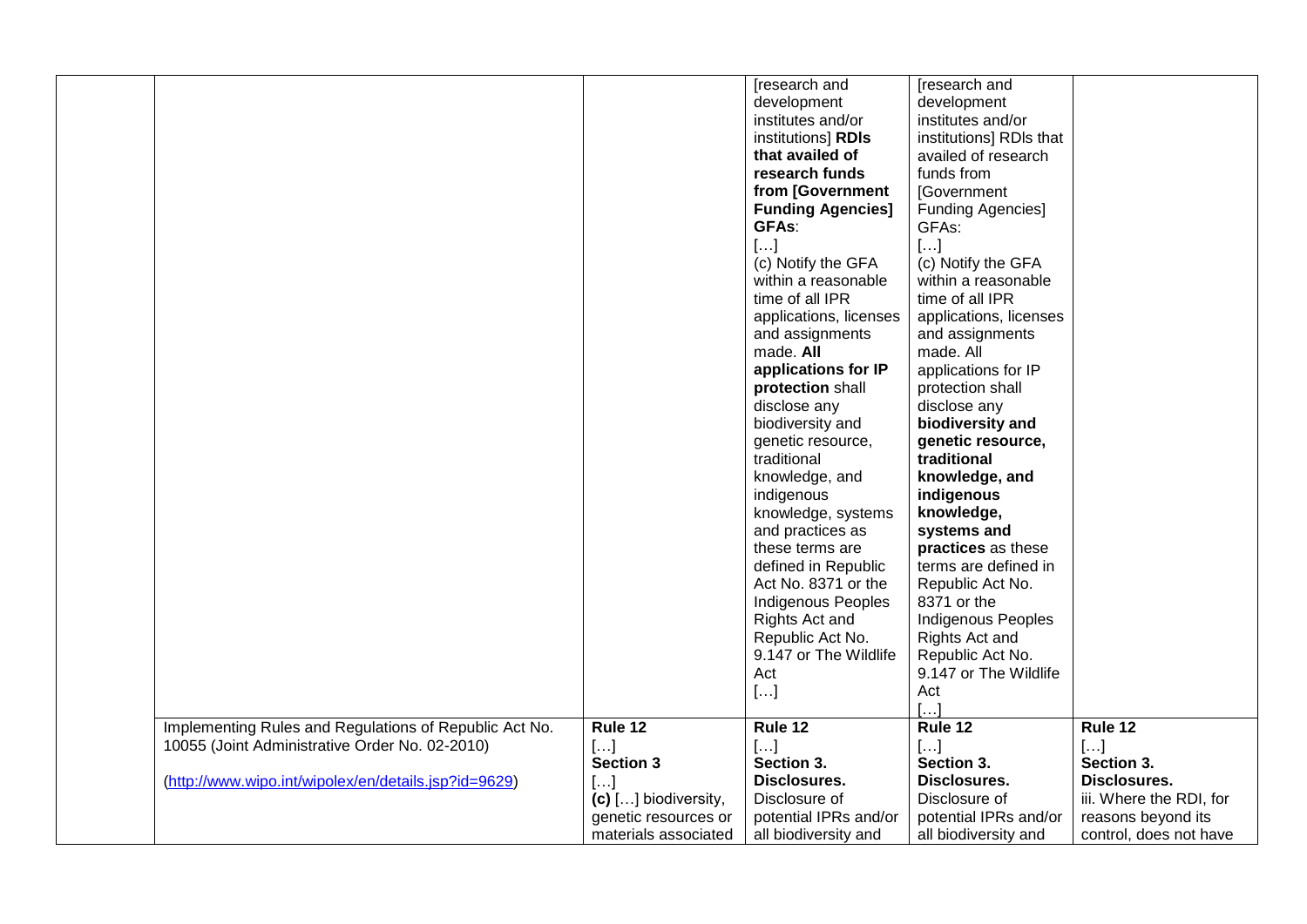| | | | | | |
|---|---|---|---|---|---|
| | | | [research and development institutes and/or institutions] **RDIs that availed of research funds from [Government Funding Agencies] GFAs**:<br>[…]<br>(c) Notify the GFA within a reasonable time of all IPR applications, licenses and assignments made. **All applications for IP protection** shall disclose any biodiversity and genetic resource, traditional knowledge, and indigenous knowledge, systems and practices as these terms are defined in Republic Act No. 8371 or the Indigenous Peoples Rights Act and Republic Act No. 9.147 or The Wildlife Act<br>[…] | [research and development institutes and/or institutions] RDIs that availed of research funds from [Government Funding Agencies] GFAs:<br>[…]<br>(c) Notify the GFA within a reasonable time of all IPR applications, licenses and assignments made. All applications for IP protection shall disclose any **biodiversity and genetic resource, traditional knowledge, and indigenous knowledge, systems and practices** as these terms are defined in Republic Act No. 8371 or the Indigenous Peoples Rights Act and Republic Act No. 9.147 or The Wildlife Act<br>[…] | |
| | Implementing Rules and Regulations of Republic Act No. 10055 (Joint Administrative Order No. 02-2010)<br><br>(http://www.wipo.int/wipolex/en/details.jsp?id=9629) | **Rule 12**<br>[…]<br>**Section 3**<br>[…]<br>**(c)** […] biodiversity, genetic resources or materials associated | **Rule 12**<br>[…]<br>**Section 3. Disclosures.**<br>Disclosure of potential IPRs and/or all biodiversity and | **Rule 12**<br>[…]<br>**Section 3. Disclosures.**<br>Disclosure of potential IPRs and/or all biodiversity and | **Rule 12**<br>[…]<br>**Section 3. Disclosures.**<br>iii. Where the RDI, for reasons beyond its control, does not have |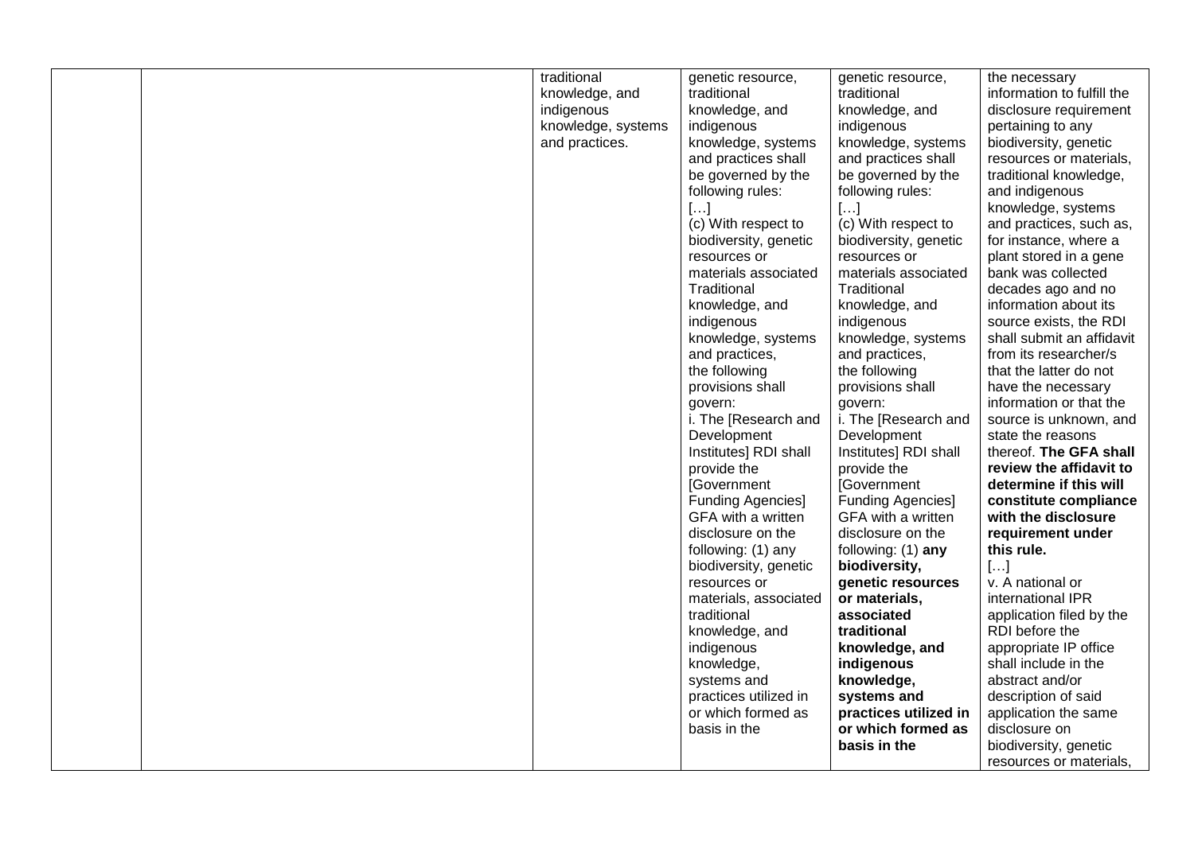| | | | | | |
|---|---|---|---|---|---|
| | | traditional knowledge, and indigenous knowledge, systems and practices. | genetic resource, traditional knowledge, and indigenous knowledge, systems and practices shall be governed by the following rules: […] (c) With respect to biodiversity, genetic resources or materials associated Traditional knowledge, and indigenous knowledge, systems and practices, the following provisions shall govern: i. The [Research and Development Institutes] RDI shall provide the [Government Funding Agencies] GFA with a written disclosure on the following: (1) any biodiversity, genetic resources or materials, associated traditional knowledge, and indigenous knowledge, systems and practices utilized in or which formed as basis in the | genetic resource, traditional knowledge, and indigenous knowledge, systems and practices shall be governed by the following rules: […] (c) With respect to biodiversity, genetic resources or materials associated Traditional knowledge, and indigenous knowledge, systems and practices, the following provisions shall govern: i. The [Research and Development Institutes] RDI shall provide the [Government Funding Agencies] GFA with a written disclosure on the following: (1) **any biodiversity, genetic resources or materials, associated traditional knowledge, and indigenous knowledge, systems and practices utilized in or which formed as basis in the** | the necessary information to fulfill the disclosure requirement pertaining to any biodiversity, genetic resources or materials, traditional knowledge, and indigenous knowledge, systems and practices, such as, for instance, where a plant stored in a gene bank was collected decades ago and no information about its source exists, the RDI shall submit an affidavit from its researcher/s that the latter do not have the necessary information or that the source is unknown, and state the reasons thereof. **The GFA shall review the affidavit to determine if this will constitute compliance with the disclosure requirement under this rule.** […] v. A national or international IPR application filed by the RDI before the appropriate IP office shall include in the abstract and/or description of said application the same disclosure on biodiversity, genetic resources or materials, |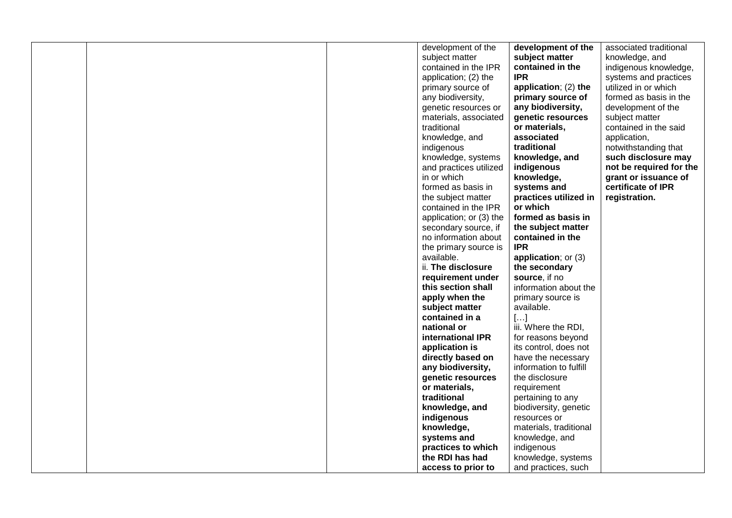| | | | | | |
|---|---|---|---|---|---|
| | | | development of the subject matter contained in the IPR application; (2) the primary source of any biodiversity, genetic resources or materials, associated traditional knowledge, and indigenous knowledge, systems and practices utilized in or which formed as basis in the subject matter contained in the IPR application; or (3) the secondary source, if no information about the primary source is available. ii. **The disclosure requirement under this section shall apply when the subject matter contained in a national or international IPR application is directly based on any biodiversity, genetic resources or materials, traditional knowledge, and indigenous knowledge, systems and practices to which the RDI has had access to prior to** | **development of the subject matter contained in the IPR application**; (2) **the primary source of any biodiversity, genetic resources or materials, associated traditional knowledge, and indigenous knowledge, systems and practices utilized in or which formed as basis in the subject matter contained in the IPR application**; or (3) **the secondary source**, if no information about the primary source is available. […] iii. Where the RDI, for reasons beyond its control, does not have the necessary information to fulfill the disclosure requirement pertaining to any biodiversity, genetic resources or materials, traditional knowledge, and indigenous knowledge, systems and practices, such | associated traditional knowledge, and indigenous knowledge, systems and practices utilized in or which formed as basis in the development of the subject matter contained in the said application, notwithstanding that **such disclosure may not be required for the grant or issuance of certificate of IPR registration.** |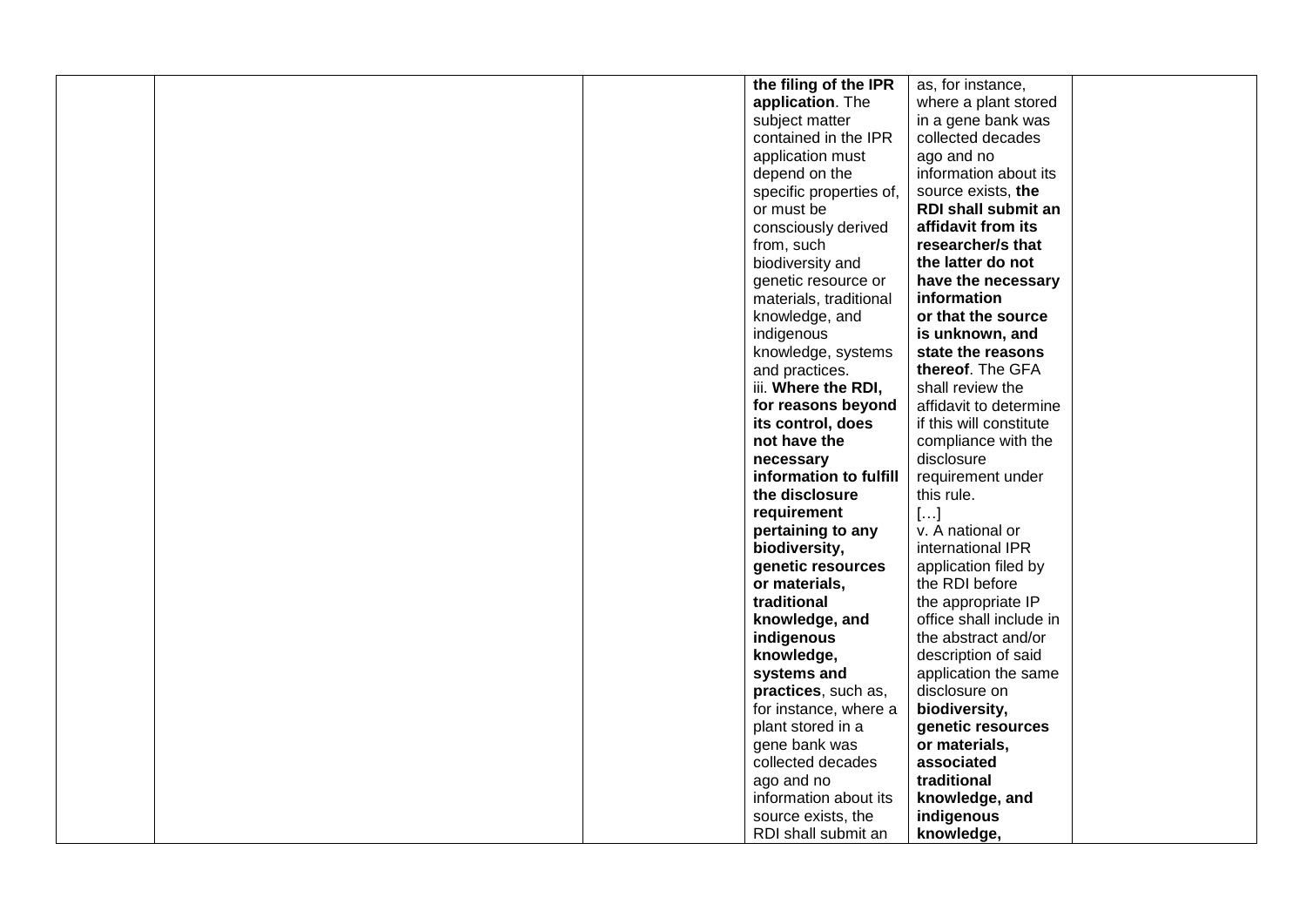|  |  |  | **the filing of the IPR application**. The subject matter contained in the IPR application must depend on the specific properties of, or must be consciously derived from, such biodiversity and genetic resource or materials, traditional knowledge, and indigenous knowledge, systems and practices.<br>iii. **Where the RDI, for reasons beyond its control, does not have the necessary information to fulfill the disclosure requirement pertaining to any biodiversity, genetic resources or materials, traditional knowledge, and indigenous knowledge, systems and practices**, such as, for instance, where a plant stored in a gene bank was collected decades ago and no information about its source exists, the RDI shall submit an | as, for instance, where a plant stored in a gene bank was collected decades ago and no information about its source exists, **the RDI shall submit an affidavit from its researcher/s that the latter do not have the necessary information or that the source is unknown, and state the reasons thereof**. The GFA shall review the affidavit to determine if this will constitute compliance with the disclosure requirement under this rule.<br>[…]<br>v. A national or international IPR application filed by the RDI before the appropriate IP office shall include in the abstract and/or description of said application the same disclosure on **biodiversity, genetic resources or materials, associated traditional knowledge, and indigenous knowledge,** |  |
|---|---|---|---|---|---|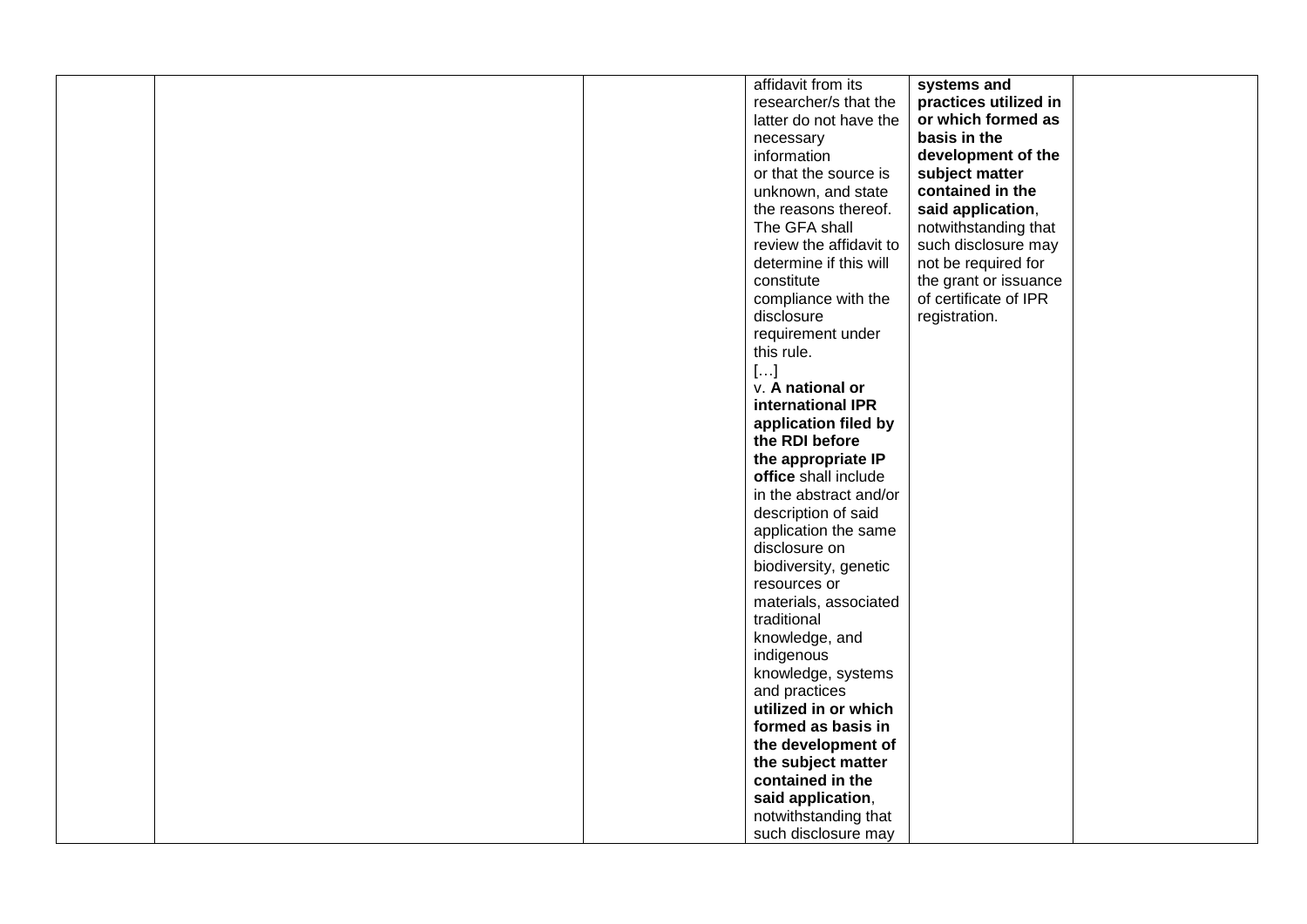|  |  |  | affidavit from its researcher/s that the latter do not have the necessary information or that the source is unknown, and state the reasons thereof. The GFA shall review the affidavit to determine if this will constitute compliance with the disclosure requirement under this rule.<br>[…]<br>v. **A national or international IPR application filed by the RDI before the appropriate IP office** shall include in the abstract and/or description of said application the same disclosure on biodiversity, genetic resources or materials, associated traditional knowledge, and indigenous knowledge, systems and practices **utilized in or which formed as basis in the development of the subject matter contained in the said application**, notwithstanding that such disclosure may | **systems and practices utilized in or which formed as basis in the development of the subject matter contained in the said application**, notwithstanding that such disclosure may not be required for the grant or issuance of certificate of IPR registration. |  |
|---|---|---|---|---|---|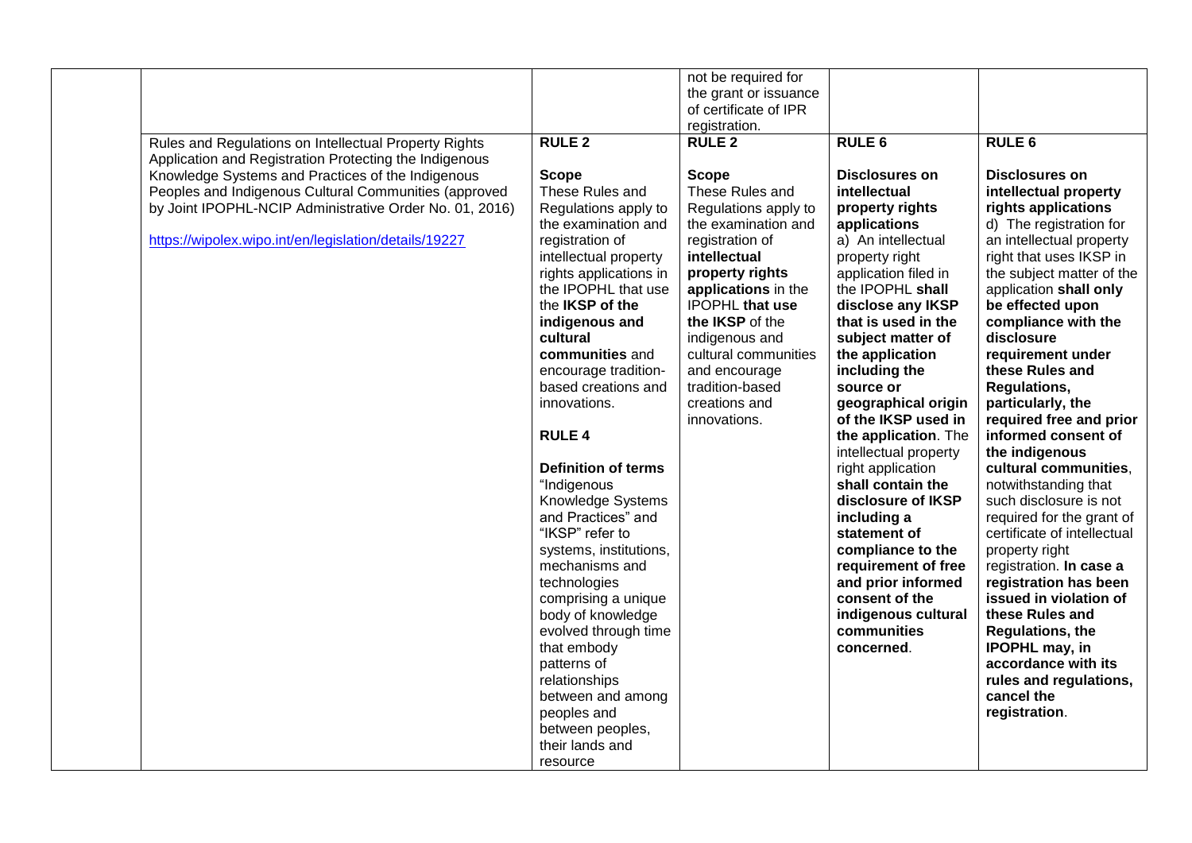| | | | | | |
|---|---|---|---|---|---|
| | | | not be required for the grant or issuance of certificate of IPR registration. | | |
| | Rules and Regulations on Intellectual Property Rights Application and Registration Protecting the Indigenous Knowledge Systems and Practices of the Indigenous Peoples and Indigenous Cultural Communities (approved by Joint IPOPHL-NCIP Administrative Order No. 01, 2016)<br><br>https://wipolex.wipo.int/en/legislation/details/19227 | **RULE 2**<br><br>**Scope**<br>These Rules and Regulations apply to the examination and registration of intellectual property rights applications in the IPOPHL that use the **IKSP of the indigenous and cultural communities** and encourage tradition-based creations and innovations.<br><br>**RULE 4**<br><br>**Definition of terms**<br>"Indigenous Knowledge Systems and Practices" and "IKSP" refer to systems, institutions, mechanisms and technologies comprising a unique body of knowledge evolved through time that embody patterns of relationships between and among peoples and between peoples, their lands and resource | **RULE 2**<br><br>**Scope**<br>These Rules and Regulations apply to the examination and registration of **intellectual property rights applications** in the IPOPHL **that use the IKSP** of the indigenous and cultural communities and encourage tradition-based creations and innovations. | **RULE 6**<br><br>**Disclosures on intellectual property rights applications**<br>a) An intellectual property right application filed in the IPOPHL **shall disclose any IKSP that is used in the subject matter of the application including the source or geographical origin of the IKSP used in the application**. The intellectual property right application **shall contain the disclosure of IKSP including a statement of compliance to the requirement of free and prior informed consent of the indigenous cultural communities concerned**. | **RULE 6**<br><br>**Disclosures on intellectual property rights applications**<br>d) The registration for an intellectual property right that uses IKSP in the subject matter of the application **shall only be effected upon compliance with the disclosure requirement under these Rules and Regulations, particularly, the required free and prior informed consent of the indigenous cultural communities**, notwithstanding that such disclosure is not required for the grant of certificate of intellectual property right registration. **In case a registration has been issued in violation of these Rules and Regulations, the IPOPHL may, in accordance with its rules and regulations, cancel the registration**. |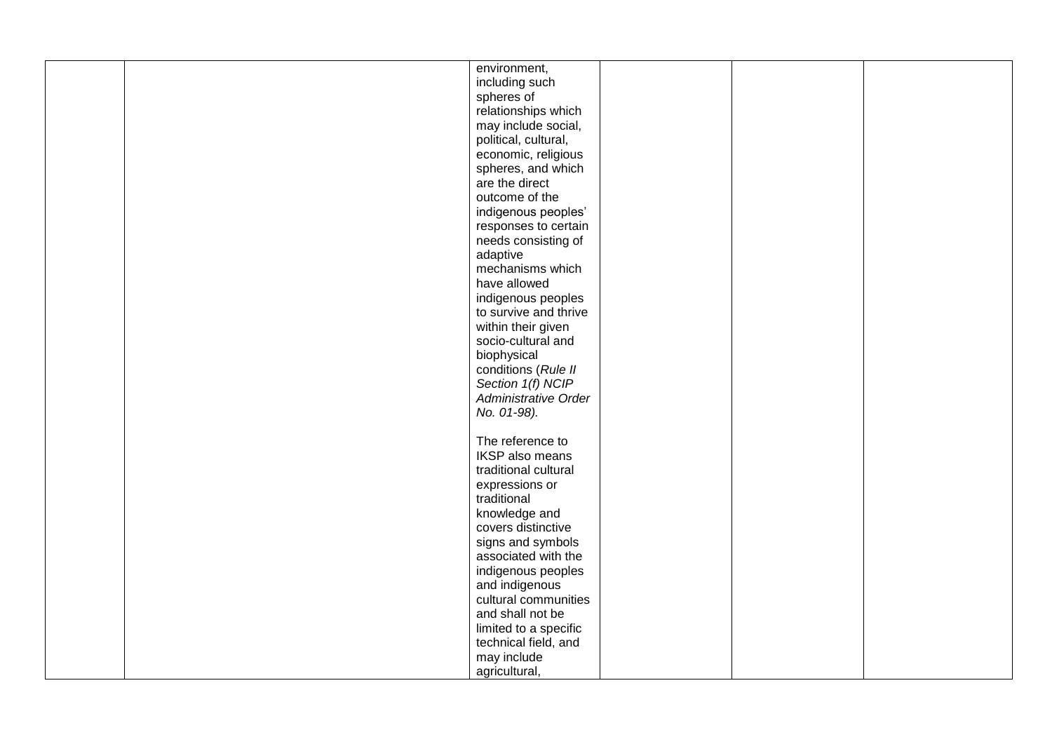| | | | | | |
|---|---|---|---|---|---|
| | | environment, including such spheres of relationships which may include social, political, cultural, economic, religious spheres, and which are the direct outcome of the indigenous peoples' responses to certain needs consisting of adaptive mechanisms which have allowed indigenous peoples to survive and thrive within their given socio-cultural and biophysical conditions (*Rule II Section 1(f) NCIP Administrative Order No. 01-98).*<br><br>The reference to IKSP also means traditional cultural expressions or traditional knowledge and covers distinctive signs and symbols associated with the indigenous peoples and indigenous cultural communities and shall not be limited to a specific technical field, and may include agricultural, | | | |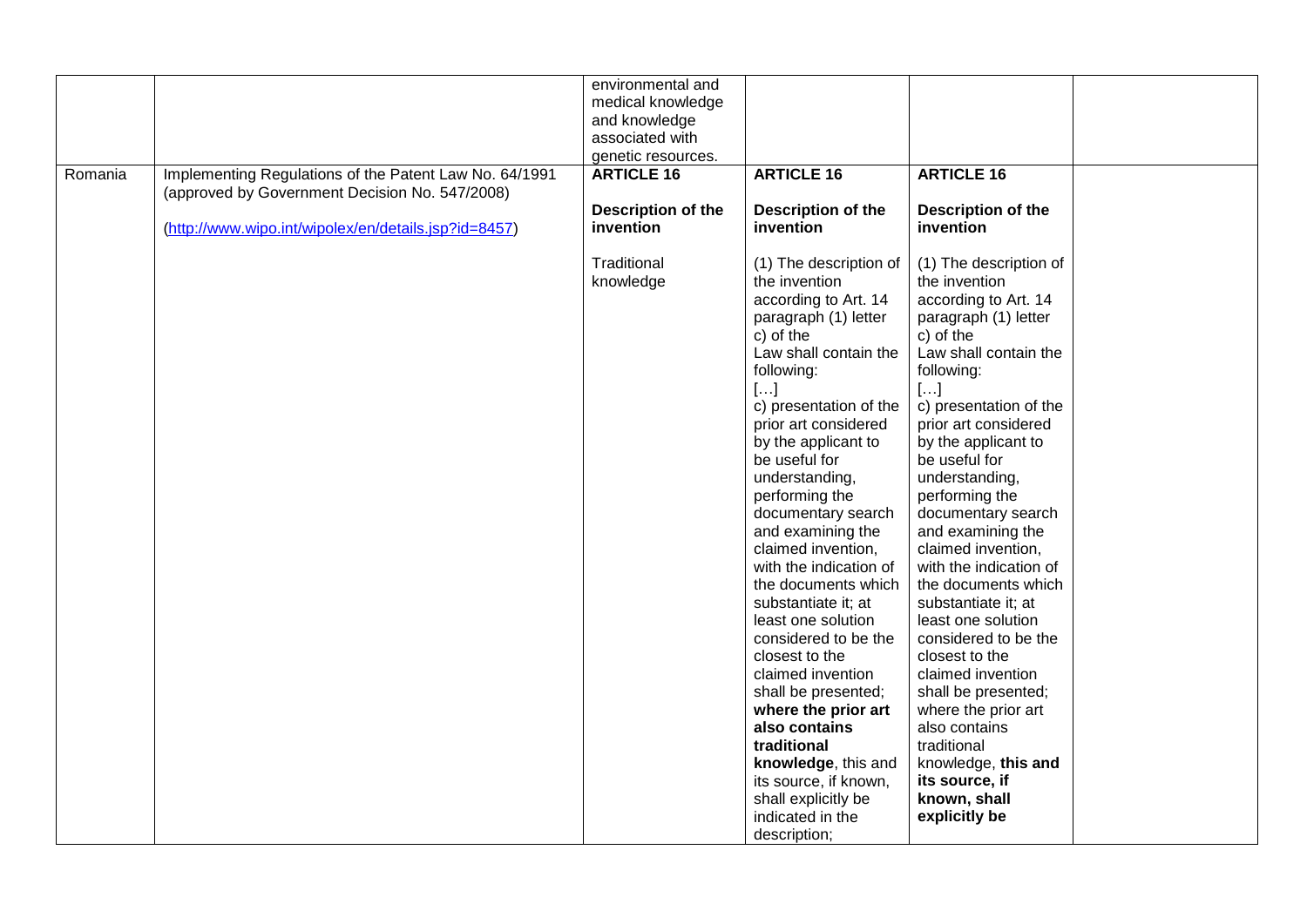| | | | | | |
|---|---|---|---|---|---|
| | | environmental and medical knowledge and knowledge associated with genetic resources. | | | |
| Romania | Implementing Regulations of the Patent Law No. 64/1991 (approved by Government Decision No. 547/2008)<br><br>(http://www.wipo.int/wipolex/en/details.jsp?id=8457) | **ARTICLE 16**<br><br>**Description of the invention**<br><br>Traditional knowledge | **ARTICLE 16**<br><br>**Description of the invention**<br><br>(1) The description of the invention according to Art. 14 paragraph (1) letter c) of the Law shall contain the following:<br>[…]<br>c) presentation of the prior art considered by the applicant to be useful for understanding, performing the documentary search and examining the claimed invention, with the indication of the documents which substantiate it; at least one solution considered to be the closest to the claimed invention shall be presented; **where the prior art also contains traditional knowledge**, this and its source, if known, shall explicitly be indicated in the description; | **ARTICLE 16**<br><br>**Description of the invention**<br><br>(1) The description of the invention according to Art. 14 paragraph (1) letter c) of the Law shall contain the following:<br>[…]<br>c) presentation of the prior art considered by the applicant to be useful for understanding, performing the documentary search and examining the claimed invention, with the indication of the documents which substantiate it; at least one solution considered to be the closest to the claimed invention shall be presented; where the prior art also contains traditional knowledge, **this and its source, if known, shall explicitly be** | |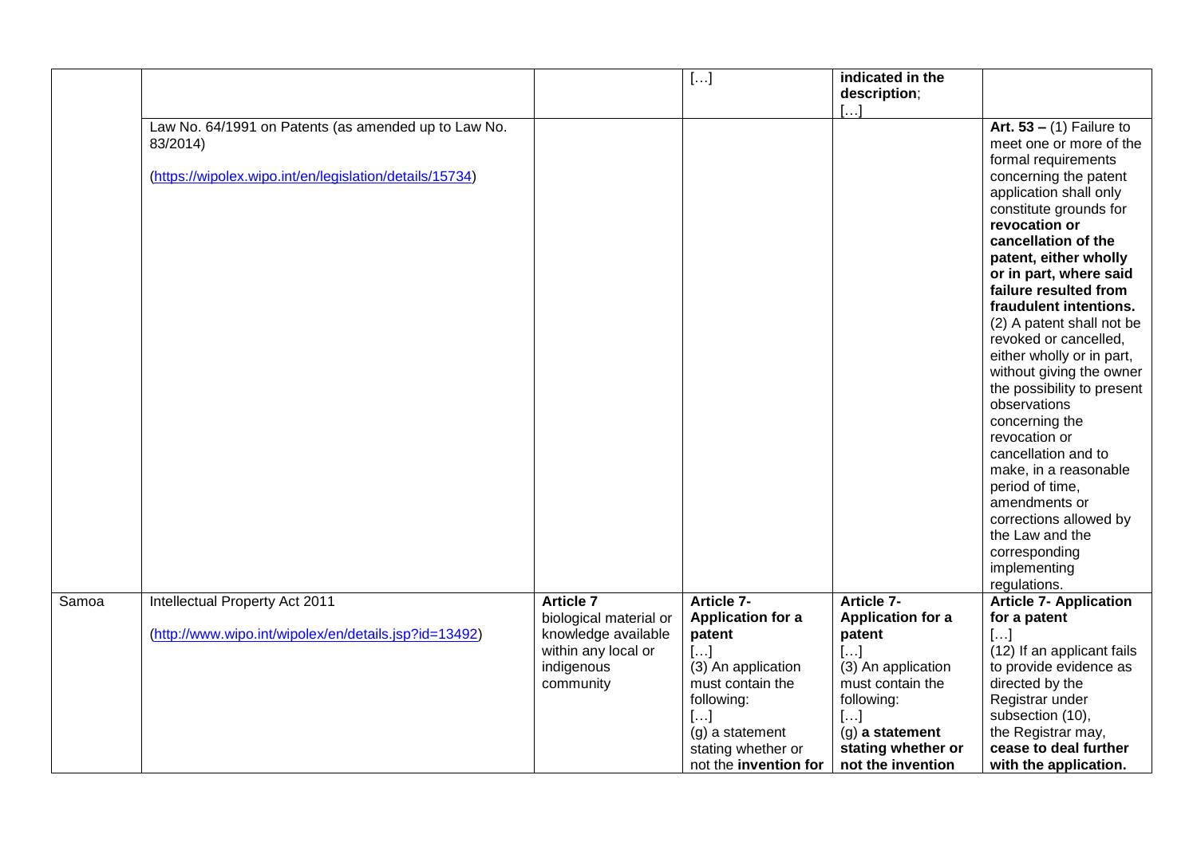| | | | […] | **indicated in the description**;<br>[…] | |
|---|---|---|---|---|---|
| | Law No. 64/1991 on Patents (as amended up to Law No. 83/2014)<br><br>(https://wipolex.wipo.int/en/legislation/details/15734) | | | | **Art. 53 –** (1) Failure to meet one or more of the formal requirements concerning the patent application shall only constitute grounds for **revocation or cancellation of the patent, either wholly or in part, where said failure resulted from fraudulent intentions.**<br>(2) A patent shall not be revoked or cancelled, either wholly or in part, without giving the owner the possibility to present observations concerning the revocation or cancellation and to make, in a reasonable period of time, amendments or corrections allowed by the Law and the corresponding implementing regulations. |
| Samoa | Intellectual Property Act 2011<br><br>(http://www.wipo.int/wipolex/en/details.jsp?id=13492) | **Article 7**<br>biological material or knowledge available within any local or indigenous community | **Article 7- Application for a patent**<br>[…]<br>(3) An application must contain the following:<br>[…]<br>(g) a statement stating whether or not the **invention for** | **Article 7- Application for a patent**<br>[…]<br>(3) An application must contain the following:<br>[…]<br>(g) **a statement stating whether or not the invention** | **Article 7- Application for a patent**<br>[…]<br>(12) If an applicant fails to provide evidence as directed by the Registrar under subsection (10), the Registrar may, **cease to deal further with the application.** |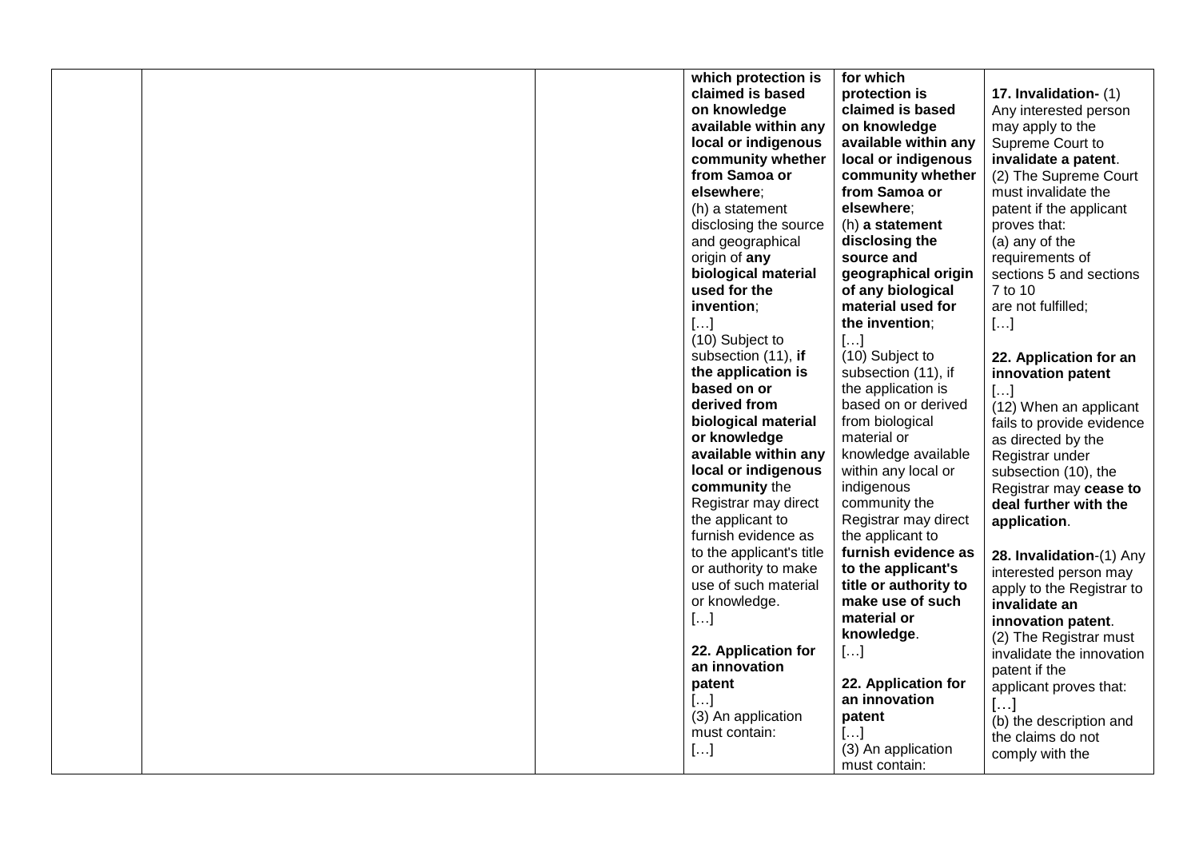|  |  |  | which protection is claimed is based on knowledge available within any local or indigenous community whether from Samoa or elsewhere;<br>(h) a statement disclosing the source and geographical origin of **any biological material used for the invention**;<br>[…]<br>(10) Subject to subsection (11), **if the application is based on or derived from biological material or knowledge available within any local or indigenous community** the Registrar may direct the applicant to furnish evidence as to the applicant's title or authority to make use of such material or knowledge.<br>[…]<br><br>**22. Application for an innovation patent**<br>[…]<br>(3) An application must contain:<br>[…] | **for which protection is claimed is based on knowledge available within any local or indigenous community whether from Samoa or elsewhere**;<br>(h) **a statement disclosing the source and geographical origin of any biological material used for the invention**;<br>[…]<br>(10) Subject to subsection (11), if the application is based on or derived from biological material or knowledge available within any local or indigenous community the Registrar may direct the applicant to **furnish evidence as to the applicant's title or authority to make use of such material or knowledge**.<br>[…]<br><br>**22. Application for an innovation patent**<br>[…]<br>(3) An application must contain: | **17. Invalidation-** (1) Any interested person may apply to the Supreme Court to **invalidate a patent**.<br>(2) The Supreme Court must invalidate the patent if the applicant proves that:<br>(a) any of the requirements of sections 5 and sections 7 to 10 are not fulfilled;<br>[…]<br><br>**22. Application for an innovation patent**<br>[…]<br>(12) When an applicant fails to provide evidence as directed by the Registrar under subsection (10), the Registrar may **cease to deal further with the application**.<br><br>**28. Invalidation**-(1) Any interested person may apply to the Registrar to **invalidate an innovation patent**.<br>(2) The Registrar must invalidate the innovation patent if the applicant proves that:<br>**[…]**<br>(b) the description and the claims do not comply with the |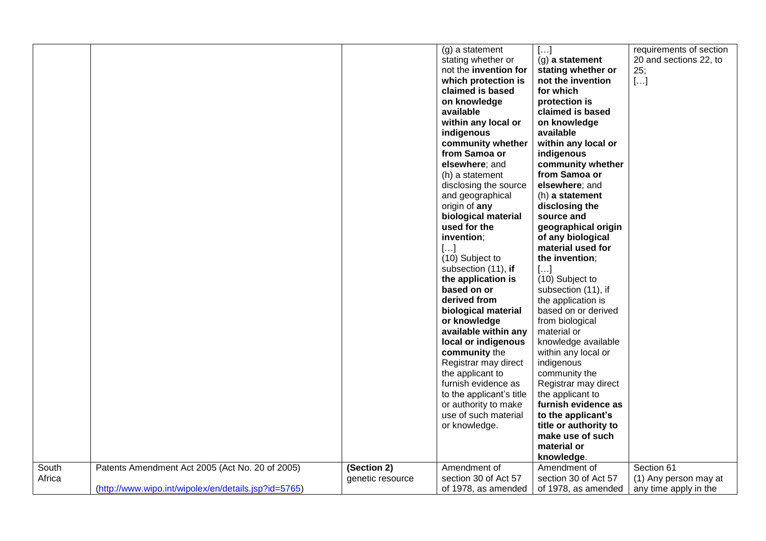| | | | | | |
|---|---|---|---|---|---|
| | | | (g) a statement stating whether or not the **invention for which protection is claimed is based on knowledge available within any local or indigenous community whether from Samoa or elsewhere**; and (h) a statement disclosing the source and geographical origin of **any biological material used for the invention**; […] (10) Subject to subsection (11), **if the application is based on or derived from biological material or knowledge available within any local or indigenous community** the Registrar may direct the applicant to furnish evidence as to the applicant's title or authority to make use of such material or knowledge. | […] (g) **a statement stating whether or not the invention for which protection is claimed is based on knowledge available within any local or indigenous community whether from Samoa or elsewhere**; and (h) **a statement disclosing the source and geographical origin of any biological material used for the invention**; […] (10) Subject to subsection (11), if the application is based on or derived from biological material or knowledge available within any local or indigenous community the Registrar may direct the applicant to **furnish evidence as to the applicant's title or authority to make use of such material or knowledge**. | requirements of section 20 and sections 22, to 25; […] |
| South Africa | Patents Amendment Act 2005 (Act No. 20 of 2005) (http://www.wipo.int/wipolex/en/details.jsp?id=5765) | **(Section 2)** genetic resource | Amendment of section 30 of Act 57 of 1978, as amended | Amendment of section 30 of Act 57 of 1978, as amended | Section 61 (1) Any person may at any time apply in the |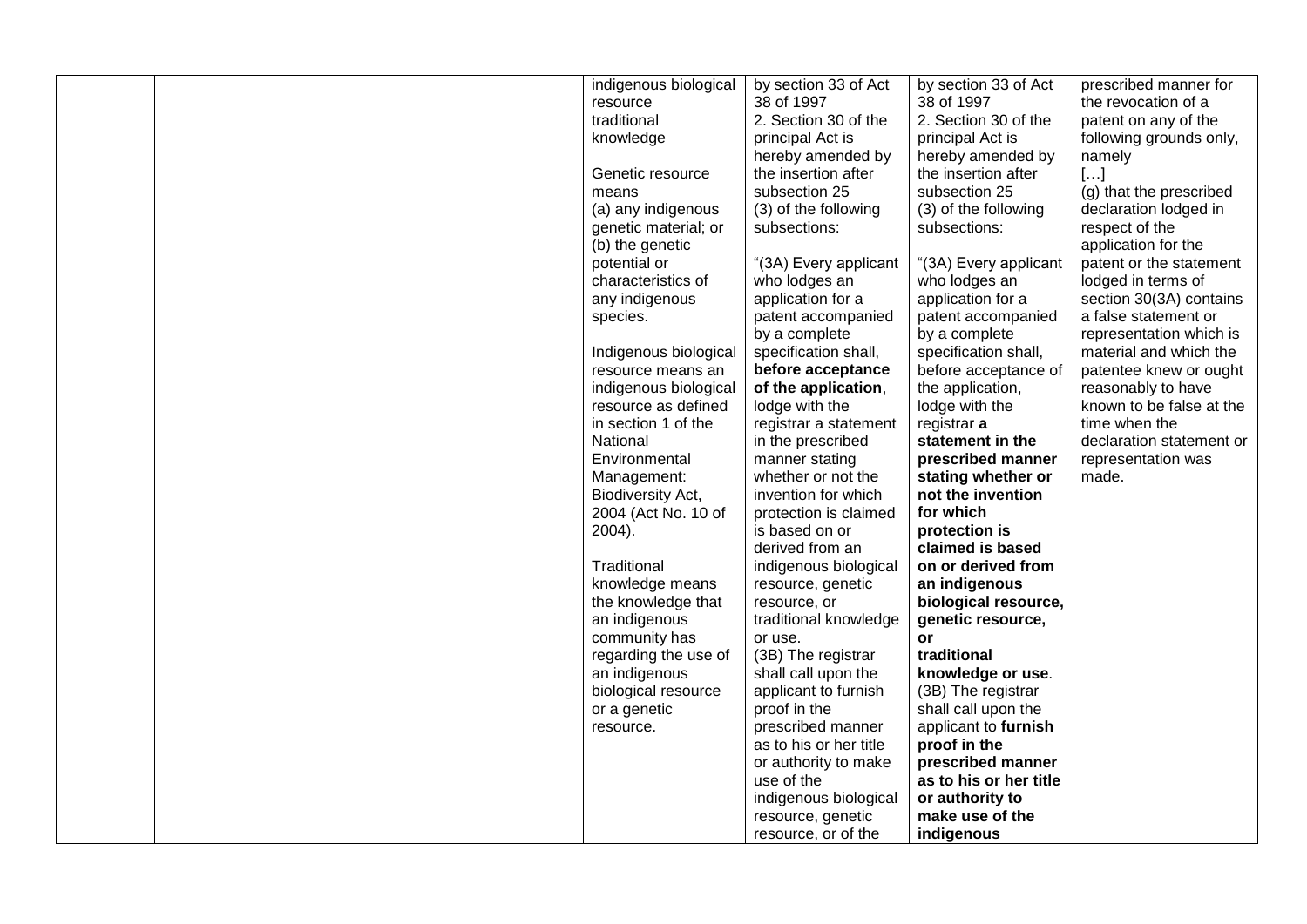| | | | | | |
|---|---|---|---|---|---|
| | | indigenous biological resource<br>traditional knowledge<br><br>Genetic resource means<br>(a) any indigenous genetic material; or<br>(b) the genetic potential or characteristics of any indigenous species.<br><br>Indigenous biological resource means an indigenous biological resource as defined in section 1 of the National Environmental Management: Biodiversity Act, 2004 (Act No. 10 of 2004).<br><br>Traditional knowledge means the knowledge that an indigenous community has regarding the use of an indigenous biological resource or a genetic resource. | by section 33 of Act 38 of 1997<br>2. Section 30 of the principal Act is hereby amended by the insertion after subsection 25 (3) of the following subsections:<br><br>"(3A) Every applicant who lodges an application for a patent accompanied by a complete specification shall, **before acceptance of the application**, lodge with the registrar a statement in the prescribed manner stating whether or not the invention for which protection is claimed is based on or derived from an indigenous biological resource, genetic resource, or traditional knowledge or use.<br>(3B) The registrar shall call upon the applicant to furnish proof in the prescribed manner as to his or her title or authority to make use of the indigenous biological resource, genetic resource, or of the | by section 33 of Act 38 of 1997<br>2. Section 30 of the principal Act is hereby amended by the insertion after subsection 25 (3) of the following subsections:<br><br>"(3A) Every applicant who lodges an application for a patent accompanied by a complete specification shall, before acceptance of the application, lodge with the registrar **a statement in the prescribed manner stating whether or not the invention for which protection is claimed is based on or derived from an indigenous biological resource, genetic resource, or traditional knowledge or use**.<br>(3B) The registrar shall call upon the applicant to **furnish proof in the prescribed manner as to his or her title or authority to make use of the indigenous** | prescribed manner for the revocation of a patent on any of the following grounds only, namely<br>[…]<br>(g) that the prescribed declaration lodged in respect of the application for the patent or the statement lodged in terms of section 30(3A) contains a false statement or representation which is material and which the patentee knew or ought reasonably to have known to be false at the time when the declaration statement or representation was made. |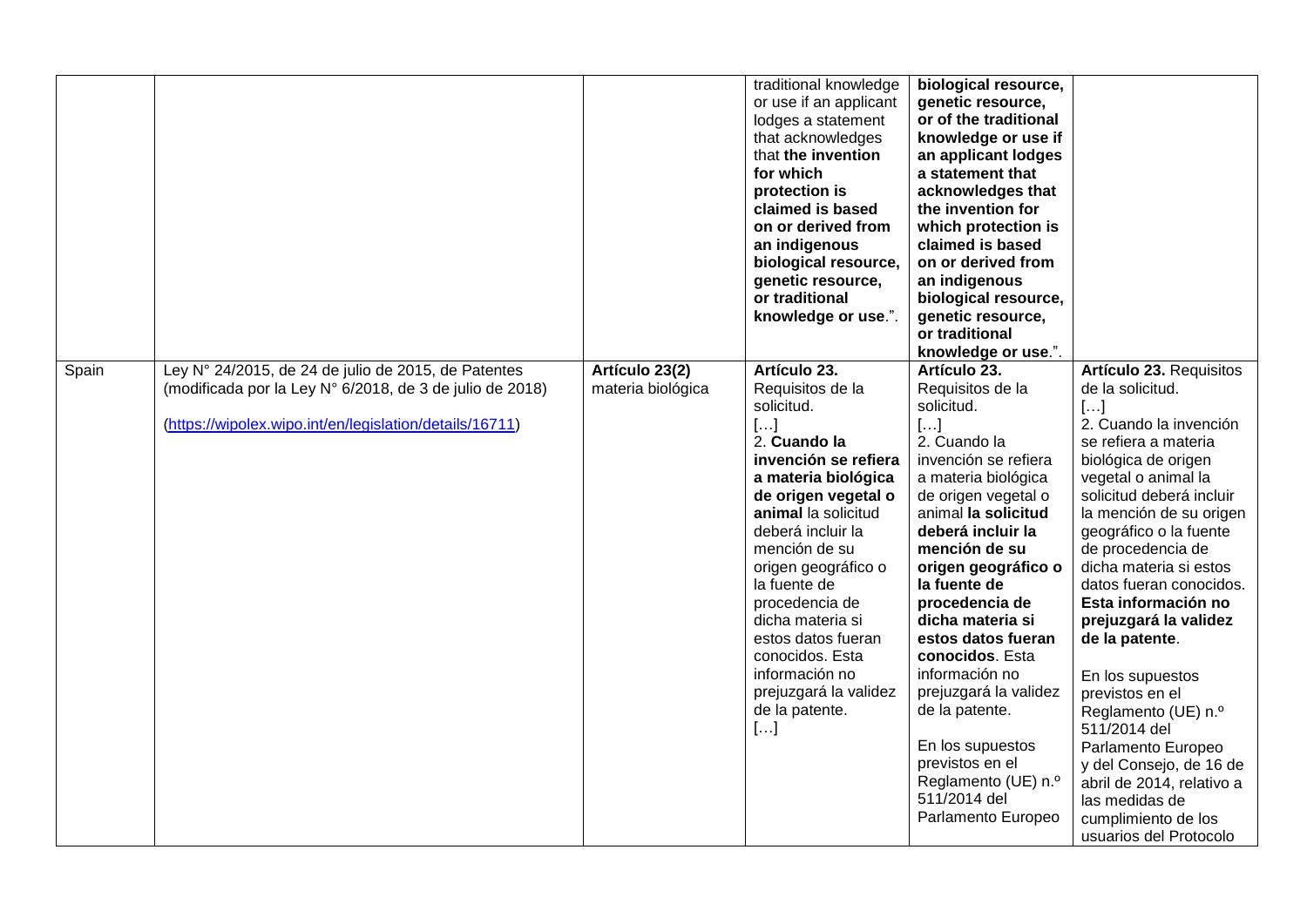| | | | | | |
|---|---|---|---|---|---|
| | | | traditional knowledge or use if an applicant lodges a statement that acknowledges that **the invention for which protection is claimed is based on or derived from an indigenous biological resource, genetic resource, or traditional knowledge or use**.". | **biological resource, genetic resource, or of the traditional knowledge or use if an applicant lodges a statement that acknowledges that the invention for which protection is claimed is based on or derived from an indigenous biological resource, genetic resource, or traditional knowledge or use**.". | |
| Spain | Ley N° 24/2015, de 24 de julio de 2015, de Patentes (modificada por la Ley N° 6/2018, de 3 de julio de 2018)<br><br>(https://wipolex.wipo.int/en/legislation/details/16711) | **Artículo 23(2)** materia biológica | **Artículo 23.** Requisitos de la solicitud.<br>[…]<br>2. **Cuando la invención se refiera a materia biológica de origen vegetal o animal** la solicitud deberá incluir la mención de su origen geográfico o la fuente de procedencia de dicha materia si estos datos fueran conocidos. Esta información no prejuzgará la validez de la patente.<br>[…] | **Artículo 23.** Requisitos de la solicitud.<br>[…]<br>2. Cuando la invención se refiera a materia biológica de origen vegetal o animal **la solicitud deberá incluir la mención de su origen geográfico o la fuente de procedencia de dicha materia si estos datos fueran conocidos**. Esta información no prejuzgará la validez de la patente.<br><br>En los supuestos previstos en el Reglamento (UE) n.º 511/2014 del Parlamento Europeo | **Artículo 23.** Requisitos de la solicitud.<br>[…]<br>2. Cuando la invención se refiera a materia biológica de origen vegetal o animal la solicitud deberá incluir la mención de su origen geográfico o la fuente de procedencia de dicha materia si estos datos fueran conocidos. **Esta información no prejuzgará la validez de la patente**.<br><br>En los supuestos previstos en el Reglamento (UE) n.º 511/2014 del Parlamento Europeo y del Consejo, de 16 de abril de 2014, relativo a las medidas de cumplimiento de los usuarios del Protocolo |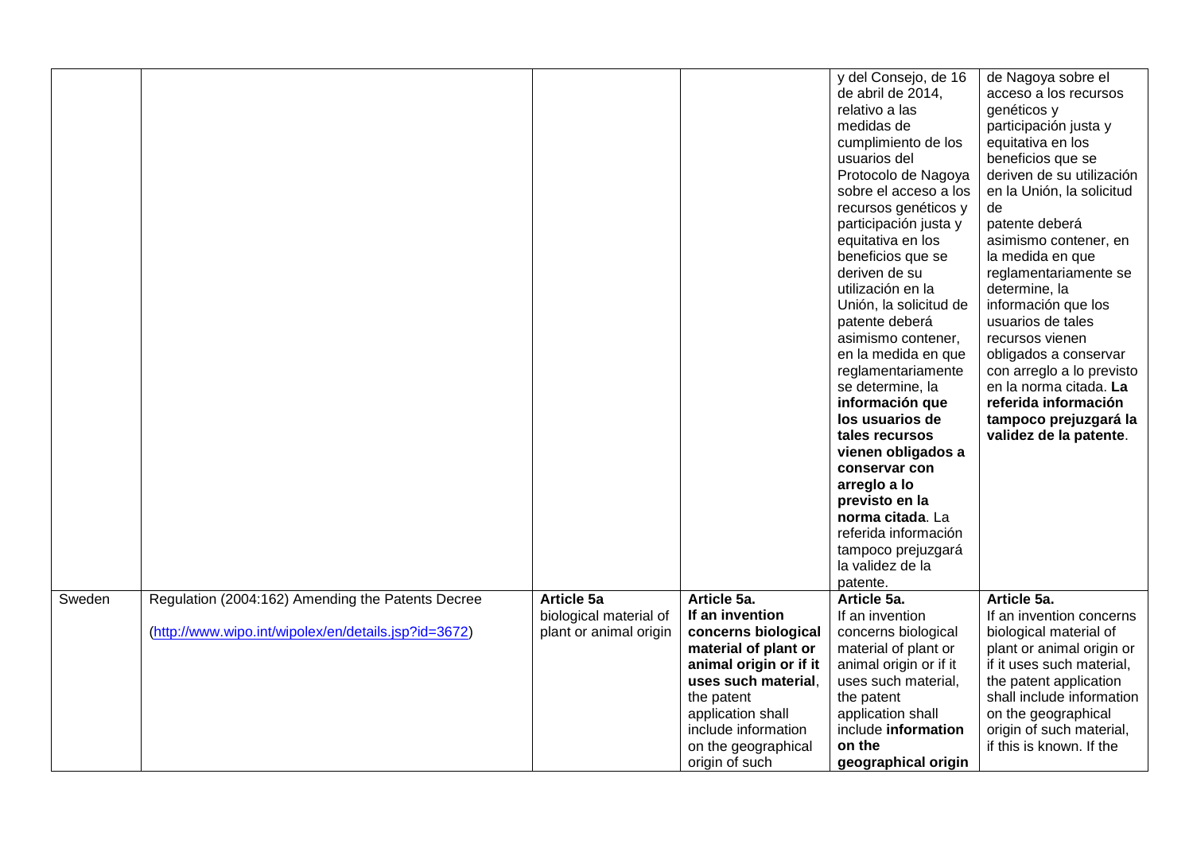| | | | | | |
|---|---|---|---|---|---|
| | | | | y del Consejo, de 16 de abril de 2014, relativo a las medidas de cumplimiento de los usuarios del Protocolo de Nagoya sobre el acceso a los recursos genéticos y participación justa y equitativa en los beneficios que se deriven de su utilización en la Unión, la solicitud de patente deberá asimismo contener, en la medida en que reglamentariamente se determine, la **información que los usuarios de tales recursos vienen obligados a conservar con arreglo a lo previsto en la norma citada**. La referida información tampoco prejuzgará la validez de la patente. | de Nagoya sobre el acceso a los recursos genéticos y participación justa y equitativa en los beneficios que se deriven de su utilización en la Unión, la solicitud de patente deberá asimismo contener, en la medida en que reglamentariamente se determine, la información que los usuarios de tales recursos vienen obligados a conservar con arreglo a lo previsto en la norma citada. **La referida información tampoco prejuzgará la validez de la patente**. |
| Sweden | Regulation (2004:162) Amending the Patents Decree (http://www.wipo.int/wipolex/en/details.jsp?id=3672) | **Article 5a** biological material of plant or animal origin | **Article 5a.** **If an invention concerns biological material of plant or animal origin or if it uses such material**, the patent application shall include information on the geographical origin of such | **Article 5a.** If an invention concerns biological material of plant or animal origin or if it uses such material, the patent application shall include **information on the geographical origin** | **Article 5a.** If an invention concerns biological material of plant or animal origin or if it uses such material, the patent application shall include information on the geographical origin of such material, if this is known. If the |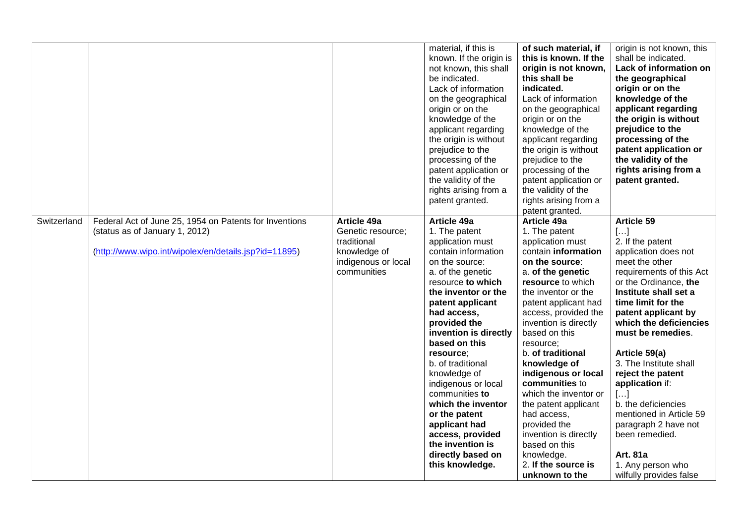| | | | | | |
|---|---|---|---|---|---|
| | | | material, if this is known. If the origin is not known, this shall be indicated. Lack of information on the geographical origin or on the knowledge of the applicant regarding the origin is without prejudice to the processing of the patent application or the validity of the rights arising from a patent granted. | **of such material, if this is known. If the origin is not known, this shall be indicated.** Lack of information on the geographical origin or on the knowledge of the applicant regarding the origin is without prejudice to the processing of the patent application or the validity of the rights arising from a patent granted. | origin is not known, this shall be indicated. **Lack of information on the geographical origin or on the knowledge of the applicant regarding the origin is without prejudice to the processing of the patent application or the validity of the rights arising from a patent granted.** |
| Switzerland | Federal Act of June 25, 1954 on Patents for Inventions (status as of January 1, 2012) (http://www.wipo.int/wipolex/en/details.jsp?id=11895) | **Article 49a** Genetic resource; traditional knowledge of indigenous or local communities | **Article 49a** 1. The patent application must contain information on the source: a. of the genetic resource **to which the inventor or the patent applicant had access, provided the invention is directly based on this resource**; b. of traditional knowledge of indigenous or local communities **to which the inventor or the patent applicant had access, provided the invention is directly based on this knowledge.** | **Article 49a** 1. The patent application must contain **information on the source**: a. **of the genetic resource** to which the inventor or the patent applicant had access, provided the invention is directly based on this resource; b. **of traditional knowledge of indigenous or local communities** to which the inventor or the patent applicant had access, provided the invention is directly based on this knowledge. 2. **If the source is unknown to the** | **Article 59** […] 2. If the patent application does not meet the other requirements of this Act or the Ordinance, **the Institute shall set a time limit for the patent applicant by which the deficiencies must be remedies**. **Article 59(a)** 3. The Institute shall **reject the patent application** if: […] b. the deficiencies mentioned in Article 59 paragraph 2 have not been remedied. **Art. 81a** 1. Any person who wilfully provides false |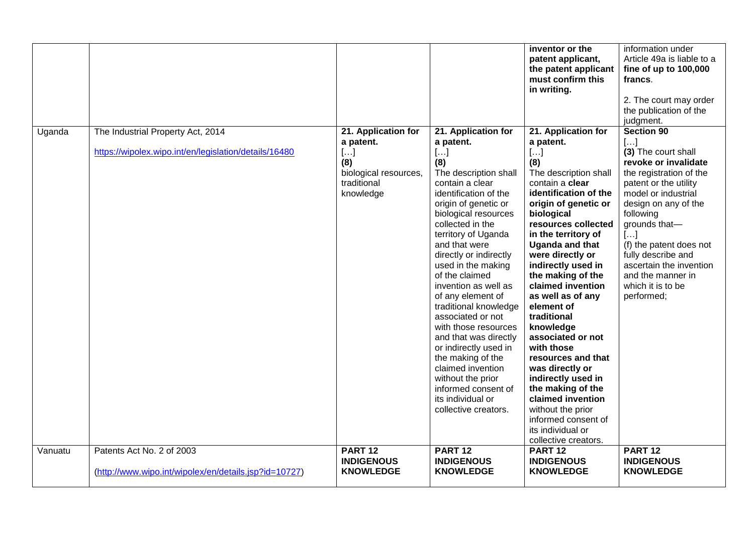| | | | | | |
|---|---|---|---|---|---|
| | | | | **inventor or the patent applicant, the patent applicant must confirm this in writing.** | information under Article 49a is liable to a **fine of up to 100,000 francs**.<br><br>2. The court may order the publication of the judgment. |
| Uganda | The Industrial Property Act, 2014<br><br>https://wipolex.wipo.int/en/legislation/details/16480 | **21. Application for a patent.**<br>[…]<br>**(8)**<br>biological resources, traditional knowledge | **21. Application for a patent.**<br>[…]<br>**(8)**<br>The description shall contain a clear identification of the origin of genetic or biological resources collected in the territory of Uganda and that were directly or indirectly used in the making of the claimed invention as well as of any element of traditional knowledge associated or not with those resources and that was directly or indirectly used in the making of the claimed invention without the prior informed consent of its individual or collective creators. | **21. Application for a patent.**<br>[…]<br>**(8)**<br>The description shall contain a **clear identification of the origin of genetic or biological resources collected in the territory of Uganda and that were directly or indirectly used in the making of the claimed invention as well as of any element of traditional knowledge associated or not with those resources and that was directly or indirectly used in the making of the claimed invention** without the prior informed consent of its individual or collective creators. | **Section 90**<br>[…]<br>**(3)** The court shall **revoke or invalidate** the registration of the patent or the utility model or industrial design on any of the following grounds that—<br>[…]<br>(f) the patent does not fully describe and ascertain the invention and the manner in which it is to be performed; |
| Vanuatu | Patents Act No. 2 of 2003<br><br>(http://www.wipo.int/wipolex/en/details.jsp?id=10727) | **PART 12 INDIGENOUS KNOWLEDGE** | **PART 12 INDIGENOUS KNOWLEDGE** | **PART 12 INDIGENOUS KNOWLEDGE** | **PART 12 INDIGENOUS KNOWLEDGE** |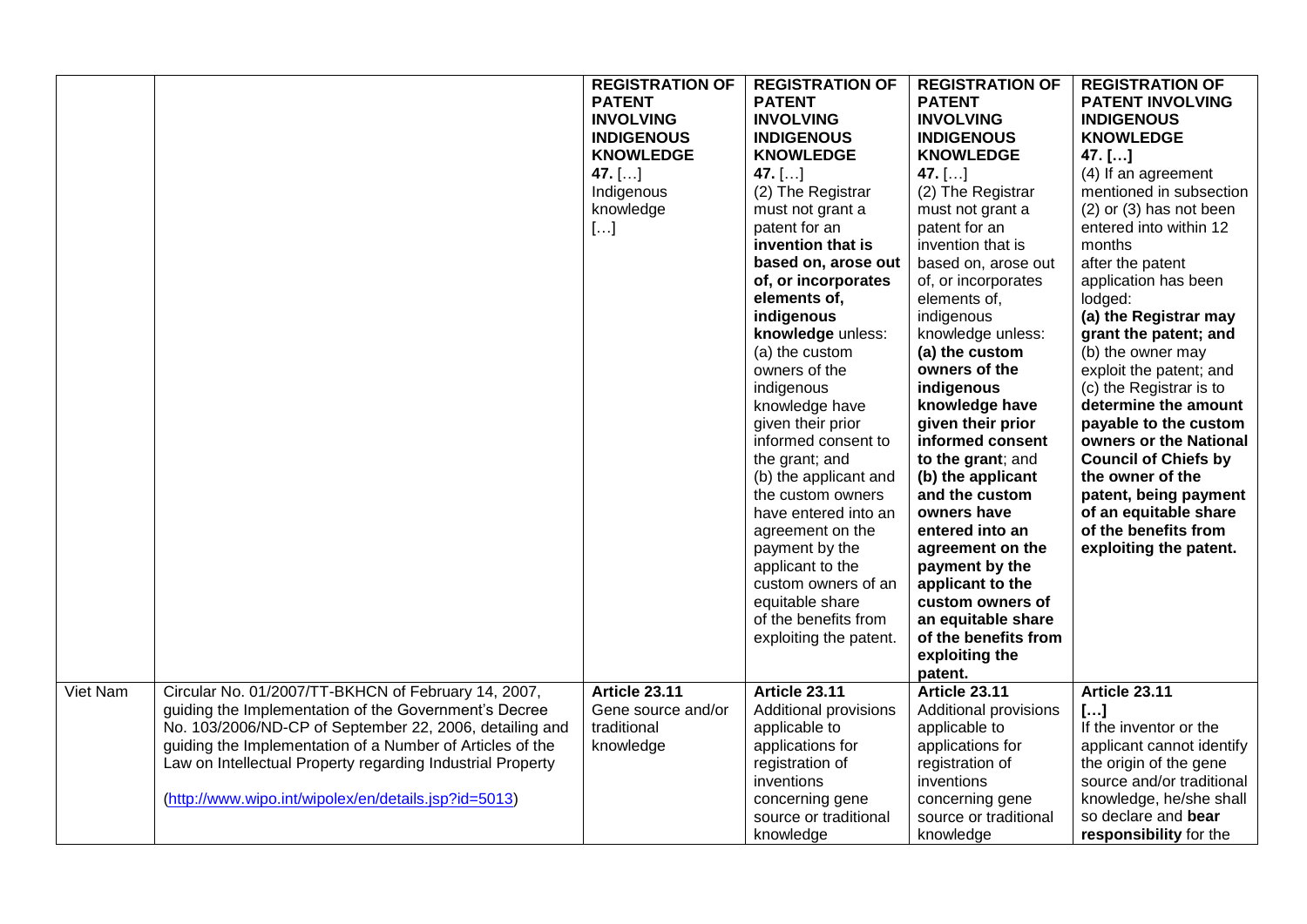| | | | | | |
|---|---|---|---|---|---|
| | | **REGISTRATION OF PATENT INVOLVING INDIGENOUS KNOWLEDGE**<br>**47.** […]<br>Indigenous knowledge<br>[…] | **REGISTRATION OF PATENT INVOLVING INDIGENOUS KNOWLEDGE**<br>**47.** […]<br>(2) The Registrar must not grant a patent for an **invention that is based on, arose out of, or incorporates elements of, indigenous knowledge** unless:<br>(a) the custom owners of the indigenous knowledge have given their prior informed consent to the grant; and<br>(b) the applicant and the custom owners have entered into an agreement on the payment by the applicant to the custom owners of an equitable share of the benefits from exploiting the patent. | **REGISTRATION OF PATENT INVOLVING INDIGENOUS KNOWLEDGE**<br>**47.** […]<br>(2) The Registrar must not grant a patent for an invention that is based on, arose out of, or incorporates elements of, indigenous knowledge unless:<br>**(a) the custom owners of the indigenous knowledge have given their prior informed consent to the grant**; and<br>**(b) the applicant and the custom owners have entered into an agreement on the payment by the applicant to the custom owners of an equitable share of the benefits from exploiting the patent.** | **REGISTRATION OF PATENT INVOLVING INDIGENOUS KNOWLEDGE**<br>**47. […]**<br>(4) If an agreement mentioned in subsection (2) or (3) has not been entered into within 12 months after the patent application has been lodged:<br>**(a) the Registrar may grant the patent; and**<br>(b) the owner may exploit the patent; and<br>(c) the Registrar is to **determine the amount payable to the custom owners or the National Council of Chiefs by the owner of the patent, being payment of an equitable share of the benefits from exploiting the patent.** |
| Viet Nam | Circular No. 01/2007/TT-BKHCN of February 14, 2007, guiding the Implementation of the Government's Decree No. 103/2006/ND-CP of September 22, 2006, detailing and guiding the Implementation of a Number of Articles of the Law on Intellectual Property regarding Industrial Property<br><br>(http://www.wipo.int/wipolex/en/details.jsp?id=5013) | **Article 23.11**<br>Gene source and/or traditional knowledge | **Article 23.11**<br>Additional provisions applicable to applications for registration of inventions concerning gene source or traditional knowledge | **Article 23.11**<br>Additional provisions applicable to applications for registration of inventions concerning gene source or traditional knowledge | **Article 23.11**<br>**[…]**<br>If the inventor or the applicant cannot identify the origin of the gene source and/or traditional knowledge, he/she shall so declare and **bear responsibility** for the |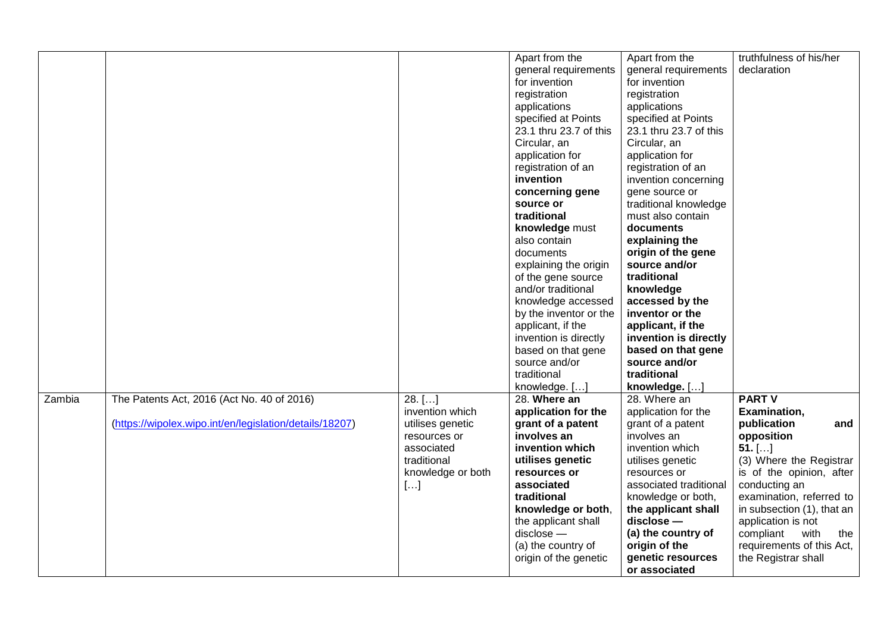| | | | | | |
|---|---|---|---|---|---|
| | | | Apart from the general requirements for invention registration applications specified at Points 23.1 thru 23.7 of this Circular, an application for registration of an **invention concerning gene source or traditional knowledge** must also contain documents explaining the origin of the gene source and/or traditional knowledge accessed by the inventor or the applicant, if the invention is directly based on that gene source and/or traditional knowledge. […] | Apart from the general requirements for invention registration applications specified at Points 23.1 thru 23.7 of this Circular, an application for registration of an invention concerning gene source or traditional knowledge must also contain **documents explaining the origin of the gene source and/or traditional knowledge accessed by the inventor or the applicant, if the invention is directly based on that gene source and/or traditional knowledge.** […] | truthfulness of his/her declaration |
| Zambia | The Patents Act, 2016 (Act No. 40 of 2016) (https://wipolex.wipo.int/en/legislation/details/18207) | 28. […] invention which utilises genetic resources or associated traditional knowledge or both […] | 28. **Where an application for the grant of a patent involves an invention which utilises genetic resources or associated traditional knowledge or both**, the applicant shall disclose — (a) the country of origin of the genetic | 28. Where an application for the grant of a patent involves an invention which utilises genetic resources or associated traditional knowledge or both, **the applicant shall disclose — (a) the country of origin of the genetic resources or associated** | **PART V Examination, publication and opposition** **51.** […] (3) Where the Registrar is of the opinion, after conducting an examination, referred to in subsection (1), that an application is not compliant with the requirements of this Act, the Registrar shall |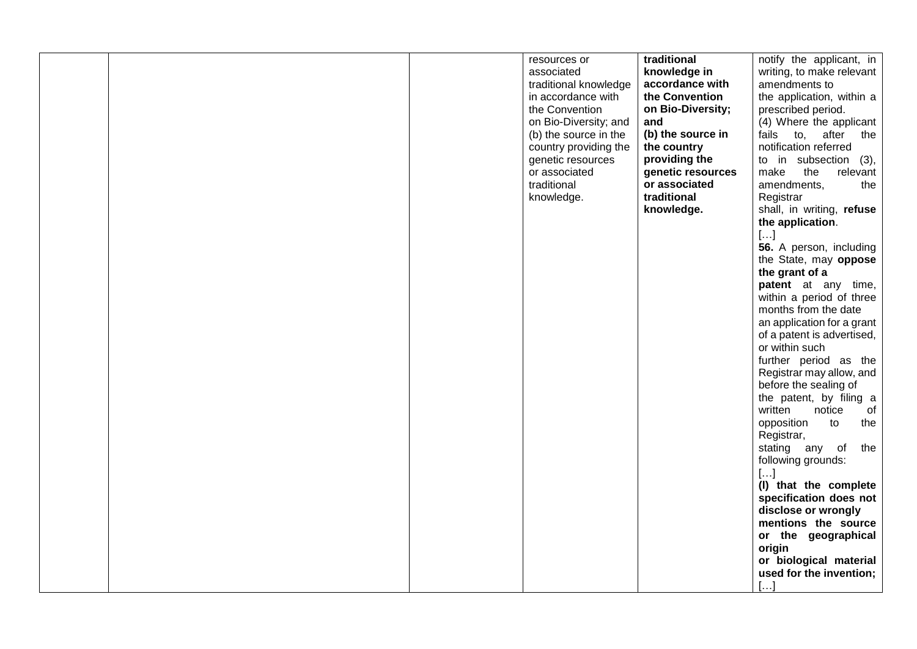| | | | | | |
|---|---|---|---|---|---|
| | | | resources or associated traditional knowledge in accordance with the Convention on Bio-Diversity; and (b) the source in the country providing the genetic resources or associated traditional knowledge. | **traditional knowledge in accordance with the Convention on Bio-Diversity; and (b) the source in the country providing the genetic resources or associated traditional knowledge.** | notify the applicant, in writing, to make relevant amendments to the application, within a prescribed period.<br>(4) Where the applicant fails to, after the notification referred to in subsection (3), make the relevant amendments, the Registrar shall, in writing, **refuse the application**.<br>[…]<br>**56.** A person, including the State, may **oppose the grant of a patent** at any time, within a period of three months from the date an application for a grant of a patent is advertised, or within such further period as the Registrar may allow, and before the sealing of the patent, by filing a written notice of opposition to the Registrar, stating any of the following grounds:<br>[…]<br>**(l) that the complete specification does not disclose or wrongly mentions the source or the geographical origin or biological material used for the invention;**<br>[…] |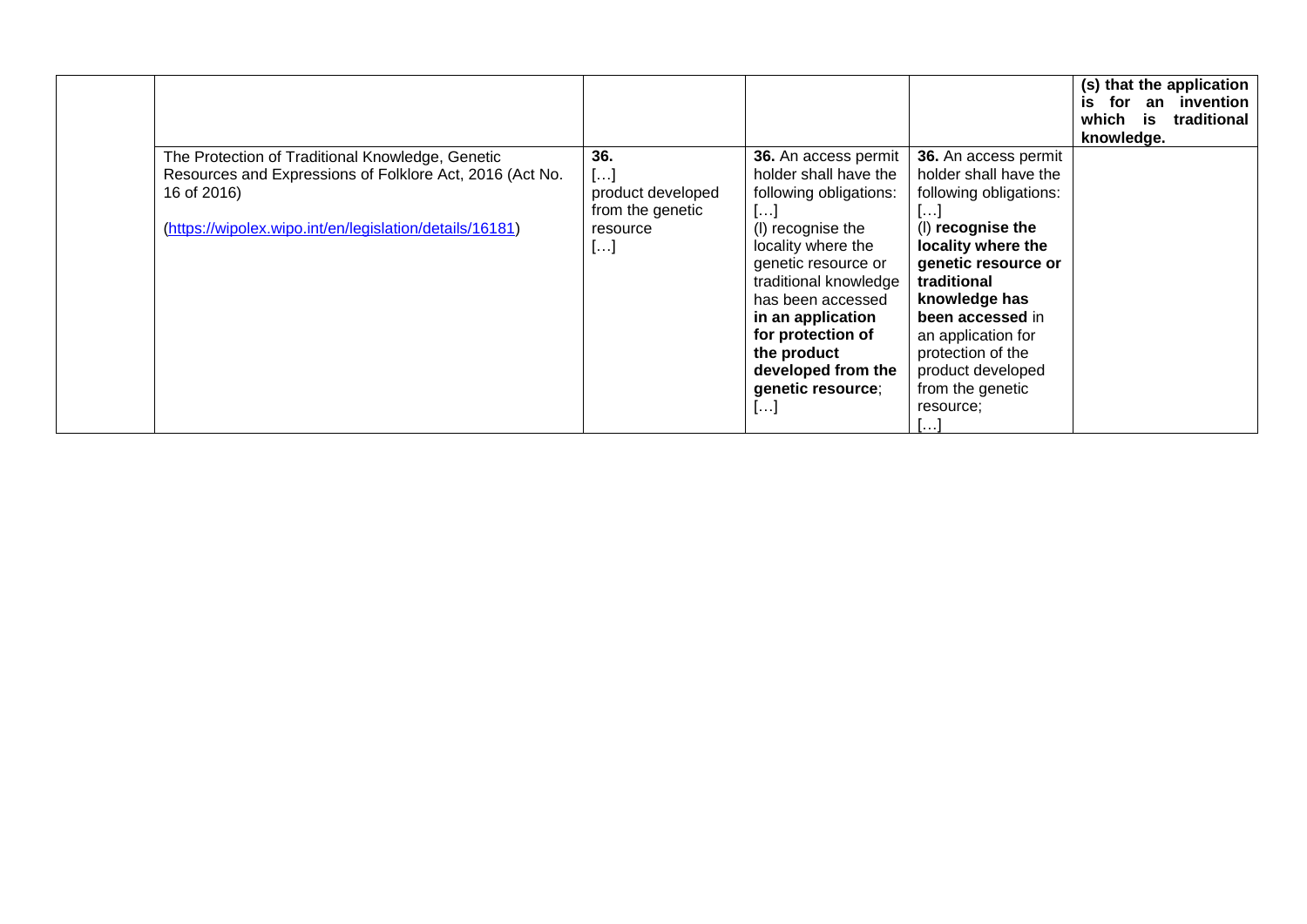| | | | | | |
|---|---|---|---|---|---|
| | | | | | **(s) that the application is for an invention which is traditional knowledge.** |
| | The Protection of Traditional Knowledge, Genetic Resources and Expressions of Folklore Act, 2016 (Act No. 16 of 2016)<br><br>(https://wipolex.wipo.int/en/legislation/details/16181) | **36.**<br>[…]<br>product developed from the genetic resource<br>[…] | **36.** An access permit holder shall have the following obligations:<br>[…]<br>(l) recognise the locality where the genetic resource or traditional knowledge has been accessed **in an application for protection of the product developed from the genetic resource**;<br>[…] | **36.** An access permit holder shall have the following obligations:<br>[…]<br>(l) **recognise the locality where the genetic resource or traditional knowledge has been accessed** in an application for protection of the product developed from the genetic resource;<br>[…] | |